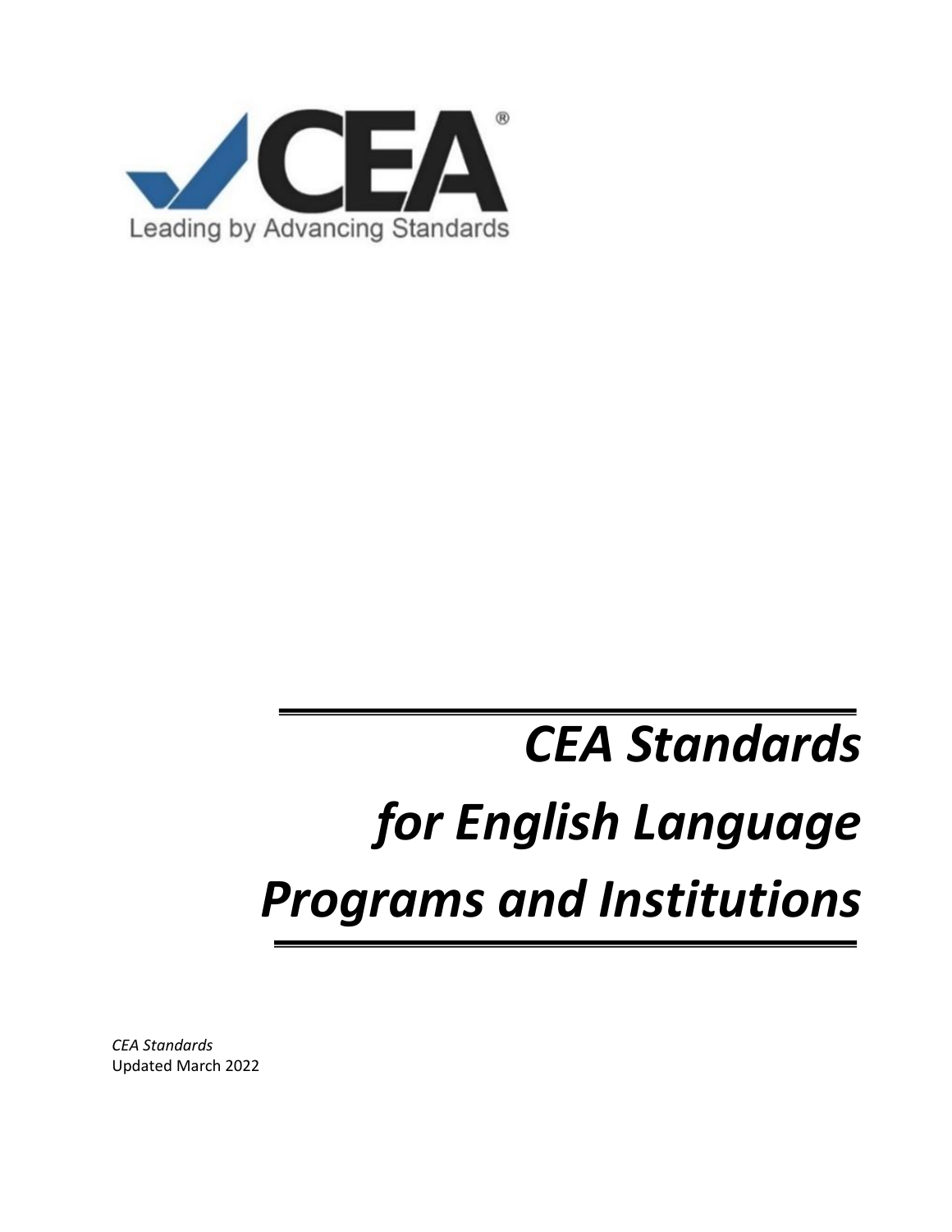CEA®

Leading by Advancing Standards

# *CEA Standards for English Language Programs and Institutions*

*CEA Standards*
Updated March 2022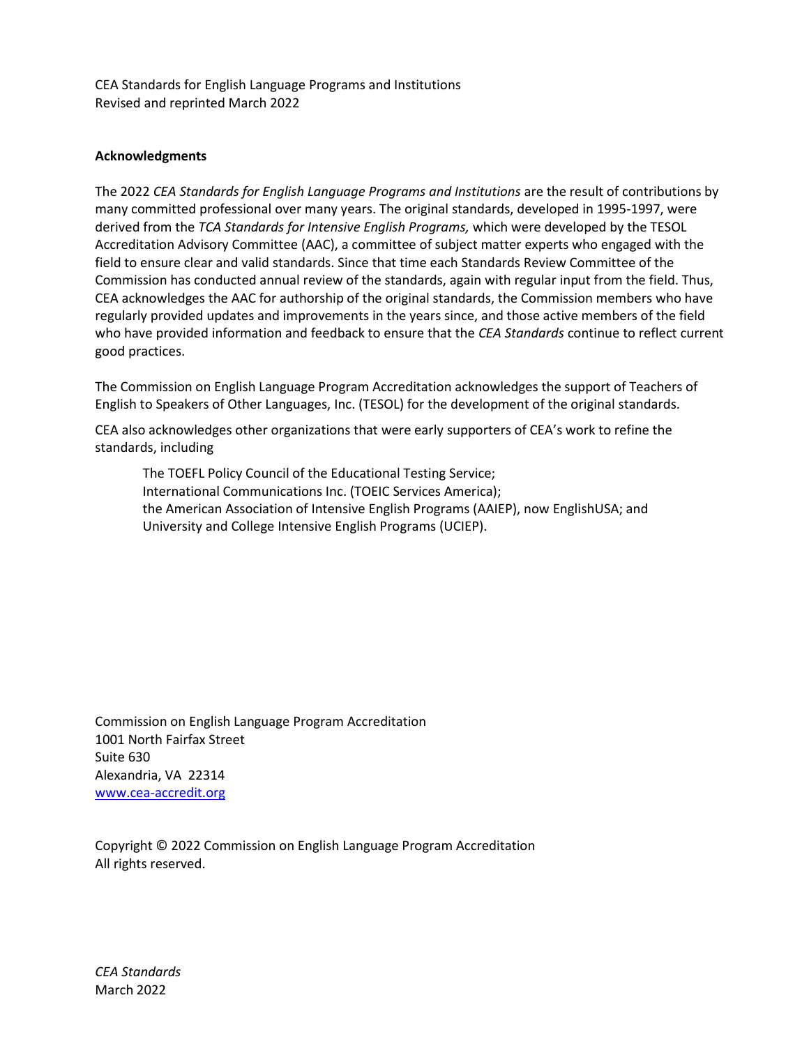CEA Standards for English Language Programs and Institutions
Revised and reprinted March 2022

**Acknowledgments**

The 2022 *CEA Standards for English Language Programs and Institutions* are the result of contributions by many committed professional over many years. The original standards, developed in 1995-1997, were derived from the *TCA Standards for Intensive English Programs,* which were developed by the TESOL Accreditation Advisory Committee (AAC), a committee of subject matter experts who engaged with the field to ensure clear and valid standards. Since that time each Standards Review Committee of the Commission has conducted annual review of the standards, again with regular input from the field. Thus, CEA acknowledges the AAC for authorship of the original standards, the Commission members who have regularly provided updates and improvements in the years since, and those active members of the field who have provided information and feedback to ensure that the *CEA Standards* continue to reflect current good practices.

The Commission on English Language Program Accreditation acknowledges the support of Teachers of English to Speakers of Other Languages, Inc. (TESOL) for the development of the original standards.

CEA also acknowledges other organizations that were early supporters of CEA's work to refine the standards, including

> The TOEFL Policy Council of the Educational Testing Service;
> International Communications Inc. (TOEIC Services America);
> the American Association of Intensive English Programs (AAIEP), now EnglishUSA; and
> University and College Intensive English Programs (UCIEP).

Commission on English Language Program Accreditation
1001 North Fairfax Street
Suite 630
Alexandria, VA 22314
www.cea-accredit.org

Copyright © 2022 Commission on English Language Program Accreditation
All rights reserved.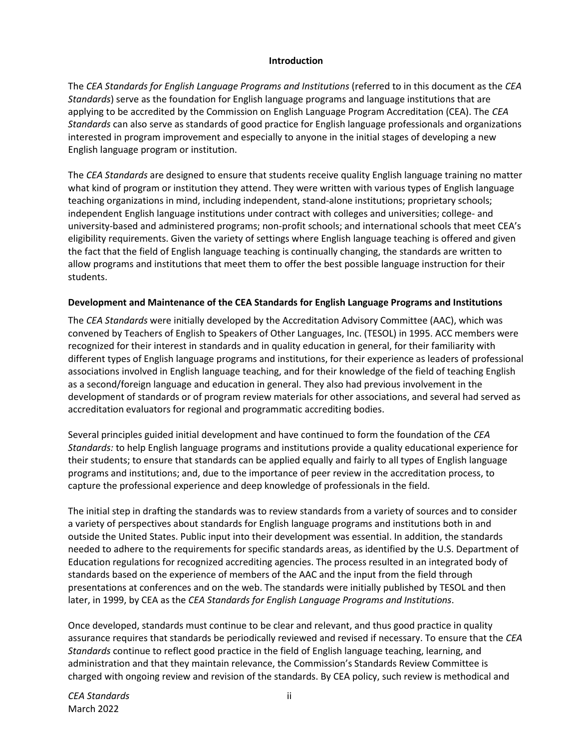# Introduction

The *CEA Standards for English Language Programs and Institutions* (referred to in this document as the *CEA Standards*) serve as the foundation for English language programs and language institutions that are applying to be accredited by the Commission on English Language Program Accreditation (CEA). The *CEA Standards* can also serve as standards of good practice for English language professionals and organizations interested in program improvement and especially to anyone in the initial stages of developing a new English language program or institution.

The *CEA Standards* are designed to ensure that students receive quality English language training no matter what kind of program or institution they attend. They were written with various types of English language teaching organizations in mind, including independent, stand-alone institutions; proprietary schools; independent English language institutions under contract with colleges and universities; college- and university-based and administered programs; non-profit schools; and international schools that meet CEA's eligibility requirements. Given the variety of settings where English language teaching is offered and given the fact that the field of English language teaching is continually changing, the standards are written to allow programs and institutions that meet them to offer the best possible language instruction for their students.

## Development and Maintenance of the CEA Standards for English Language Programs and Institutions

The *CEA Standards* were initially developed by the Accreditation Advisory Committee (AAC), which was convened by Teachers of English to Speakers of Other Languages, Inc. (TESOL) in 1995. ACC members were recognized for their interest in standards and in quality education in general, for their familiarity with different types of English language programs and institutions, for their experience as leaders of professional associations involved in English language teaching, and for their knowledge of the field of teaching English as a second/foreign language and education in general. They also had previous involvement in the development of standards or of program review materials for other associations, and several had served as accreditation evaluators for regional and programmatic accrediting bodies.

Several principles guided initial development and have continued to form the foundation of the *CEA Standards:* to help English language programs and institutions provide a quality educational experience for their students; to ensure that standards can be applied equally and fairly to all types of English language programs and institutions; and, due to the importance of peer review in the accreditation process, to capture the professional experience and deep knowledge of professionals in the field.

The initial step in drafting the standards was to review standards from a variety of sources and to consider a variety of perspectives about standards for English language programs and institutions both in and outside the United States. Public input into their development was essential. In addition, the standards needed to adhere to the requirements for specific standards areas, as identified by the U.S. Department of Education regulations for recognized accrediting agencies. The process resulted in an integrated body of standards based on the experience of members of the AAC and the input from the field through presentations at conferences and on the web. The standards were initially published by TESOL and then later, in 1999, by CEA as the *CEA Standards for English Language Programs and Institutions*.

Once developed, standards must continue to be clear and relevant, and thus good practice in quality assurance requires that standards be periodically reviewed and revised if necessary. To ensure that the *CEA Standards* continue to reflect good practice in the field of English language teaching, learning, and administration and that they maintain relevance, the Commission's Standards Review Committee is charged with ongoing review and revision of the standards. By CEA policy, such review is methodical and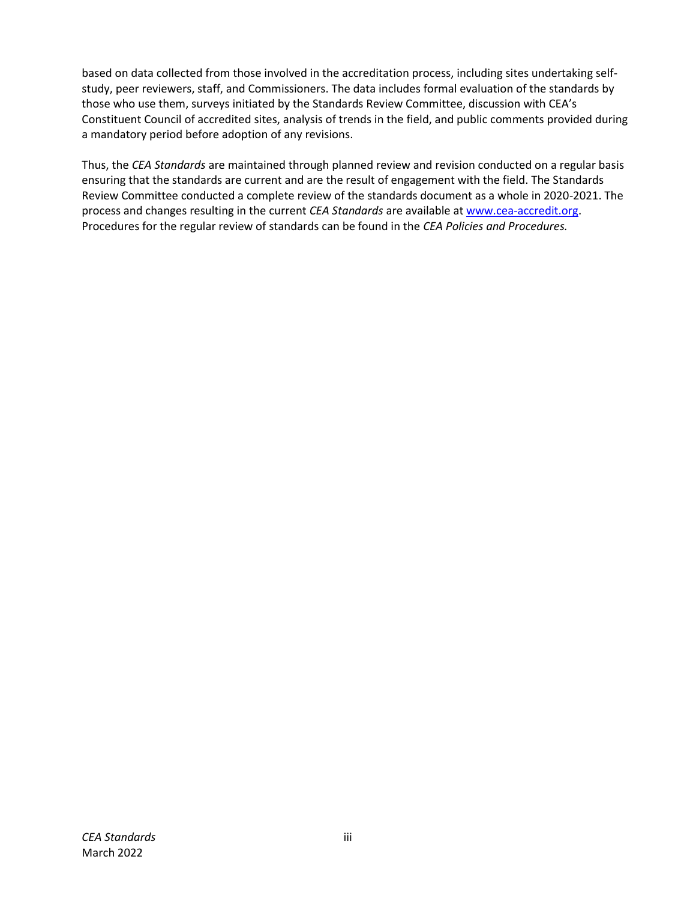based on data collected from those involved in the accreditation process, including sites undertaking self-study, peer reviewers, staff, and Commissioners. The data includes formal evaluation of the standards by those who use them, surveys initiated by the Standards Review Committee, discussion with CEA's Constituent Council of accredited sites, analysis of trends in the field, and public comments provided during a mandatory period before adoption of any revisions.

Thus, the *CEA Standards* are maintained through planned review and revision conducted on a regular basis ensuring that the standards are current and are the result of engagement with the field. The Standards Review Committee conducted a complete review of the standards document as a whole in 2020-2021. The process and changes resulting in the current *CEA Standards* are available at [www.cea-accredit.org](http://www.cea-accredit.org). Procedures for the regular review of standards can be found in the *CEA Policies and Procedures.*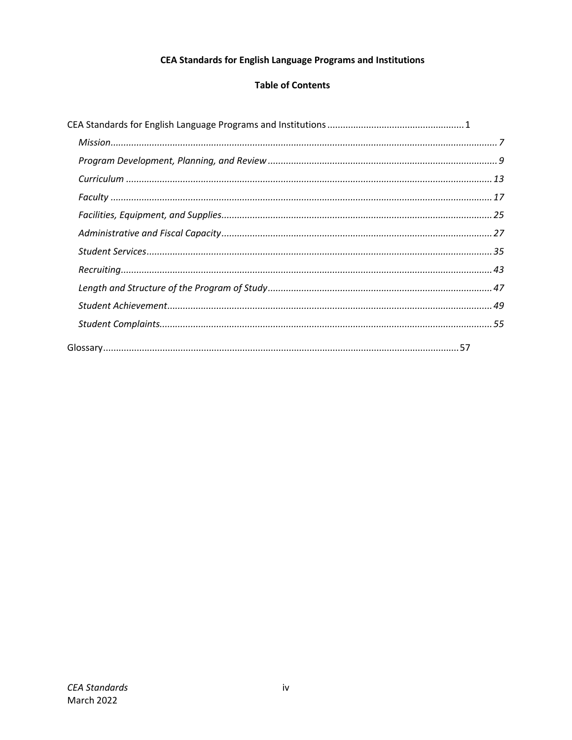**CEA Standards for English Language Programs and Institutions**

**Table of Contents**

CEA Standards for English Language Programs and Institutions .................................................... 1

- *Mission* ........................................................................................................................................ 7
- *Program Development, Planning, and Review* ........................................................................... 9
- *Curriculum* ................................................................................................................................ 13
- *Faculty* ...................................................................................................................................... 17
- *Facilities, Equipment, and Supplies* ......................................................................................... 25
- *Administrative and Fiscal Capacity* ......................................................................................... 27
- *Student Services* ....................................................................................................................... 35
- *Recruiting* ................................................................................................................................. 43
- *Length and Structure of the Program of Study* ........................................................................ 47
- *Student Achievement* ............................................................................................................... 49
- *Student Complaints* ................................................................................................................. 55

Glossary ......................................................................................................................................... 57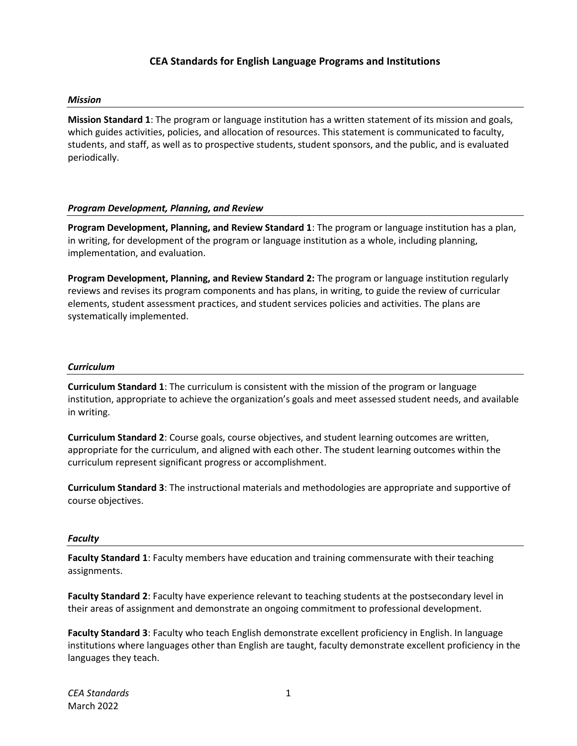# CEA Standards for English Language Programs and Institutions

***Mission***

**Mission Standard 1**: The program or language institution has a written statement of its mission and goals, which guides activities, policies, and allocation of resources. This statement is communicated to faculty, students, and staff, as well as to prospective students, student sponsors, and the public, and is evaluated periodically.

***Program Development, Planning, and Review***

**Program Development, Planning, and Review Standard 1**: The program or language institution has a plan, in writing, for development of the program or language institution as a whole, including planning, implementation, and evaluation.

**Program Development, Planning, and Review Standard 2:** The program or language institution regularly reviews and revises its program components and has plans, in writing, to guide the review of curricular elements, student assessment practices, and student services policies and activities. The plans are systematically implemented.

***Curriculum***

**Curriculum Standard 1**: The curriculum is consistent with the mission of the program or language institution, appropriate to achieve the organization's goals and meet assessed student needs, and available in writing.

**Curriculum Standard 2**: Course goals, course objectives, and student learning outcomes are written, appropriate for the curriculum, and aligned with each other. The student learning outcomes within the curriculum represent significant progress or accomplishment.

**Curriculum Standard 3**: The instructional materials and methodologies are appropriate and supportive of course objectives.

***Faculty***

**Faculty Standard 1**: Faculty members have education and training commensurate with their teaching assignments.

**Faculty Standard 2**: Faculty have experience relevant to teaching students at the postsecondary level in their areas of assignment and demonstrate an ongoing commitment to professional development.

**Faculty Standard 3**: Faculty who teach English demonstrate excellent proficiency in English. In language institutions where languages other than English are taught, faculty demonstrate excellent proficiency in the languages they teach.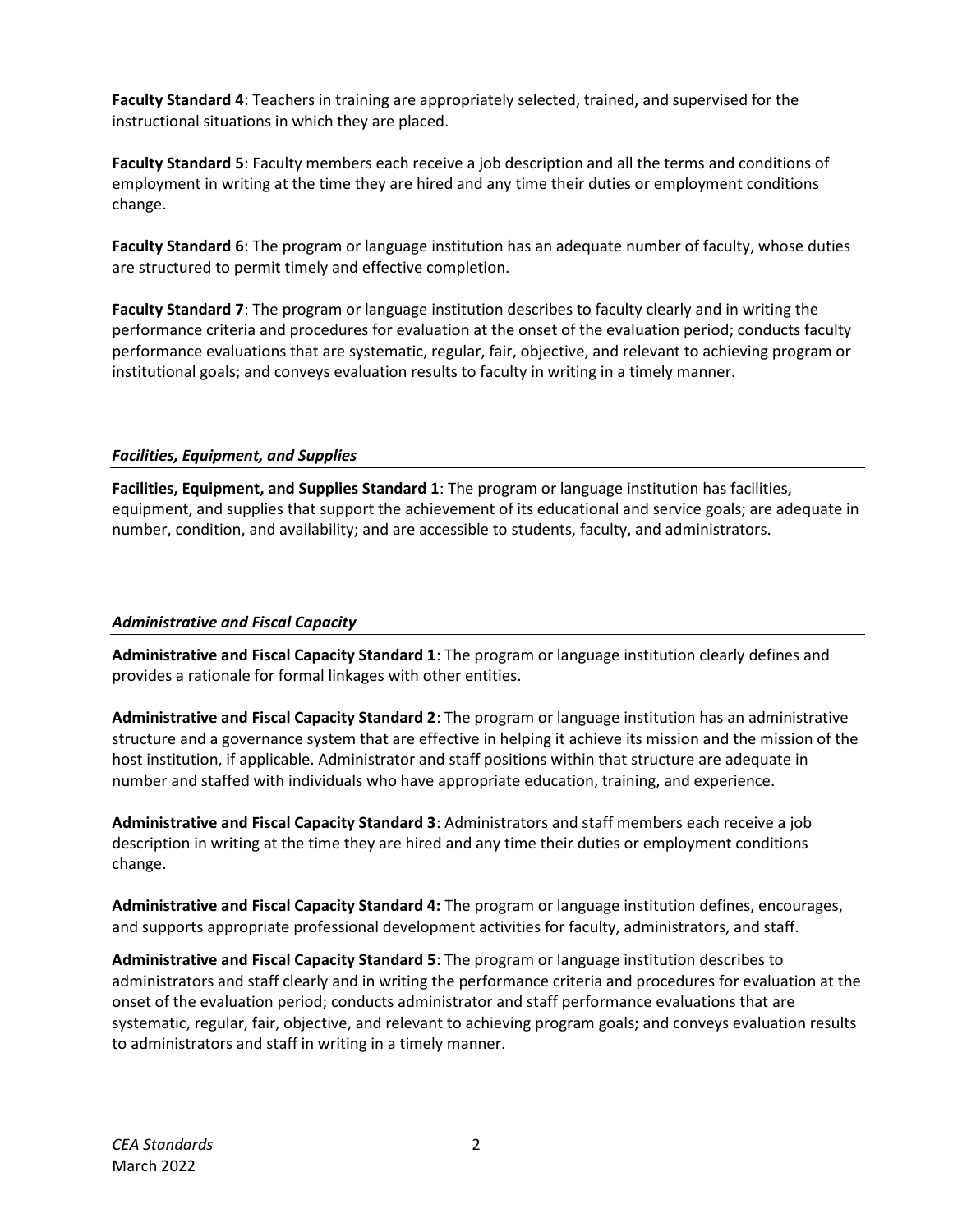**Faculty Standard 4**: Teachers in training are appropriately selected, trained, and supervised for the instructional situations in which they are placed.

**Faculty Standard 5**: Faculty members each receive a job description and all the terms and conditions of employment in writing at the time they are hired and any time their duties or employment conditions change.

**Faculty Standard 6**: The program or language institution has an adequate number of faculty, whose duties are structured to permit timely and effective completion.

**Faculty Standard 7**: The program or language institution describes to faculty clearly and in writing the performance criteria and procedures for evaluation at the onset of the evaluation period; conducts faculty performance evaluations that are systematic, regular, fair, objective, and relevant to achieving program or institutional goals; and conveys evaluation results to faculty in writing in a timely manner.

### *Facilities, Equipment, and Supplies*

**Facilities, Equipment, and Supplies Standard 1**: The program or language institution has facilities, equipment, and supplies that support the achievement of its educational and service goals; are adequate in number, condition, and availability; and are accessible to students, faculty, and administrators.

### *Administrative and Fiscal Capacity*

**Administrative and Fiscal Capacity Standard 1**: The program or language institution clearly defines and provides a rationale for formal linkages with other entities.

**Administrative and Fiscal Capacity Standard 2**: The program or language institution has an administrative structure and a governance system that are effective in helping it achieve its mission and the mission of the host institution, if applicable. Administrator and staff positions within that structure are adequate in number and staffed with individuals who have appropriate education, training, and experience.

**Administrative and Fiscal Capacity Standard 3**: Administrators and staff members each receive a job description in writing at the time they are hired and any time their duties or employment conditions change.

**Administrative and Fiscal Capacity Standard 4:** The program or language institution defines, encourages, and supports appropriate professional development activities for faculty, administrators, and staff.

**Administrative and Fiscal Capacity Standard 5**: The program or language institution describes to administrators and staff clearly and in writing the performance criteria and procedures for evaluation at the onset of the evaluation period; conducts administrator and staff performance evaluations that are systematic, regular, fair, objective, and relevant to achieving program goals; and conveys evaluation results to administrators and staff in writing in a timely manner.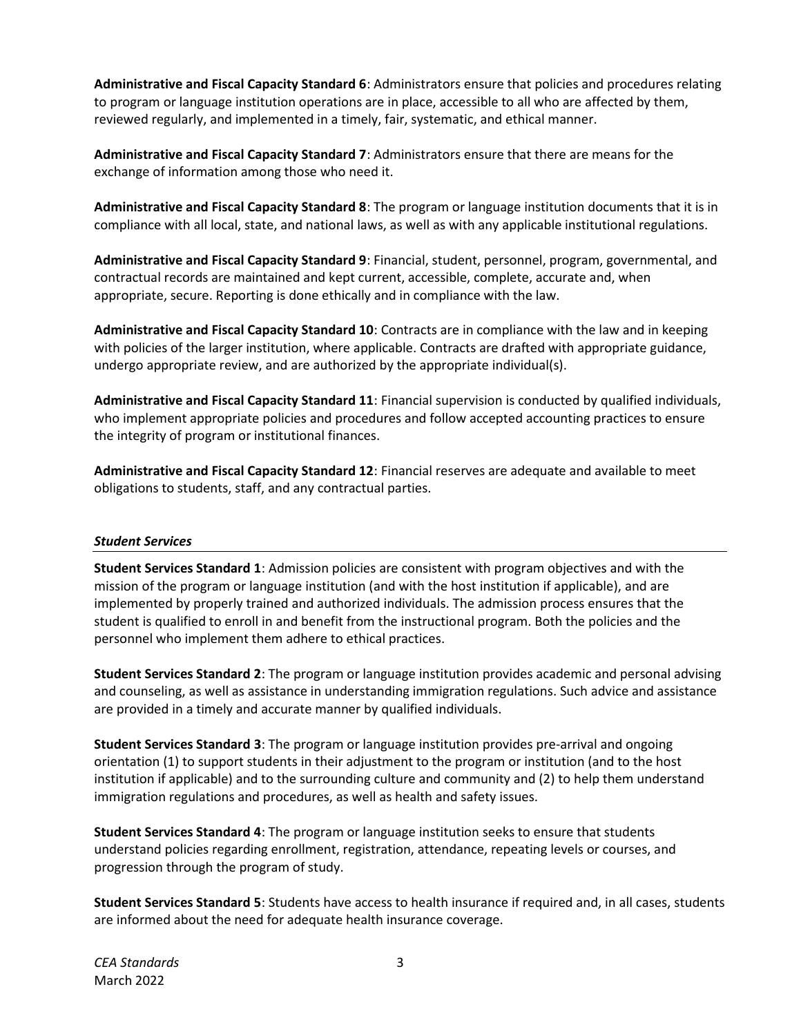**Administrative and Fiscal Capacity Standard 6**: Administrators ensure that policies and procedures relating to program or language institution operations are in place, accessible to all who are affected by them, reviewed regularly, and implemented in a timely, fair, systematic, and ethical manner.

**Administrative and Fiscal Capacity Standard 7**: Administrators ensure that there are means for the exchange of information among those who need it.

**Administrative and Fiscal Capacity Standard 8**: The program or language institution documents that it is in compliance with all local, state, and national laws, as well as with any applicable institutional regulations.

**Administrative and Fiscal Capacity Standard 9**: Financial, student, personnel, program, governmental, and contractual records are maintained and kept current, accessible, complete, accurate and, when appropriate, secure. Reporting is done ethically and in compliance with the law.

**Administrative and Fiscal Capacity Standard 10**: Contracts are in compliance with the law and in keeping with policies of the larger institution, where applicable. Contracts are drafted with appropriate guidance, undergo appropriate review, and are authorized by the appropriate individual(s).

**Administrative and Fiscal Capacity Standard 11**: Financial supervision is conducted by qualified individuals, who implement appropriate policies and procedures and follow accepted accounting practices to ensure the integrity of program or institutional finances.

**Administrative and Fiscal Capacity Standard 12**: Financial reserves are adequate and available to meet obligations to students, staff, and any contractual parties.

### *Student Services*

**Student Services Standard 1**: Admission policies are consistent with program objectives and with the mission of the program or language institution (and with the host institution if applicable), and are implemented by properly trained and authorized individuals. The admission process ensures that the student is qualified to enroll in and benefit from the instructional program. Both the policies and the personnel who implement them adhere to ethical practices.

**Student Services Standard 2**: The program or language institution provides academic and personal advising and counseling, as well as assistance in understanding immigration regulations. Such advice and assistance are provided in a timely and accurate manner by qualified individuals.

**Student Services Standard 3**: The program or language institution provides pre-arrival and ongoing orientation (1) to support students in their adjustment to the program or institution (and to the host institution if applicable) and to the surrounding culture and community and (2) to help them understand immigration regulations and procedures, as well as health and safety issues.

**Student Services Standard 4**: The program or language institution seeks to ensure that students understand policies regarding enrollment, registration, attendance, repeating levels or courses, and progression through the program of study.

**Student Services Standard 5**: Students have access to health insurance if required and, in all cases, students are informed about the need for adequate health insurance coverage.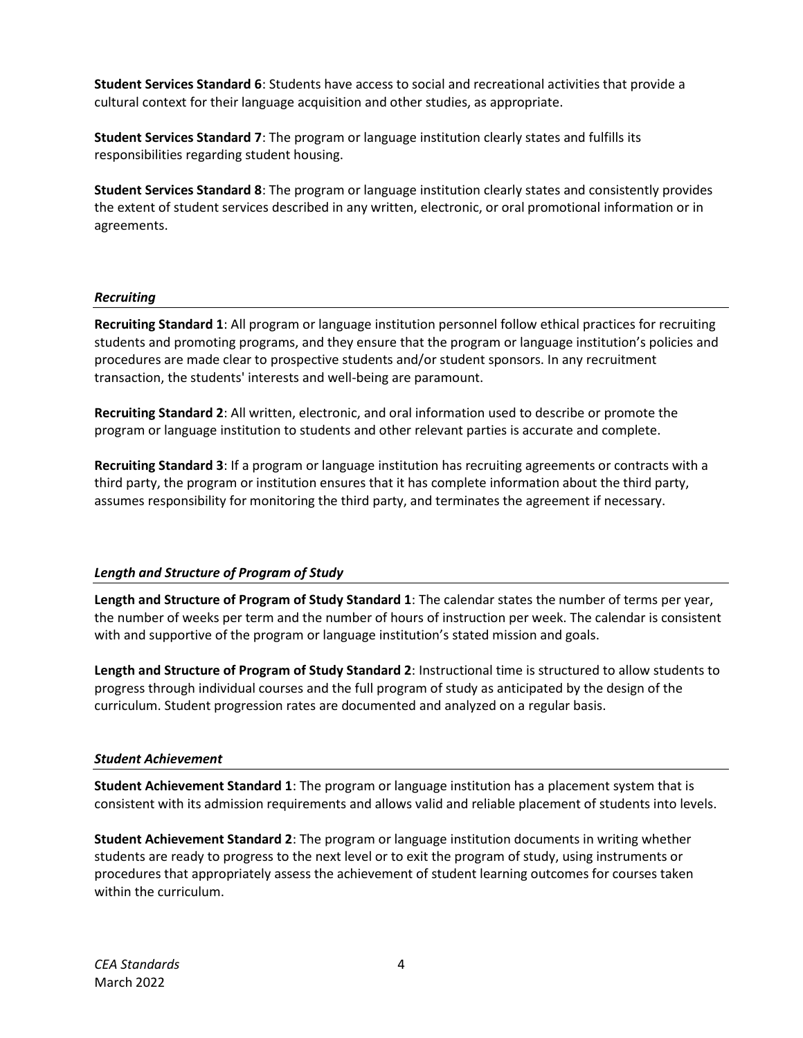**Student Services Standard 6**: Students have access to social and recreational activities that provide a cultural context for their language acquisition and other studies, as appropriate.

**Student Services Standard 7**: The program or language institution clearly states and fulfills its responsibilities regarding student housing.

**Student Services Standard 8**: The program or language institution clearly states and consistently provides the extent of student services described in any written, electronic, or oral promotional information or in agreements.

### *Recruiting*

**Recruiting Standard 1**: All program or language institution personnel follow ethical practices for recruiting students and promoting programs, and they ensure that the program or language institution's policies and procedures are made clear to prospective students and/or student sponsors. In any recruitment transaction, the students' interests and well-being are paramount.

**Recruiting Standard 2**: All written, electronic, and oral information used to describe or promote the program or language institution to students and other relevant parties is accurate and complete.

**Recruiting Standard 3**: If a program or language institution has recruiting agreements or contracts with a third party, the program or institution ensures that it has complete information about the third party, assumes responsibility for monitoring the third party, and terminates the agreement if necessary.

### *Length and Structure of Program of Study*

**Length and Structure of Program of Study Standard 1**: The calendar states the number of terms per year, the number of weeks per term and the number of hours of instruction per week. The calendar is consistent with and supportive of the program or language institution's stated mission and goals.

**Length and Structure of Program of Study Standard 2**: Instructional time is structured to allow students to progress through individual courses and the full program of study as anticipated by the design of the curriculum. Student progression rates are documented and analyzed on a regular basis.

### *Student Achievement*

**Student Achievement Standard 1**: The program or language institution has a placement system that is consistent with its admission requirements and allows valid and reliable placement of students into levels.

**Student Achievement Standard 2**: The program or language institution documents in writing whether students are ready to progress to the next level or to exit the program of study, using instruments or procedures that appropriately assess the achievement of student learning outcomes for courses taken within the curriculum.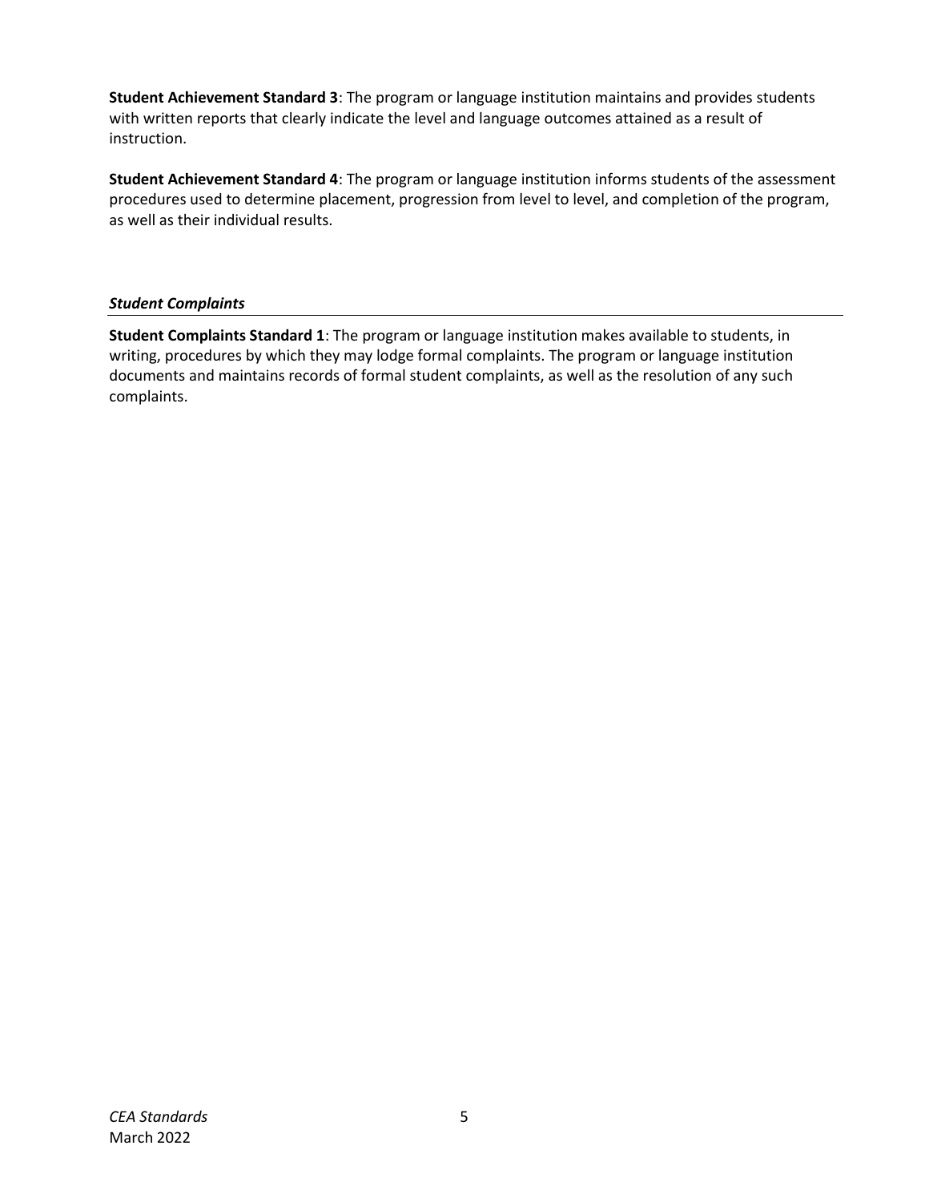**Student Achievement Standard 3**: The program or language institution maintains and provides students with written reports that clearly indicate the level and language outcomes attained as a result of instruction.

**Student Achievement Standard 4**: The program or language institution informs students of the assessment procedures used to determine placement, progression from level to level, and completion of the program, as well as their individual results.

### *Student Complaints*

**Student Complaints Standard 1**: The program or language institution makes available to students, in writing, procedures by which they may lodge formal complaints. The program or language institution documents and maintains records of formal student complaints, as well as the resolution of any such complaints.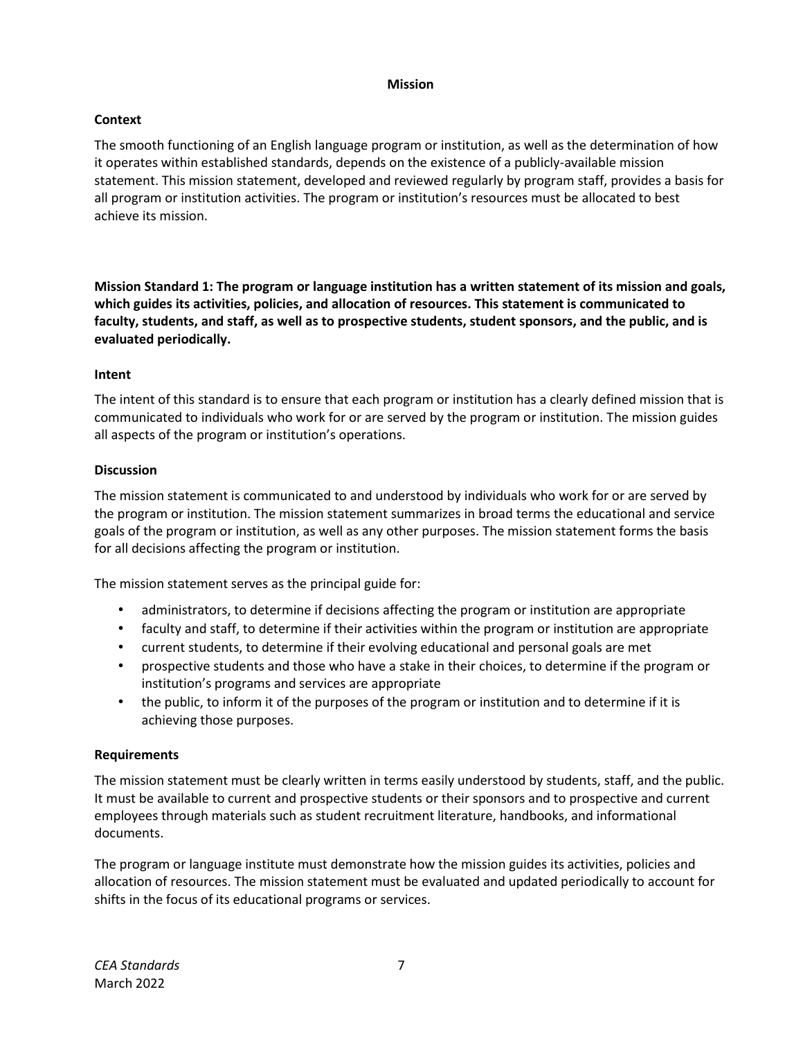# Mission

## Context

The smooth functioning of an English language program or institution, as well as the determination of how it operates within established standards, depends on the existence of a publicly-available mission statement. This mission statement, developed and reviewed regularly by program staff, provides a basis for all program or institution activities. The program or institution's resources must be allocated to best achieve its mission.

**Mission Standard 1: The program or language institution has a written statement of its mission and goals, which guides its activities, policies, and allocation of resources. This statement is communicated to faculty, students, and staff, as well as to prospective students, student sponsors, and the public, and is evaluated periodically.**

### Intent

The intent of this standard is to ensure that each program or institution has a clearly defined mission that is communicated to individuals who work for or are served by the program or institution. The mission guides all aspects of the program or institution's operations.

### Discussion

The mission statement is communicated to and understood by individuals who work for or are served by the program or institution. The mission statement summarizes in broad terms the educational and service goals of the program or institution, as well as any other purposes. The mission statement forms the basis for all decisions affecting the program or institution.

The mission statement serves as the principal guide for:

- administrators, to determine if decisions affecting the program or institution are appropriate
- faculty and staff, to determine if their activities within the program or institution are appropriate
- current students, to determine if their evolving educational and personal goals are met
- prospective students and those who have a stake in their choices, to determine if the program or institution's programs and services are appropriate
- the public, to inform it of the purposes of the program or institution and to determine if it is achieving those purposes.

### Requirements

The mission statement must be clearly written in terms easily understood by students, staff, and the public. It must be available to current and prospective students or their sponsors and to prospective and current employees through materials such as student recruitment literature, handbooks, and informational documents.

The program or language institute must demonstrate how the mission guides its activities, policies and allocation of resources. The mission statement must be evaluated and updated periodically to account for shifts in the focus of its educational programs or services.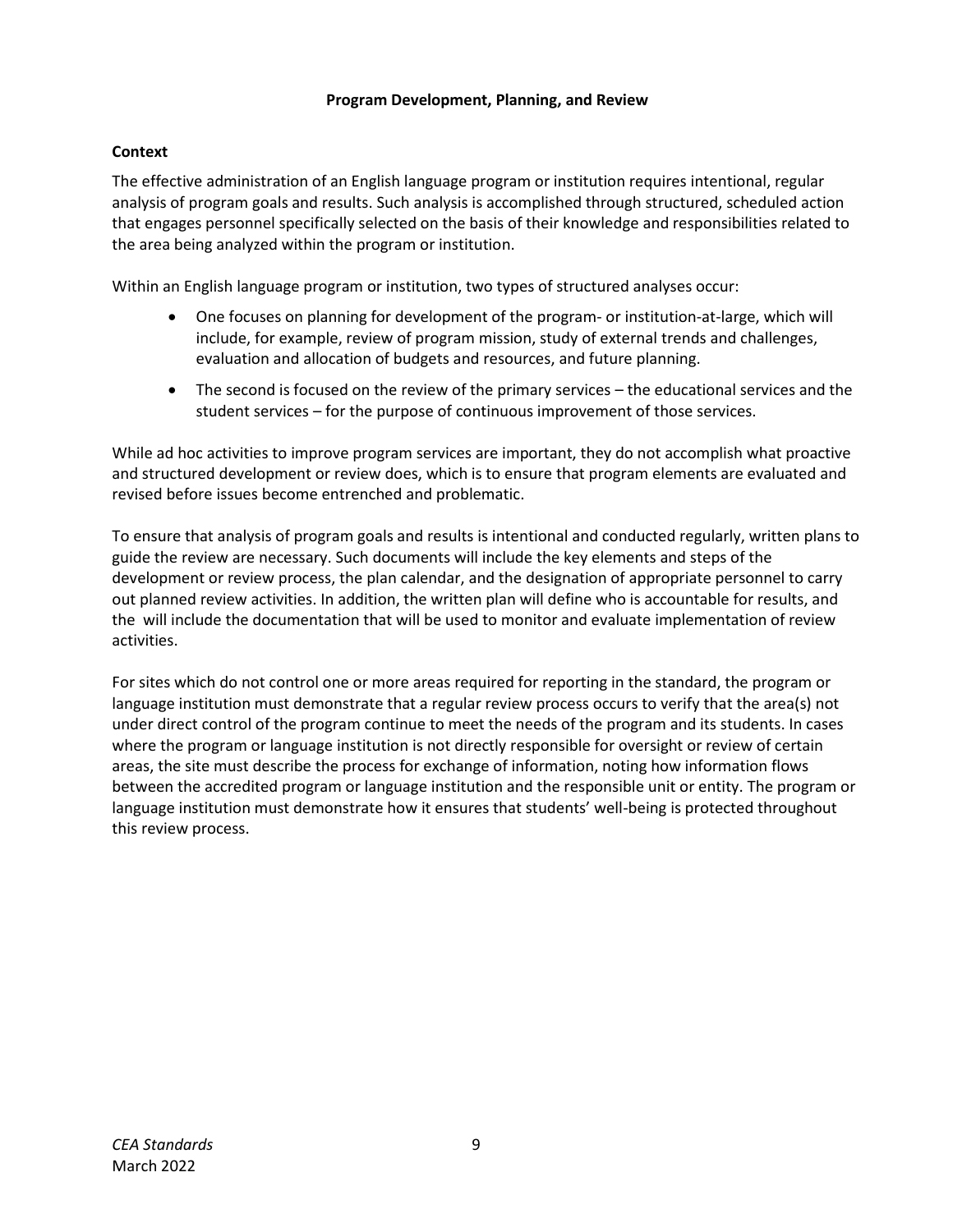## Program Development, Planning, and Review

### Context

The effective administration of an English language program or institution requires intentional, regular analysis of program goals and results. Such analysis is accomplished through structured, scheduled action that engages personnel specifically selected on the basis of their knowledge and responsibilities related to the area being analyzed within the program or institution.

Within an English language program or institution, two types of structured analyses occur:

- One focuses on planning for development of the program- or institution-at-large, which will include, for example, review of program mission, study of external trends and challenges, evaluation and allocation of budgets and resources, and future planning.
- The second is focused on the review of the primary services – the educational services and the student services – for the purpose of continuous improvement of those services.

While ad hoc activities to improve program services are important, they do not accomplish what proactive and structured development or review does, which is to ensure that program elements are evaluated and revised before issues become entrenched and problematic.

To ensure that analysis of program goals and results is intentional and conducted regularly, written plans to guide the review are necessary. Such documents will include the key elements and steps of the development or review process, the plan calendar, and the designation of appropriate personnel to carry out planned review activities. In addition, the written plan will define who is accountable for results, and the will include the documentation that will be used to monitor and evaluate implementation of review activities.

For sites which do not control one or more areas required for reporting in the standard, the program or language institution must demonstrate that a regular review process occurs to verify that the area(s) not under direct control of the program continue to meet the needs of the program and its students. In cases where the program or language institution is not directly responsible for oversight or review of certain areas, the site must describe the process for exchange of information, noting how information flows between the accredited program or language institution and the responsible unit or entity. The program or language institution must demonstrate how it ensures that students' well-being is protected throughout this review process.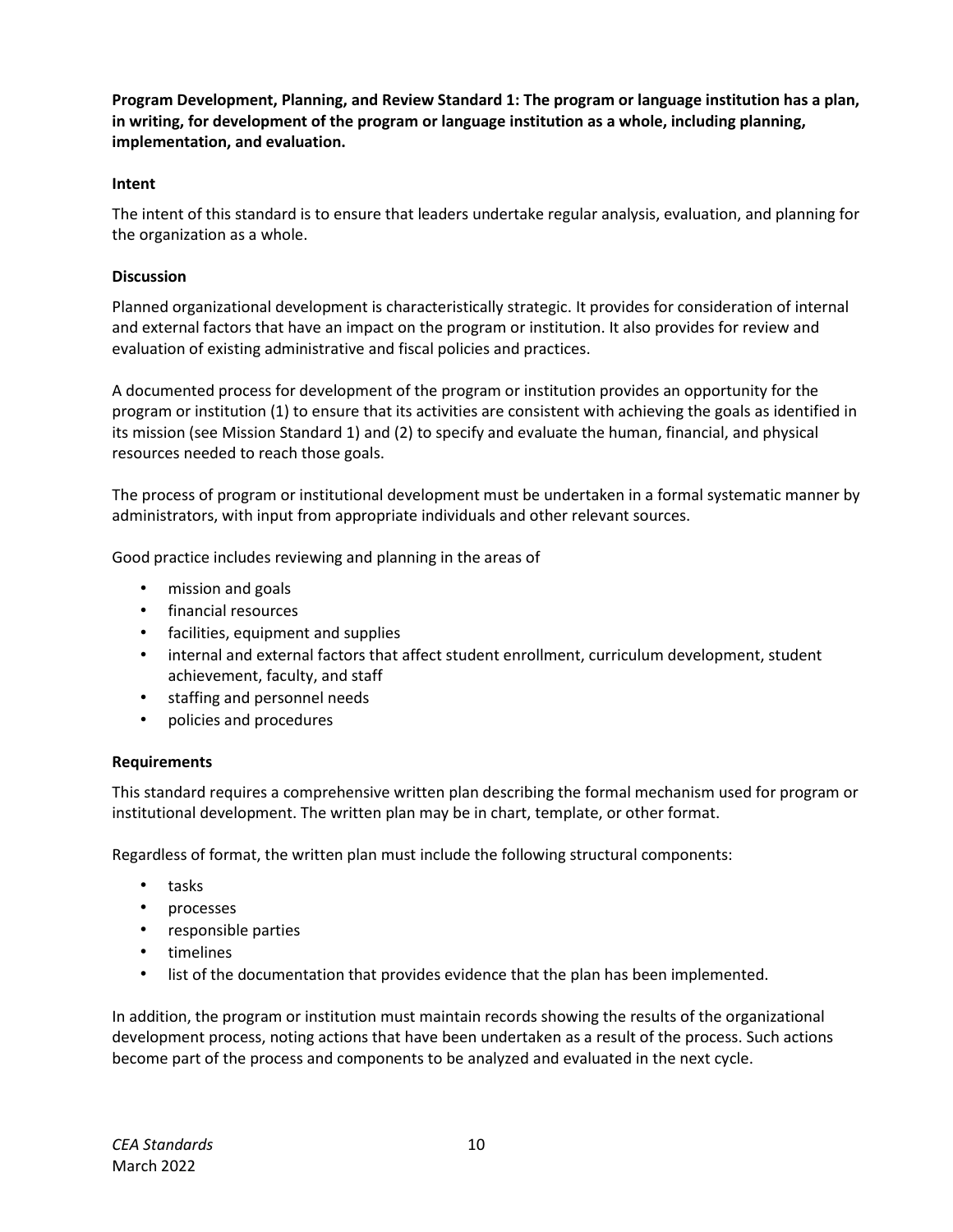**Program Development, Planning, and Review Standard 1: The program or language institution has a plan, in writing, for development of the program or language institution as a whole, including planning, implementation, and evaluation.**

**Intent**

The intent of this standard is to ensure that leaders undertake regular analysis, evaluation, and planning for the organization as a whole.

**Discussion**

Planned organizational development is characteristically strategic. It provides for consideration of internal and external factors that have an impact on the program or institution. It also provides for review and evaluation of existing administrative and fiscal policies and practices.

A documented process for development of the program or institution provides an opportunity for the program or institution (1) to ensure that its activities are consistent with achieving the goals as identified in its mission (see Mission Standard 1) and (2) to specify and evaluate the human, financial, and physical resources needed to reach those goals.

The process of program or institutional development must be undertaken in a formal systematic manner by administrators, with input from appropriate individuals and other relevant sources.

Good practice includes reviewing and planning in the areas of

- mission and goals
- financial resources
- facilities, equipment and supplies
- internal and external factors that affect student enrollment, curriculum development, student achievement, faculty, and staff
- staffing and personnel needs
- policies and procedures

**Requirements**

This standard requires a comprehensive written plan describing the formal mechanism used for program or institutional development. The written plan may be in chart, template, or other format.

Regardless of format, the written plan must include the following structural components:

- tasks
- processes
- responsible parties
- timelines
- list of the documentation that provides evidence that the plan has been implemented.

In addition, the program or institution must maintain records showing the results of the organizational development process, noting actions that have been undertaken as a result of the process. Such actions become part of the process and components to be analyzed and evaluated in the next cycle.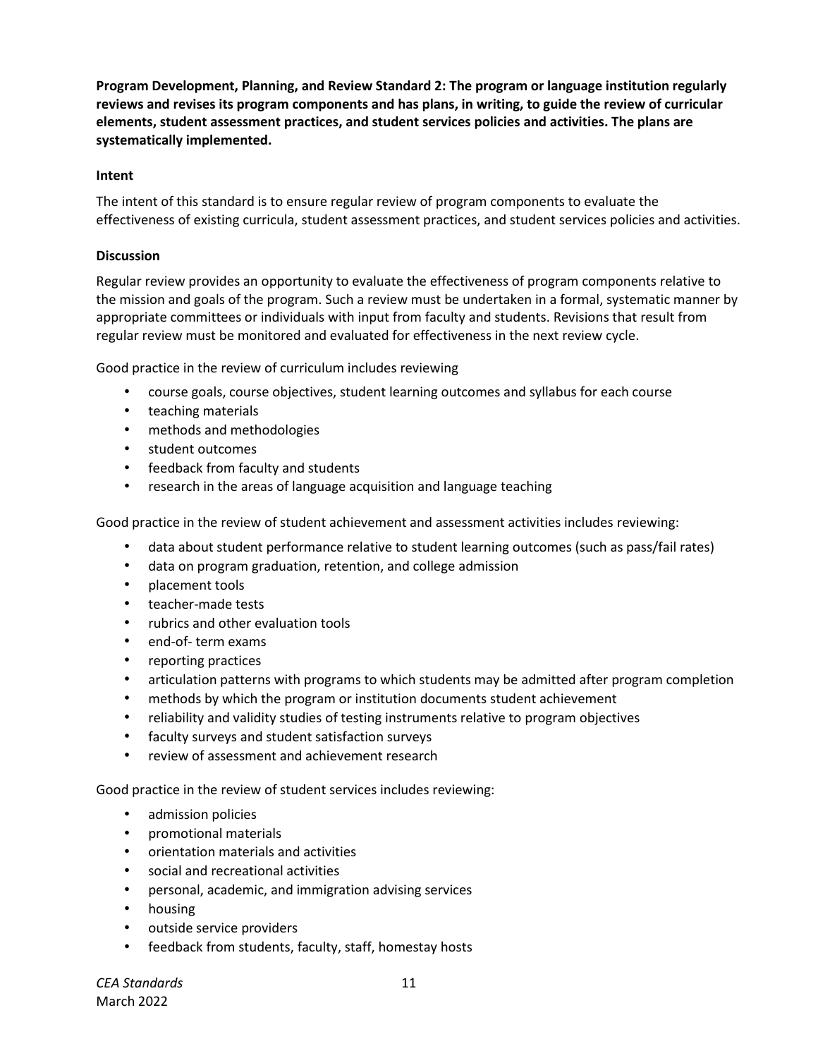**Program Development, Planning, and Review Standard 2: The program or language institution regularly reviews and revises its program components and has plans, in writing, to guide the review of curricular elements, student assessment practices, and student services policies and activities. The plans are systematically implemented.**

**Intent**

The intent of this standard is to ensure regular review of program components to evaluate the effectiveness of existing curricula, student assessment practices, and student services policies and activities.

**Discussion**

Regular review provides an opportunity to evaluate the effectiveness of program components relative to the mission and goals of the program. Such a review must be undertaken in a formal, systematic manner by appropriate committees or individuals with input from faculty and students. Revisions that result from regular review must be monitored and evaluated for effectiveness in the next review cycle.

Good practice in the review of curriculum includes reviewing

- course goals, course objectives, student learning outcomes and syllabus for each course
- teaching materials
- methods and methodologies
- student outcomes
- feedback from faculty and students
- research in the areas of language acquisition and language teaching

Good practice in the review of student achievement and assessment activities includes reviewing:

- data about student performance relative to student learning outcomes (such as pass/fail rates)
- data on program graduation, retention, and college admission
- placement tools
- teacher-made tests
- rubrics and other evaluation tools
- end-of- term exams
- reporting practices
- articulation patterns with programs to which students may be admitted after program completion
- methods by which the program or institution documents student achievement
- reliability and validity studies of testing instruments relative to program objectives
- faculty surveys and student satisfaction surveys
- review of assessment and achievement research

Good practice in the review of student services includes reviewing:

- admission policies
- promotional materials
- orientation materials and activities
- social and recreational activities
- personal, academic, and immigration advising services
- housing
- outside service providers
- feedback from students, faculty, staff, homestay hosts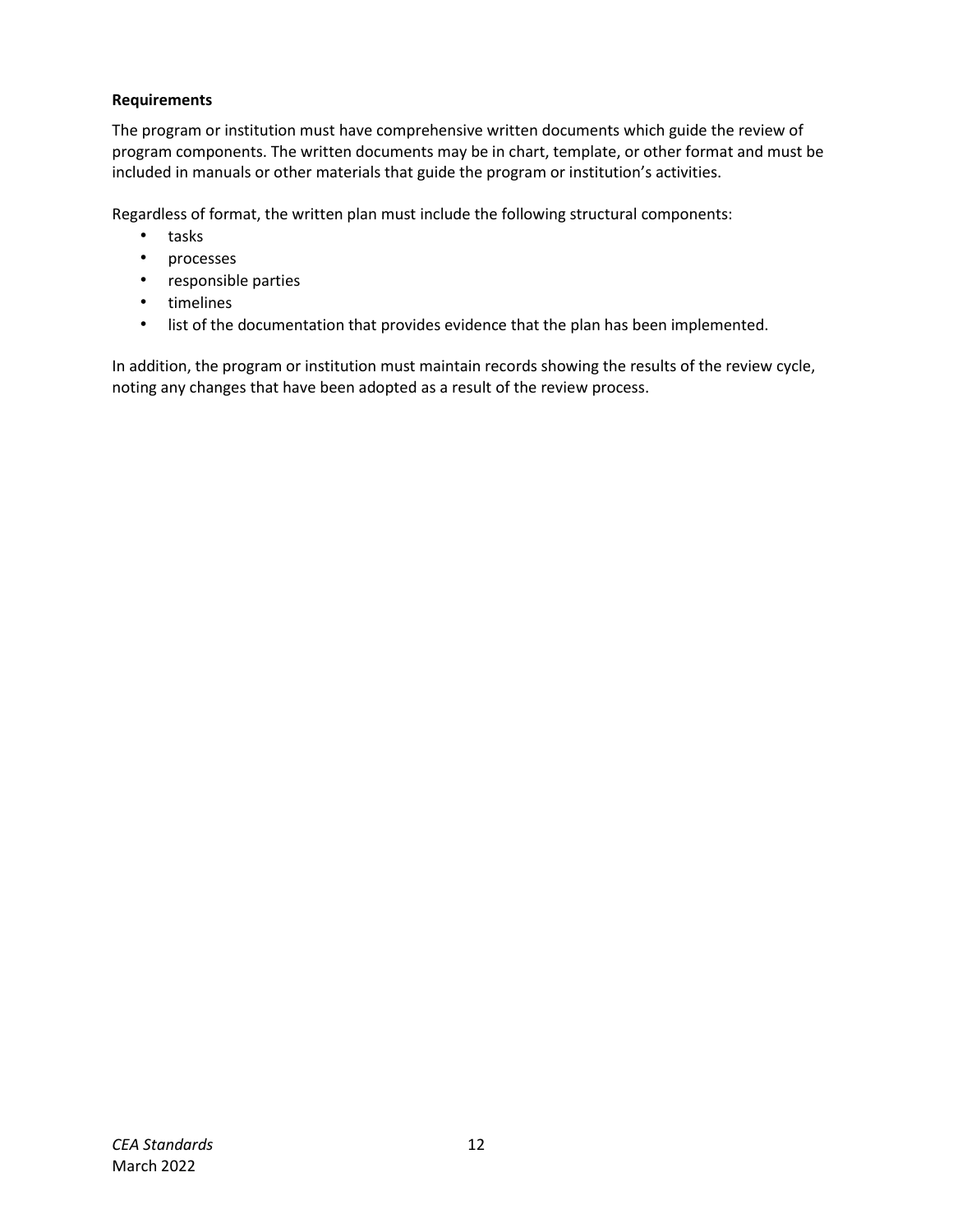**Requirements**

The program or institution must have comprehensive written documents which guide the review of program components. The written documents may be in chart, template, or other format and must be included in manuals or other materials that guide the program or institution's activities.

Regardless of format, the written plan must include the following structural components:

- tasks
- processes
- responsible parties
- timelines
- list of the documentation that provides evidence that the plan has been implemented.

In addition, the program or institution must maintain records showing the results of the review cycle, noting any changes that have been adopted as a result of the review process.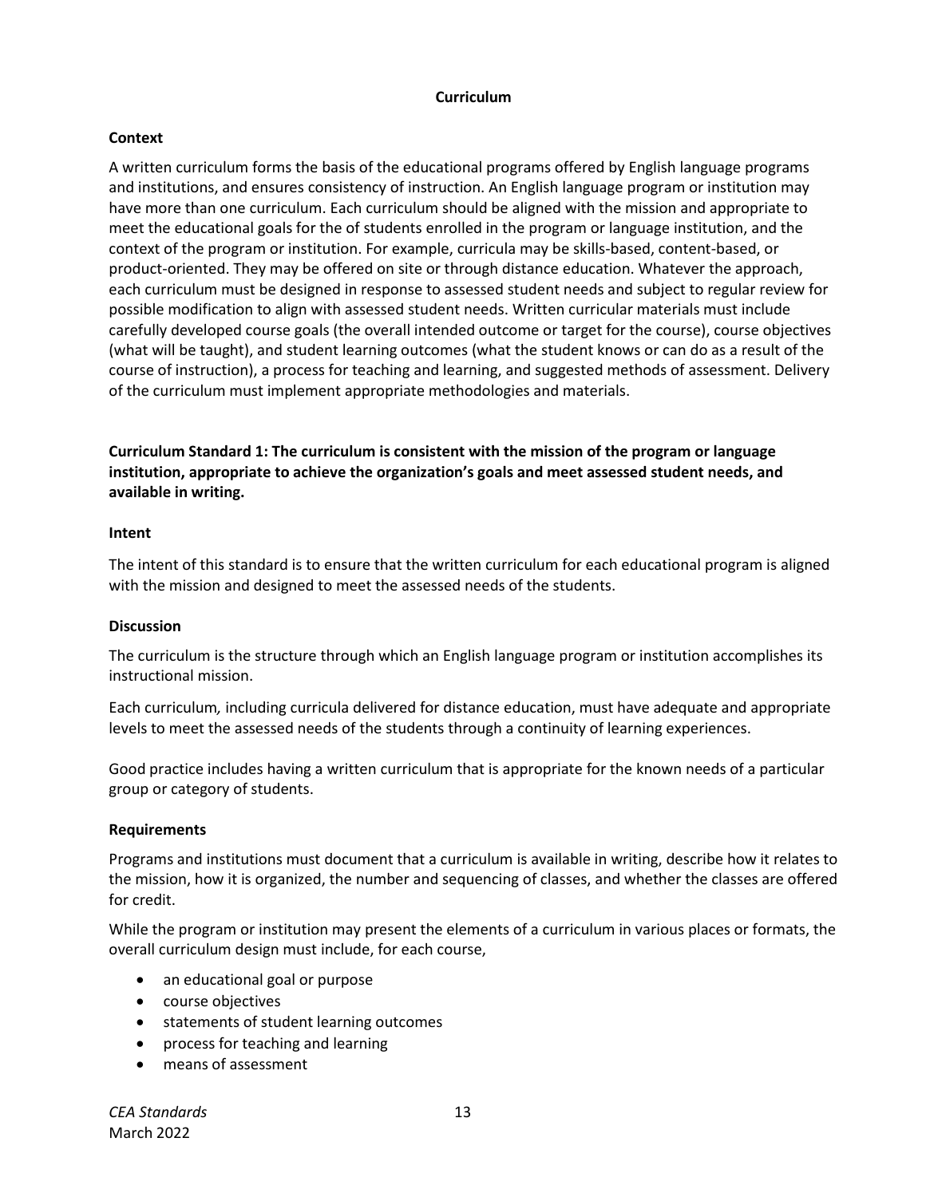## Curriculum

### Context

A written curriculum forms the basis of the educational programs offered by English language programs and institutions, and ensures consistency of instruction. An English language program or institution may have more than one curriculum. Each curriculum should be aligned with the mission and appropriate to meet the educational goals for the of students enrolled in the program or language institution, and the context of the program or institution. For example, curricula may be skills-based, content-based, or product-oriented. They may be offered on site or through distance education. Whatever the approach, each curriculum must be designed in response to assessed student needs and subject to regular review for possible modification to align with assessed student needs. Written curricular materials must include carefully developed course goals (the overall intended outcome or target for the course), course objectives (what will be taught), and student learning outcomes (what the student knows or can do as a result of the course of instruction), a process for teaching and learning, and suggested methods of assessment. Delivery of the curriculum must implement appropriate methodologies and materials.

### Curriculum Standard 1: The curriculum is consistent with the mission of the program or language institution, appropriate to achieve the organization's goals and meet assessed student needs, and available in writing.

#### Intent

The intent of this standard is to ensure that the written curriculum for each educational program is aligned with the mission and designed to meet the assessed needs of the students.

#### Discussion

The curriculum is the structure through which an English language program or institution accomplishes its instructional mission.

Each curriculum*,* including curricula delivered for distance education, must have adequate and appropriate levels to meet the assessed needs of the students through a continuity of learning experiences.

Good practice includes having a written curriculum that is appropriate for the known needs of a particular group or category of students.

#### Requirements

Programs and institutions must document that a curriculum is available in writing, describe how it relates to the mission, how it is organized, the number and sequencing of classes, and whether the classes are offered for credit.

While the program or institution may present the elements of a curriculum in various places or formats, the overall curriculum design must include, for each course,

- an educational goal or purpose
- course objectives
- statements of student learning outcomes
- process for teaching and learning
- means of assessment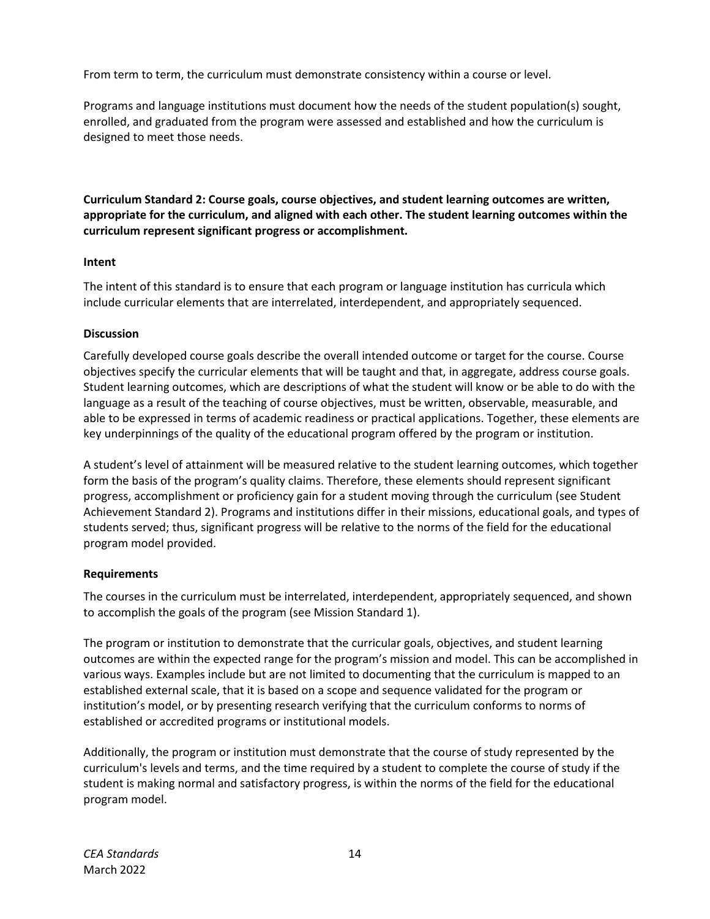From term to term, the curriculum must demonstrate consistency within a course or level.

Programs and language institutions must document how the needs of the student population(s) sought, enrolled, and graduated from the program were assessed and established and how the curriculum is designed to meet those needs.

**Curriculum Standard 2: Course goals, course objectives, and student learning outcomes are written, appropriate for the curriculum, and aligned with each other. The student learning outcomes within the curriculum represent significant progress or accomplishment.**

**Intent**

The intent of this standard is to ensure that each program or language institution has curricula which include curricular elements that are interrelated, interdependent, and appropriately sequenced.

**Discussion**

Carefully developed course goals describe the overall intended outcome or target for the course. Course objectives specify the curricular elements that will be taught and that, in aggregate, address course goals. Student learning outcomes, which are descriptions of what the student will know or be able to do with the language as a result of the teaching of course objectives, must be written, observable, measurable, and able to be expressed in terms of academic readiness or practical applications. Together, these elements are key underpinnings of the quality of the educational program offered by the program or institution.

A student's level of attainment will be measured relative to the student learning outcomes, which together form the basis of the program's quality claims. Therefore, these elements should represent significant progress, accomplishment or proficiency gain for a student moving through the curriculum (see Student Achievement Standard 2). Programs and institutions differ in their missions, educational goals, and types of students served; thus, significant progress will be relative to the norms of the field for the educational program model provided.

**Requirements**

The courses in the curriculum must be interrelated, interdependent, appropriately sequenced, and shown to accomplish the goals of the program (see Mission Standard 1).

The program or institution to demonstrate that the curricular goals, objectives, and student learning outcomes are within the expected range for the program's mission and model. This can be accomplished in various ways. Examples include but are not limited to documenting that the curriculum is mapped to an established external scale, that it is based on a scope and sequence validated for the program or institution's model, or by presenting research verifying that the curriculum conforms to norms of established or accredited programs or institutional models.

Additionally, the program or institution must demonstrate that the course of study represented by the curriculum's levels and terms, and the time required by a student to complete the course of study if the student is making normal and satisfactory progress, is within the norms of the field for the educational program model.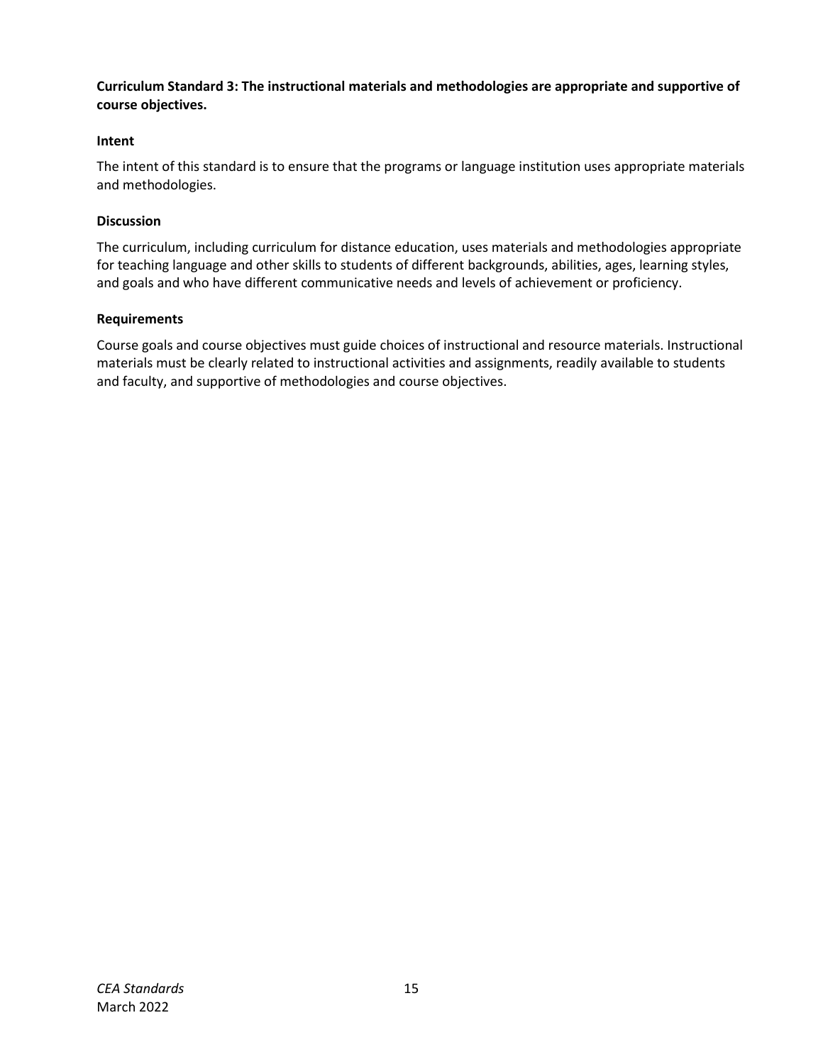**Curriculum Standard 3: The instructional materials and methodologies are appropriate and supportive of course objectives.**

**Intent**

The intent of this standard is to ensure that the programs or language institution uses appropriate materials and methodologies.

**Discussion**

The curriculum, including curriculum for distance education, uses materials and methodologies appropriate for teaching language and other skills to students of different backgrounds, abilities, ages, learning styles, and goals and who have different communicative needs and levels of achievement or proficiency.

**Requirements**

Course goals and course objectives must guide choices of instructional and resource materials. Instructional materials must be clearly related to instructional activities and assignments, readily available to students and faculty, and supportive of methodologies and course objectives.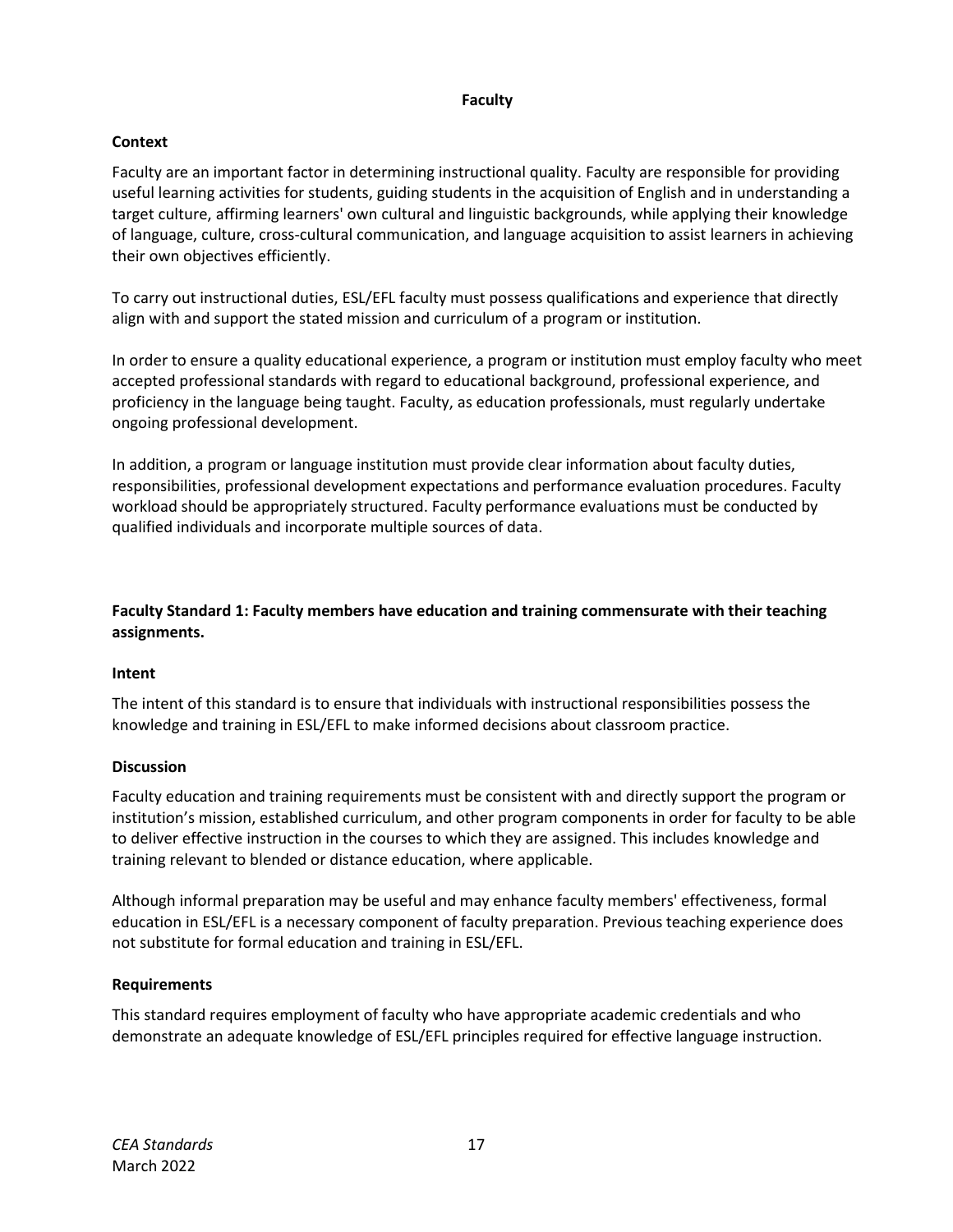## Faculty

### Context

Faculty are an important factor in determining instructional quality. Faculty are responsible for providing useful learning activities for students, guiding students in the acquisition of English and in understanding a target culture, affirming learners' own cultural and linguistic backgrounds, while applying their knowledge of language, culture, cross-cultural communication, and language acquisition to assist learners in achieving their own objectives efficiently.

To carry out instructional duties, ESL/EFL faculty must possess qualifications and experience that directly align with and support the stated mission and curriculum of a program or institution.

In order to ensure a quality educational experience, a program or institution must employ faculty who meet accepted professional standards with regard to educational background, professional experience, and proficiency in the language being taught. Faculty, as education professionals, must regularly undertake ongoing professional development.

In addition, a program or language institution must provide clear information about faculty duties, responsibilities, professional development expectations and performance evaluation procedures. Faculty workload should be appropriately structured. Faculty performance evaluations must be conducted by qualified individuals and incorporate multiple sources of data.

### Faculty Standard 1: Faculty members have education and training commensurate with their teaching assignments.

#### Intent

The intent of this standard is to ensure that individuals with instructional responsibilities possess the knowledge and training in ESL/EFL to make informed decisions about classroom practice.

#### Discussion

Faculty education and training requirements must be consistent with and directly support the program or institution's mission, established curriculum, and other program components in order for faculty to be able to deliver effective instruction in the courses to which they are assigned. This includes knowledge and training relevant to blended or distance education, where applicable.

Although informal preparation may be useful and may enhance faculty members' effectiveness, formal education in ESL/EFL is a necessary component of faculty preparation. Previous teaching experience does not substitute for formal education and training in ESL/EFL.

#### Requirements

This standard requires employment of faculty who have appropriate academic credentials and who demonstrate an adequate knowledge of ESL/EFL principles required for effective language instruction.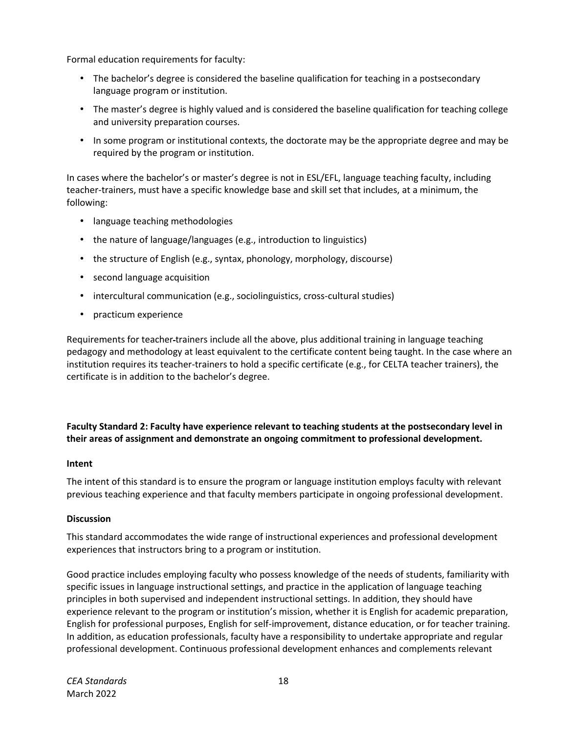Formal education requirements for faculty:

- The bachelor's degree is considered the baseline qualification for teaching in a postsecondary language program or institution.
- The master's degree is highly valued and is considered the baseline qualification for teaching college and university preparation courses.
- In some program or institutional contexts, the doctorate may be the appropriate degree and may be required by the program or institution.

In cases where the bachelor's or master's degree is not in ESL/EFL, language teaching faculty, including teacher-trainers, must have a specific knowledge base and skill set that includes, at a minimum, the following:

- language teaching methodologies
- the nature of language/languages (e.g., introduction to linguistics)
- the structure of English (e.g., syntax, phonology, morphology, discourse)
- second language acquisition
- intercultural communication (e.g., sociolinguistics, cross-cultural studies)
- practicum experience

Requirements for teacher-trainers include all the above, plus additional training in language teaching pedagogy and methodology at least equivalent to the certificate content being taught. In the case where an institution requires its teacher-trainers to hold a specific certificate (e.g., for CELTA teacher trainers), the certificate is in addition to the bachelor's degree.

**Faculty Standard 2: Faculty have experience relevant to teaching students at the postsecondary level in their areas of assignment and demonstrate an ongoing commitment to professional development.**

**Intent**

The intent of this standard is to ensure the program or language institution employs faculty with relevant previous teaching experience and that faculty members participate in ongoing professional development.

**Discussion**

This standard accommodates the wide range of instructional experiences and professional development experiences that instructors bring to a program or institution.

Good practice includes employing faculty who possess knowledge of the needs of students, familiarity with specific issues in language instructional settings, and practice in the application of language teaching principles in both supervised and independent instructional settings. In addition, they should have experience relevant to the program or institution's mission, whether it is English for academic preparation, English for professional purposes, English for self-improvement, distance education, or for teacher training. In addition, as education professionals, faculty have a responsibility to undertake appropriate and regular professional development. Continuous professional development enhances and complements relevant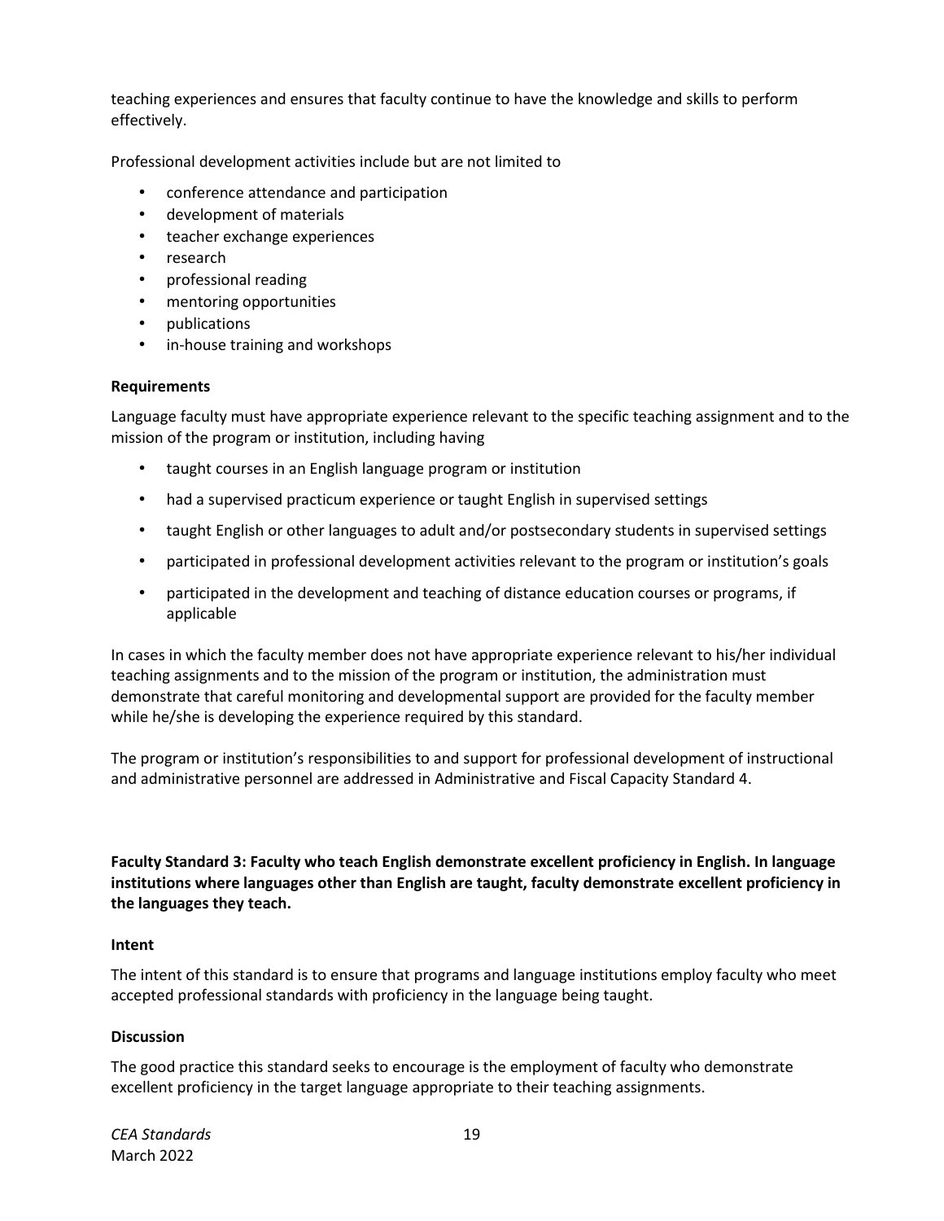teaching experiences and ensures that faculty continue to have the knowledge and skills to perform effectively.

Professional development activities include but are not limited to

- conference attendance and participation
- development of materials
- teacher exchange experiences
- research
- professional reading
- mentoring opportunities
- publications
- in-house training and workshops

**Requirements**

Language faculty must have appropriate experience relevant to the specific teaching assignment and to the mission of the program or institution, including having

- taught courses in an English language program or institution
- had a supervised practicum experience or taught English in supervised settings
- taught English or other languages to adult and/or postsecondary students in supervised settings
- participated in professional development activities relevant to the program or institution's goals
- participated in the development and teaching of distance education courses or programs, if applicable

In cases in which the faculty member does not have appropriate experience relevant to his/her individual teaching assignments and to the mission of the program or institution, the administration must demonstrate that careful monitoring and developmental support are provided for the faculty member while he/she is developing the experience required by this standard.

The program or institution's responsibilities to and support for professional development of instructional and administrative personnel are addressed in Administrative and Fiscal Capacity Standard 4.

**Faculty Standard 3: Faculty who teach English demonstrate excellent proficiency in English. In language institutions where languages other than English are taught, faculty demonstrate excellent proficiency in the languages they teach.**

**Intent**

The intent of this standard is to ensure that programs and language institutions employ faculty who meet accepted professional standards with proficiency in the language being taught.

**Discussion**

The good practice this standard seeks to encourage is the employment of faculty who demonstrate excellent proficiency in the target language appropriate to their teaching assignments.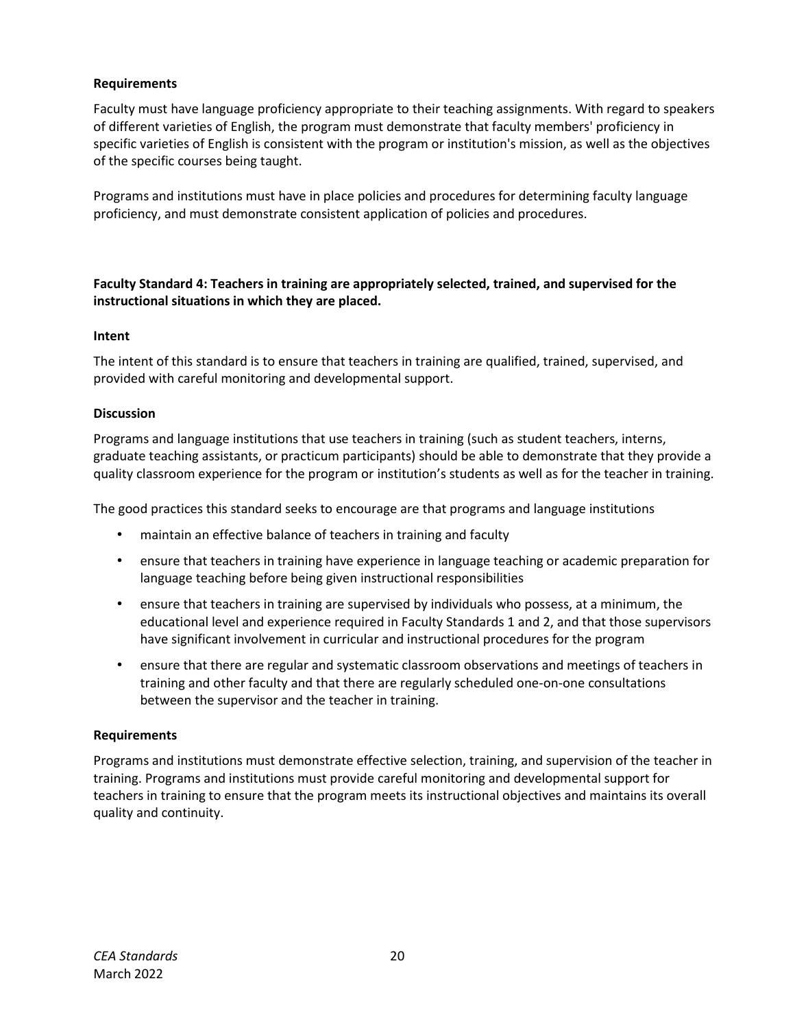**Requirements**

Faculty must have language proficiency appropriate to their teaching assignments. With regard to speakers of different varieties of English, the program must demonstrate that faculty members' proficiency in specific varieties of English is consistent with the program or institution's mission, as well as the objectives of the specific courses being taught.

Programs and institutions must have in place policies and procedures for determining faculty language proficiency, and must demonstrate consistent application of policies and procedures.

**Faculty Standard 4: Teachers in training are appropriately selected, trained, and supervised for the instructional situations in which they are placed.**

**Intent**

The intent of this standard is to ensure that teachers in training are qualified, trained, supervised, and provided with careful monitoring and developmental support.

**Discussion**

Programs and language institutions that use teachers in training (such as student teachers, interns, graduate teaching assistants, or practicum participants) should be able to demonstrate that they provide a quality classroom experience for the program or institution's students as well as for the teacher in training.

The good practices this standard seeks to encourage are that programs and language institutions

- maintain an effective balance of teachers in training and faculty
- ensure that teachers in training have experience in language teaching or academic preparation for language teaching before being given instructional responsibilities
- ensure that teachers in training are supervised by individuals who possess, at a minimum, the educational level and experience required in Faculty Standards 1 and 2, and that those supervisors have significant involvement in curricular and instructional procedures for the program
- ensure that there are regular and systematic classroom observations and meetings of teachers in training and other faculty and that there are regularly scheduled one-on-one consultations between the supervisor and the teacher in training.

**Requirements**

Programs and institutions must demonstrate effective selection, training, and supervision of the teacher in training. Programs and institutions must provide careful monitoring and developmental support for teachers in training to ensure that the program meets its instructional objectives and maintains its overall quality and continuity.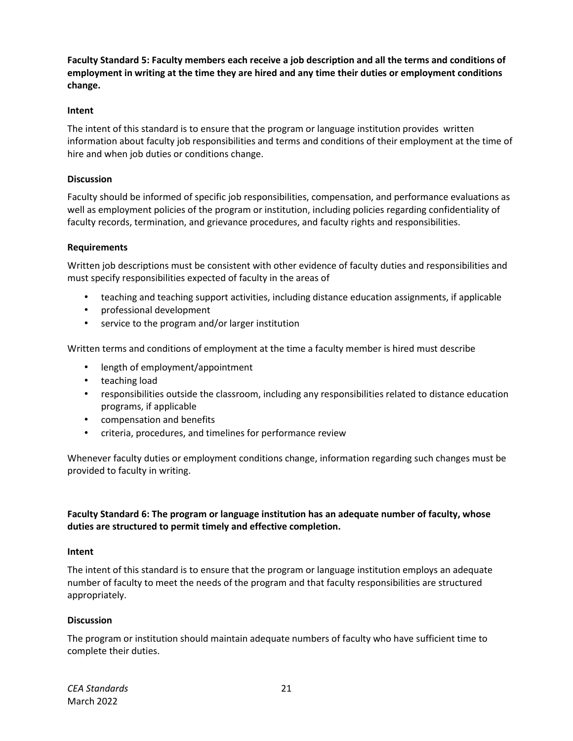**Faculty Standard 5: Faculty members each receive a job description and all the terms and conditions of employment in writing at the time they are hired and any time their duties or employment conditions change.**

**Intent**

The intent of this standard is to ensure that the program or language institution provides written information about faculty job responsibilities and terms and conditions of their employment at the time of hire and when job duties or conditions change.

**Discussion**

Faculty should be informed of specific job responsibilities, compensation, and performance evaluations as well as employment policies of the program or institution, including policies regarding confidentiality of faculty records, termination, and grievance procedures, and faculty rights and responsibilities.

**Requirements**

Written job descriptions must be consistent with other evidence of faculty duties and responsibilities and must specify responsibilities expected of faculty in the areas of

- teaching and teaching support activities, including distance education assignments, if applicable
- professional development
- service to the program and/or larger institution

Written terms and conditions of employment at the time a faculty member is hired must describe

- length of employment/appointment
- teaching load
- responsibilities outside the classroom, including any responsibilities related to distance education programs, if applicable
- compensation and benefits
- criteria, procedures, and timelines for performance review

Whenever faculty duties or employment conditions change, information regarding such changes must be provided to faculty in writing.

**Faculty Standard 6: The program or language institution has an adequate number of faculty, whose duties are structured to permit timely and effective completion.**

**Intent**

The intent of this standard is to ensure that the program or language institution employs an adequate number of faculty to meet the needs of the program and that faculty responsibilities are structured appropriately.

**Discussion**

The program or institution should maintain adequate numbers of faculty who have sufficient time to complete their duties.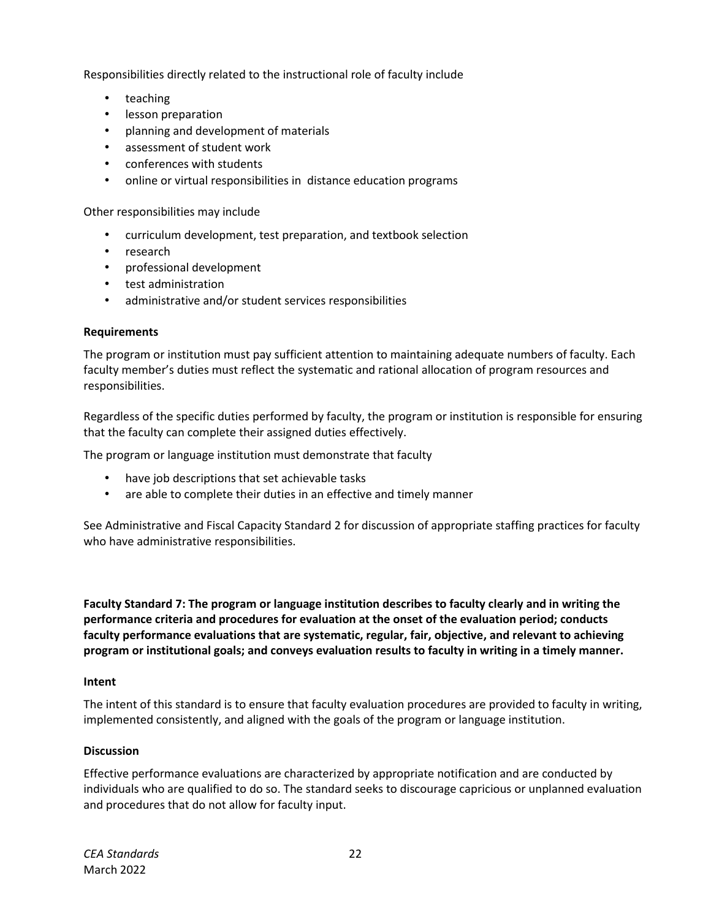Responsibilities directly related to the instructional role of faculty include

- teaching
- lesson preparation
- planning and development of materials
- assessment of student work
- conferences with students
- online or virtual responsibilities in distance education programs

Other responsibilities may include

- curriculum development, test preparation, and textbook selection
- research
- professional development
- test administration
- administrative and/or student services responsibilities

**Requirements**

The program or institution must pay sufficient attention to maintaining adequate numbers of faculty. Each faculty member's duties must reflect the systematic and rational allocation of program resources and responsibilities.

Regardless of the specific duties performed by faculty, the program or institution is responsible for ensuring that the faculty can complete their assigned duties effectively.

The program or language institution must demonstrate that faculty

- have job descriptions that set achievable tasks
- are able to complete their duties in an effective and timely manner

See Administrative and Fiscal Capacity Standard 2 for discussion of appropriate staffing practices for faculty who have administrative responsibilities.

**Faculty Standard 7: The program or language institution describes to faculty clearly and in writing the performance criteria and procedures for evaluation at the onset of the evaluation period; conducts faculty performance evaluations that are systematic, regular, fair, objective, and relevant to achieving program or institutional goals; and conveys evaluation results to faculty in writing in a timely manner.**

**Intent**

The intent of this standard is to ensure that faculty evaluation procedures are provided to faculty in writing, implemented consistently, and aligned with the goals of the program or language institution.

**Discussion**

Effective performance evaluations are characterized by appropriate notification and are conducted by individuals who are qualified to do so. The standard seeks to discourage capricious or unplanned evaluation and procedures that do not allow for faculty input.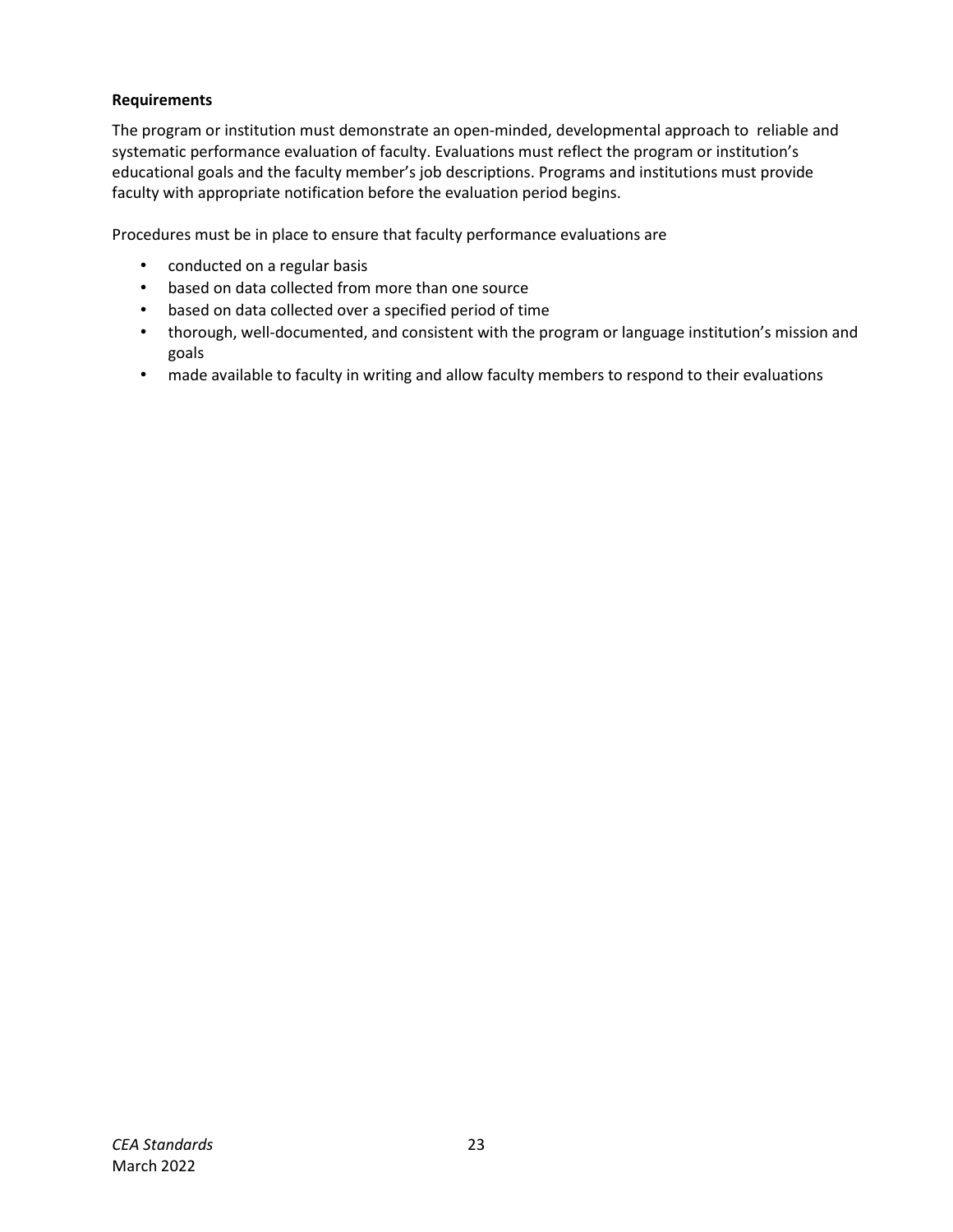**Requirements**

The program or institution must demonstrate an open-minded, developmental approach to reliable and systematic performance evaluation of faculty. Evaluations must reflect the program or institution's educational goals and the faculty member's job descriptions. Programs and institutions must provide faculty with appropriate notification before the evaluation period begins.

Procedures must be in place to ensure that faculty performance evaluations are

- conducted on a regular basis
- based on data collected from more than one source
- based on data collected over a specified period of time
- thorough, well-documented, and consistent with the program or language institution's mission and goals
- made available to faculty in writing and allow faculty members to respond to their evaluations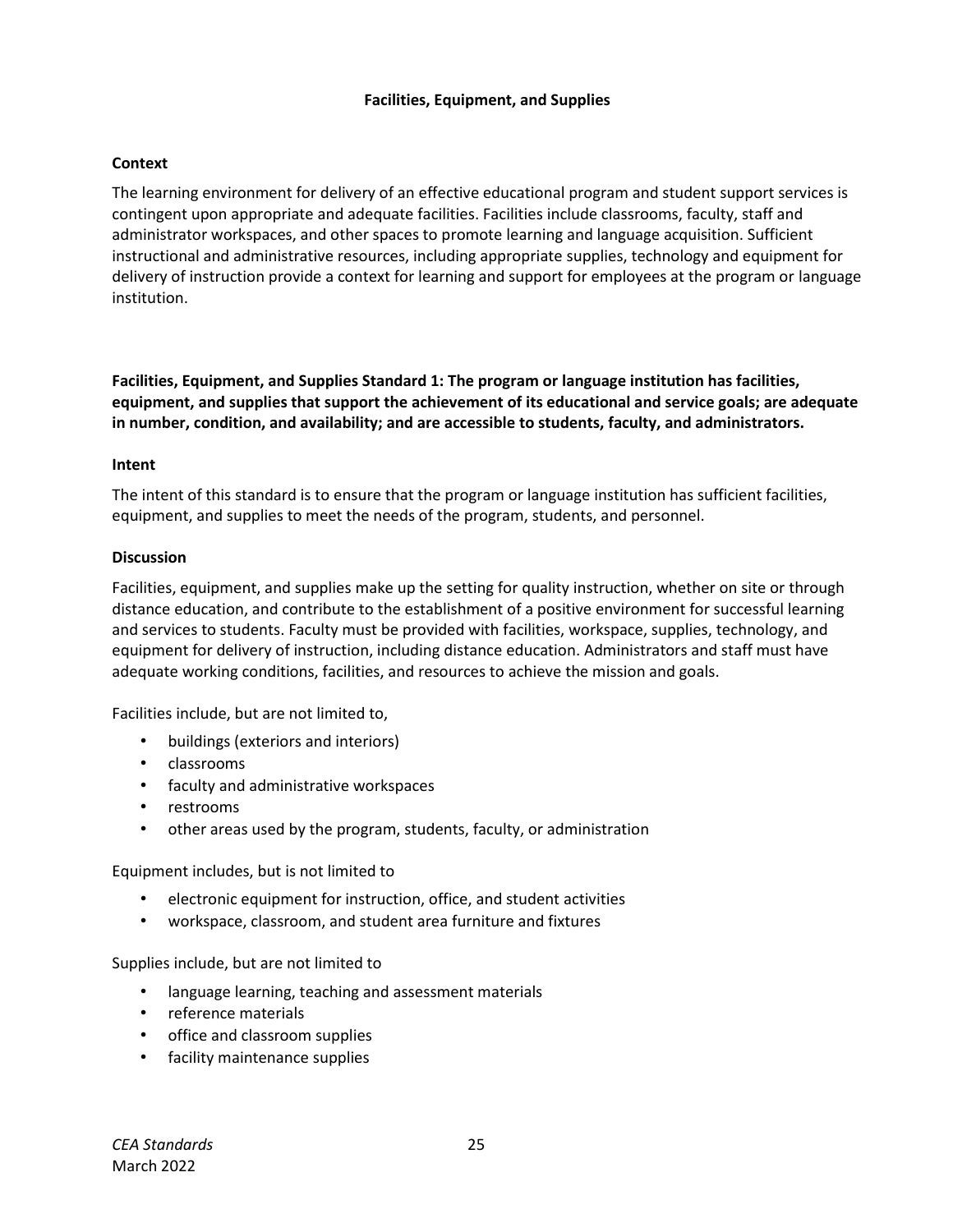## Facilities, Equipment, and Supplies

### Context

The learning environment for delivery of an effective educational program and student support services is contingent upon appropriate and adequate facilities. Facilities include classrooms, faculty, staff and administrator workspaces, and other spaces to promote learning and language acquisition. Sufficient instructional and administrative resources, including appropriate supplies, technology and equipment for delivery of instruction provide a context for learning and support for employees at the program or language institution.

### Facilities, Equipment, and Supplies Standard 1: The program or language institution has facilities, equipment, and supplies that support the achievement of its educational and service goals; are adequate in number, condition, and availability; and are accessible to students, faculty, and administrators.

#### Intent

The intent of this standard is to ensure that the program or language institution has sufficient facilities, equipment, and supplies to meet the needs of the program, students, and personnel.

#### Discussion

Facilities, equipment, and supplies make up the setting for quality instruction, whether on site or through distance education, and contribute to the establishment of a positive environment for successful learning and services to students. Faculty must be provided with facilities, workspace, supplies, technology, and equipment for delivery of instruction, including distance education. Administrators and staff must have adequate working conditions, facilities, and resources to achieve the mission and goals.

Facilities include, but are not limited to,

- buildings (exteriors and interiors)
- classrooms
- faculty and administrative workspaces
- restrooms
- other areas used by the program, students, faculty, or administration

Equipment includes, but is not limited to

- electronic equipment for instruction, office, and student activities
- workspace, classroom, and student area furniture and fixtures

Supplies include, but are not limited to

- language learning, teaching and assessment materials
- reference materials
- office and classroom supplies
- facility maintenance supplies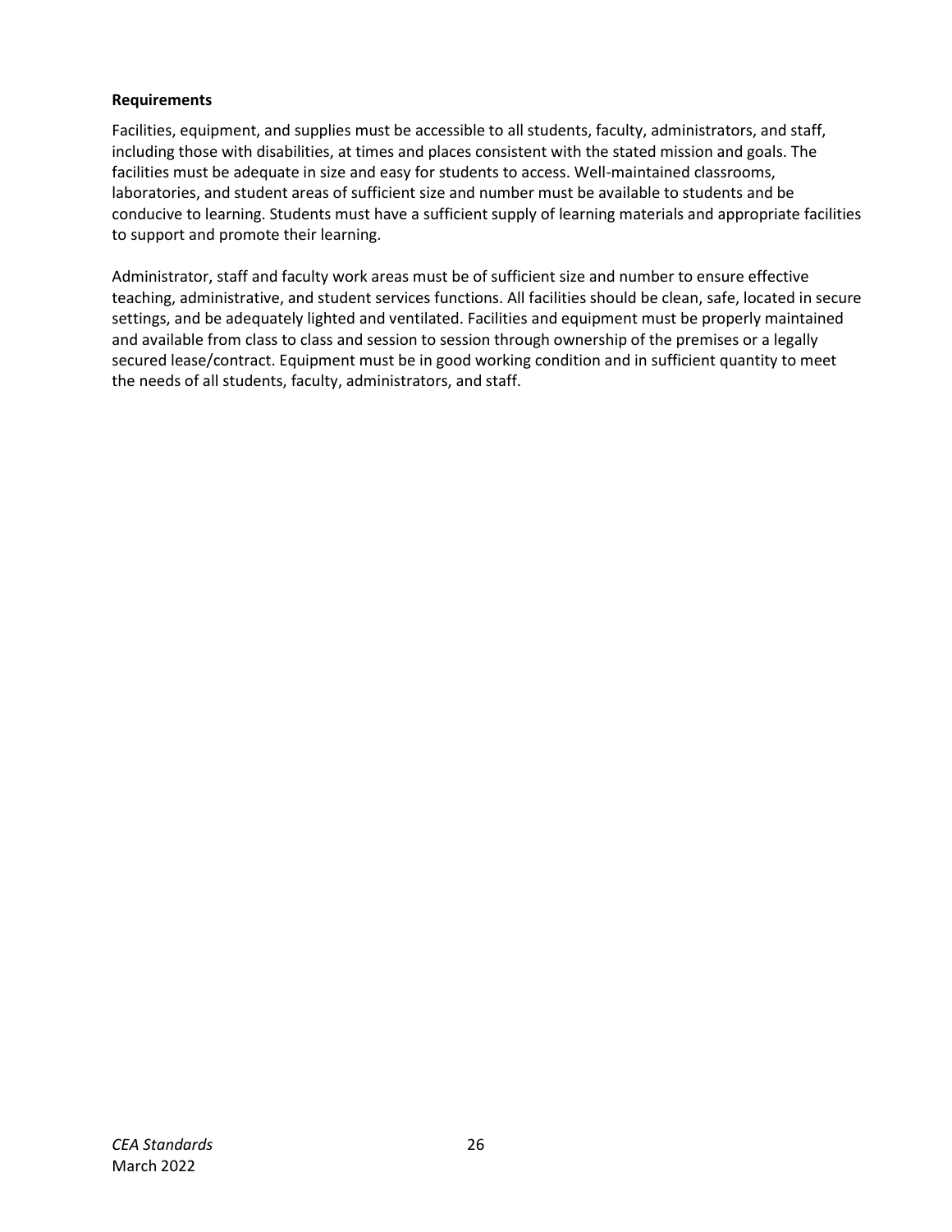**Requirements**

Facilities, equipment, and supplies must be accessible to all students, faculty, administrators, and staff, including those with disabilities, at times and places consistent with the stated mission and goals. The facilities must be adequate in size and easy for students to access. Well-maintained classrooms, laboratories, and student areas of sufficient size and number must be available to students and be conducive to learning. Students must have a sufficient supply of learning materials and appropriate facilities to support and promote their learning.

Administrator, staff and faculty work areas must be of sufficient size and number to ensure effective teaching, administrative, and student services functions. All facilities should be clean, safe, located in secure settings, and be adequately lighted and ventilated. Facilities and equipment must be properly maintained and available from class to class and session to session through ownership of the premises or a legally secured lease/contract. Equipment must be in good working condition and in sufficient quantity to meet the needs of all students, faculty, administrators, and staff.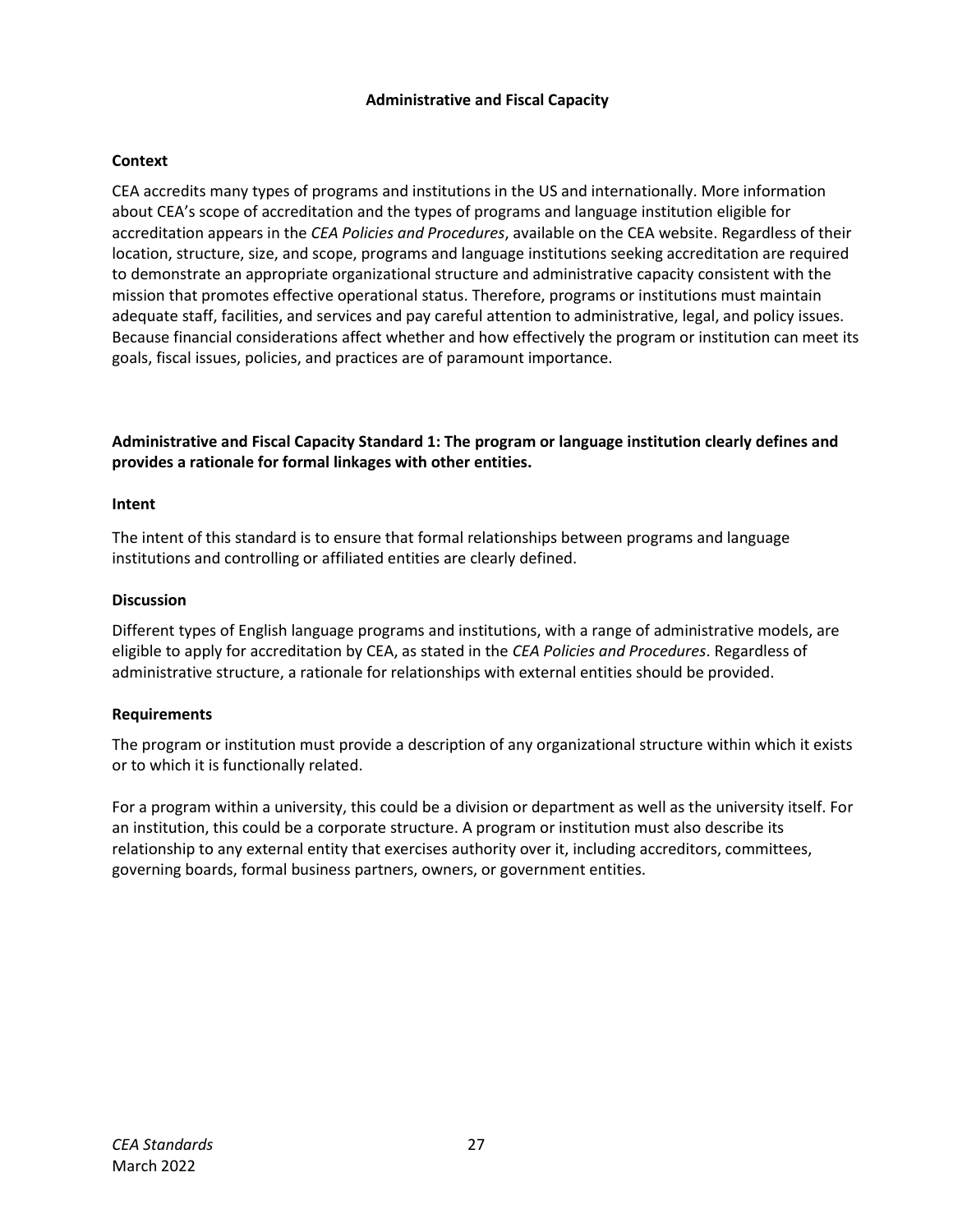## Administrative and Fiscal Capacity

### Context

CEA accredits many types of programs and institutions in the US and internationally. More information about CEA's scope of accreditation and the types of programs and language institution eligible for accreditation appears in the *CEA Policies and Procedures*, available on the CEA website. Regardless of their location, structure, size, and scope, programs and language institutions seeking accreditation are required to demonstrate an appropriate organizational structure and administrative capacity consistent with the mission that promotes effective operational status. Therefore, programs or institutions must maintain adequate staff, facilities, and services and pay careful attention to administrative, legal, and policy issues. Because financial considerations affect whether and how effectively the program or institution can meet its goals, fiscal issues, policies, and practices are of paramount importance.

### Administrative and Fiscal Capacity Standard 1: The program or language institution clearly defines and provides a rationale for formal linkages with other entities.

#### Intent

The intent of this standard is to ensure that formal relationships between programs and language institutions and controlling or affiliated entities are clearly defined.

#### Discussion

Different types of English language programs and institutions, with a range of administrative models, are eligible to apply for accreditation by CEA, as stated in the *CEA Policies and Procedures*. Regardless of administrative structure, a rationale for relationships with external entities should be provided.

#### Requirements

The program or institution must provide a description of any organizational structure within which it exists or to which it is functionally related.

For a program within a university, this could be a division or department as well as the university itself. For an institution, this could be a corporate structure. A program or institution must also describe its relationship to any external entity that exercises authority over it, including accreditors, committees, governing boards, formal business partners, owners, or government entities.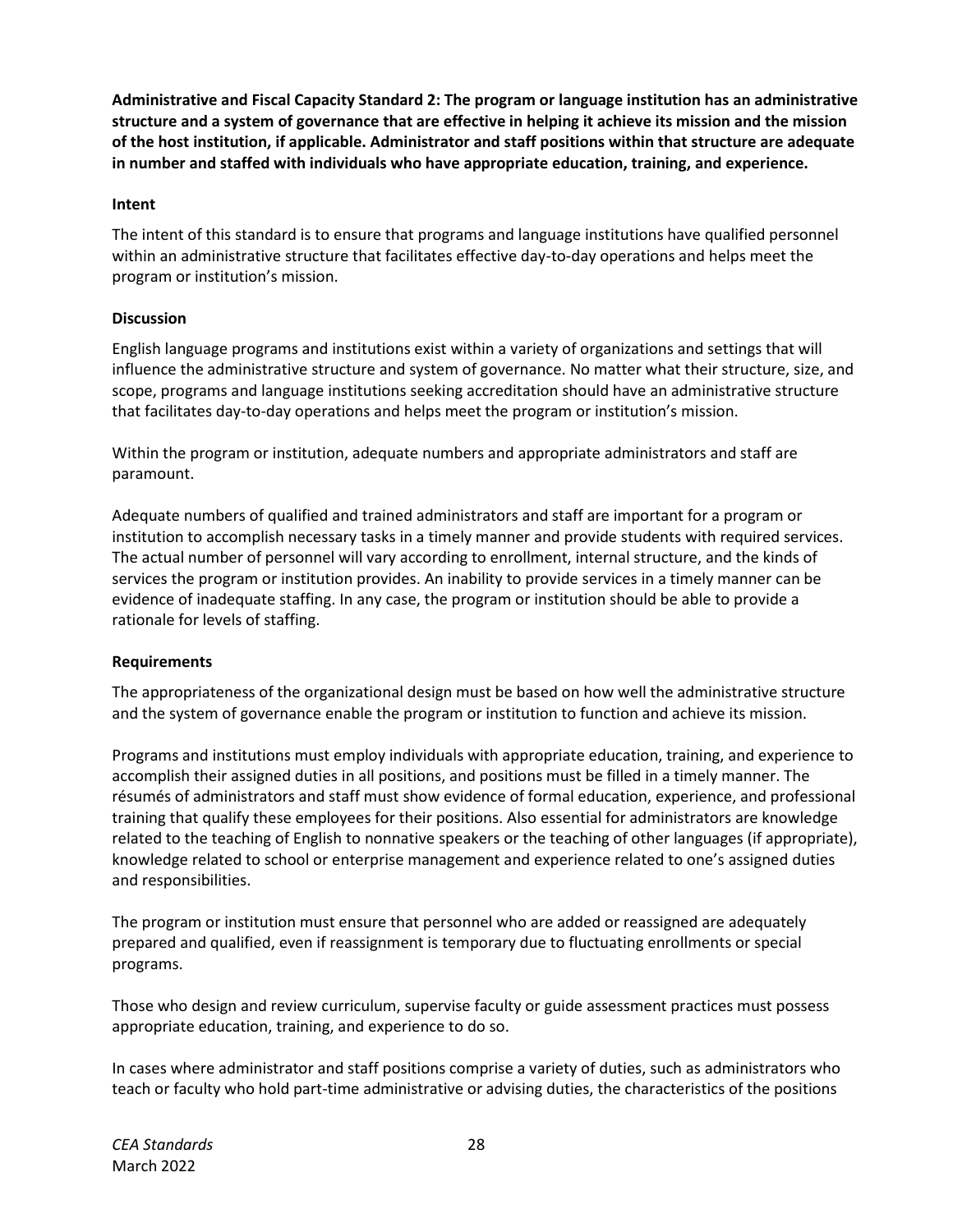**Administrative and Fiscal Capacity Standard 2: The program or language institution has an administrative structure and a system of governance that are effective in helping it achieve its mission and the mission of the host institution, if applicable. Administrator and staff positions within that structure are adequate in number and staffed with individuals who have appropriate education, training, and experience.**

**Intent**

The intent of this standard is to ensure that programs and language institutions have qualified personnel within an administrative structure that facilitates effective day-to-day operations and helps meet the program or institution's mission.

**Discussion**

English language programs and institutions exist within a variety of organizations and settings that will influence the administrative structure and system of governance. No matter what their structure, size, and scope, programs and language institutions seeking accreditation should have an administrative structure that facilitates day-to-day operations and helps meet the program or institution's mission.

Within the program or institution, adequate numbers and appropriate administrators and staff are paramount.

Adequate numbers of qualified and trained administrators and staff are important for a program or institution to accomplish necessary tasks in a timely manner and provide students with required services. The actual number of personnel will vary according to enrollment, internal structure, and the kinds of services the program or institution provides. An inability to provide services in a timely manner can be evidence of inadequate staffing. In any case, the program or institution should be able to provide a rationale for levels of staffing.

**Requirements**

The appropriateness of the organizational design must be based on how well the administrative structure and the system of governance enable the program or institution to function and achieve its mission.

Programs and institutions must employ individuals with appropriate education, training, and experience to accomplish their assigned duties in all positions, and positions must be filled in a timely manner. The résumés of administrators and staff must show evidence of formal education, experience, and professional training that qualify these employees for their positions. Also essential for administrators are knowledge related to the teaching of English to nonnative speakers or the teaching of other languages (if appropriate), knowledge related to school or enterprise management and experience related to one's assigned duties and responsibilities.

The program or institution must ensure that personnel who are added or reassigned are adequately prepared and qualified, even if reassignment is temporary due to fluctuating enrollments or special programs.

Those who design and review curriculum, supervise faculty or guide assessment practices must possess appropriate education, training, and experience to do so.

In cases where administrator and staff positions comprise a variety of duties, such as administrators who teach or faculty who hold part-time administrative or advising duties, the characteristics of the positions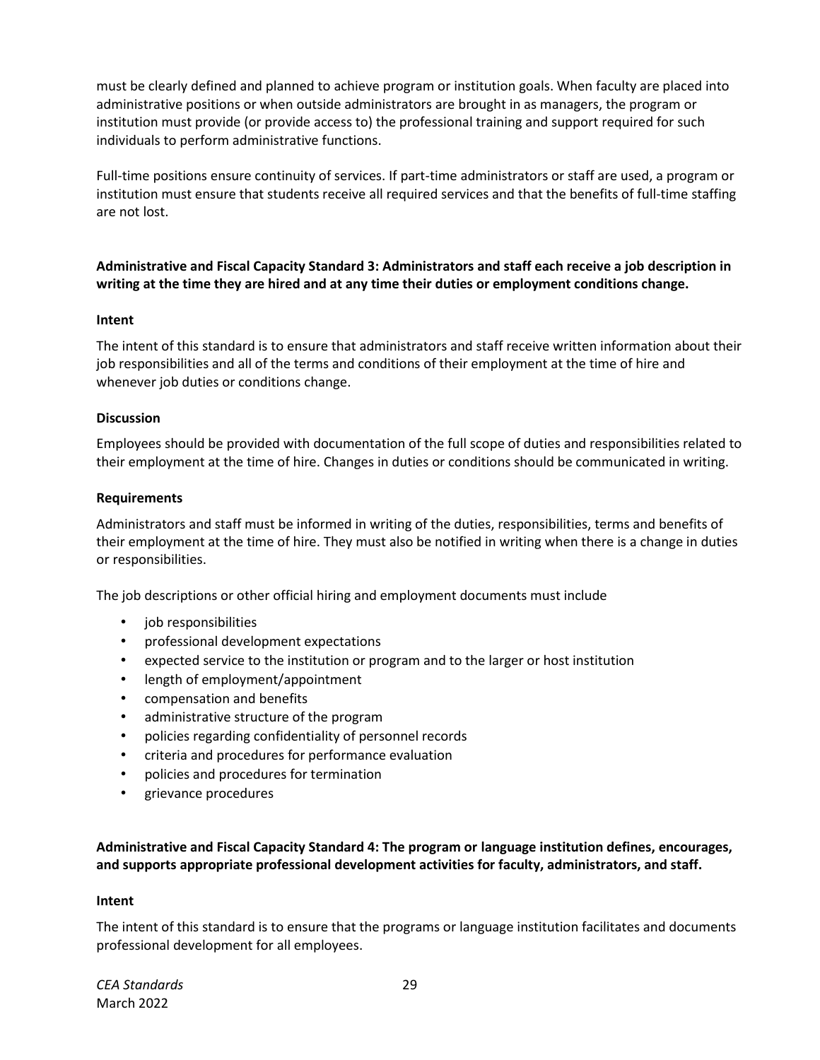must be clearly defined and planned to achieve program or institution goals. When faculty are placed into administrative positions or when outside administrators are brought in as managers, the program or institution must provide (or provide access to) the professional training and support required for such individuals to perform administrative functions.

Full-time positions ensure continuity of services. If part-time administrators or staff are used, a program or institution must ensure that students receive all required services and that the benefits of full-time staffing are not lost.

**Administrative and Fiscal Capacity Standard 3: Administrators and staff each receive a job description in writing at the time they are hired and at any time their duties or employment conditions change.**

**Intent**

The intent of this standard is to ensure that administrators and staff receive written information about their job responsibilities and all of the terms and conditions of their employment at the time of hire and whenever job duties or conditions change.

**Discussion**

Employees should be provided with documentation of the full scope of duties and responsibilities related to their employment at the time of hire. Changes in duties or conditions should be communicated in writing.

**Requirements**

Administrators and staff must be informed in writing of the duties, responsibilities, terms and benefits of their employment at the time of hire. They must also be notified in writing when there is a change in duties or responsibilities.

The job descriptions or other official hiring and employment documents must include

- job responsibilities
- professional development expectations
- expected service to the institution or program and to the larger or host institution
- length of employment/appointment
- compensation and benefits
- administrative structure of the program
- policies regarding confidentiality of personnel records
- criteria and procedures for performance evaluation
- policies and procedures for termination
- grievance procedures

**Administrative and Fiscal Capacity Standard 4: The program or language institution defines, encourages, and supports appropriate professional development activities for faculty, administrators, and staff.**

**Intent**

The intent of this standard is to ensure that the programs or language institution facilitates and documents professional development for all employees.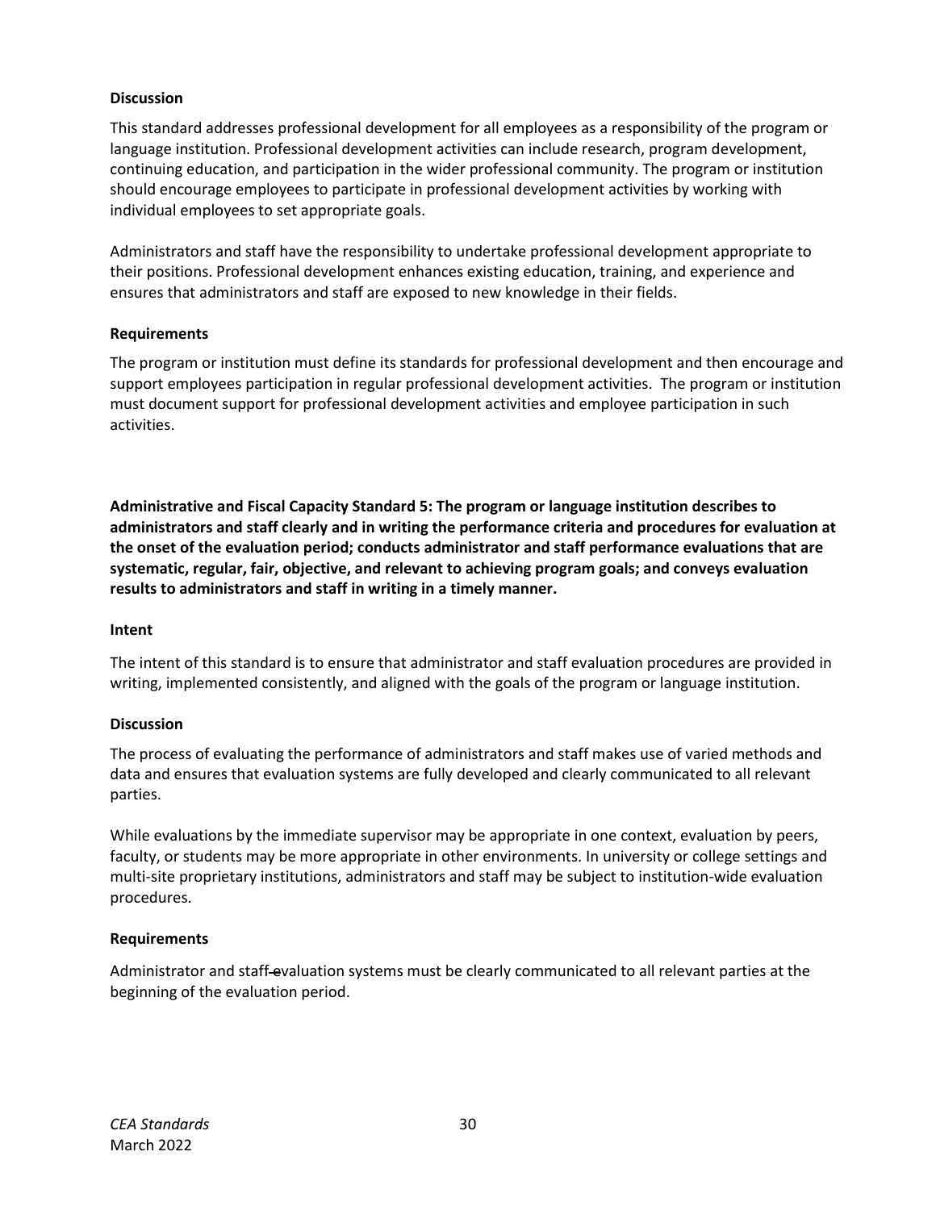**Discussion**

This standard addresses professional development for all employees as a responsibility of the program or language institution. Professional development activities can include research, program development, continuing education, and participation in the wider professional community. The program or institution should encourage employees to participate in professional development activities by working with individual employees to set appropriate goals.

Administrators and staff have the responsibility to undertake professional development appropriate to their positions. Professional development enhances existing education, training, and experience and ensures that administrators and staff are exposed to new knowledge in their fields.

**Requirements**

The program or institution must define its standards for professional development and then encourage and support employees participation in regular professional development activities. The program or institution must document support for professional development activities and employee participation in such activities.

**Administrative and Fiscal Capacity Standard 5: The program or language institution describes to administrators and staff clearly and in writing the performance criteria and procedures for evaluation at the onset of the evaluation period; conducts administrator and staff performance evaluations that are systematic, regular, fair, objective, and relevant to achieving program goals; and conveys evaluation results to administrators and staff in writing in a timely manner.**

**Intent**

The intent of this standard is to ensure that administrator and staff evaluation procedures are provided in writing, implemented consistently, and aligned with the goals of the program or language institution.

**Discussion**

The process of evaluating the performance of administrators and staff makes use of varied methods and data and ensures that evaluation systems are fully developed and clearly communicated to all relevant parties.

While evaluations by the immediate supervisor may be appropriate in one context, evaluation by peers, faculty, or students may be more appropriate in other environments. In university or college settings and multi-site proprietary institutions, administrators and staff may be subject to institution-wide evaluation procedures.

**Requirements**

Administrator and staff evaluation systems must be clearly communicated to all relevant parties at the beginning of the evaluation period.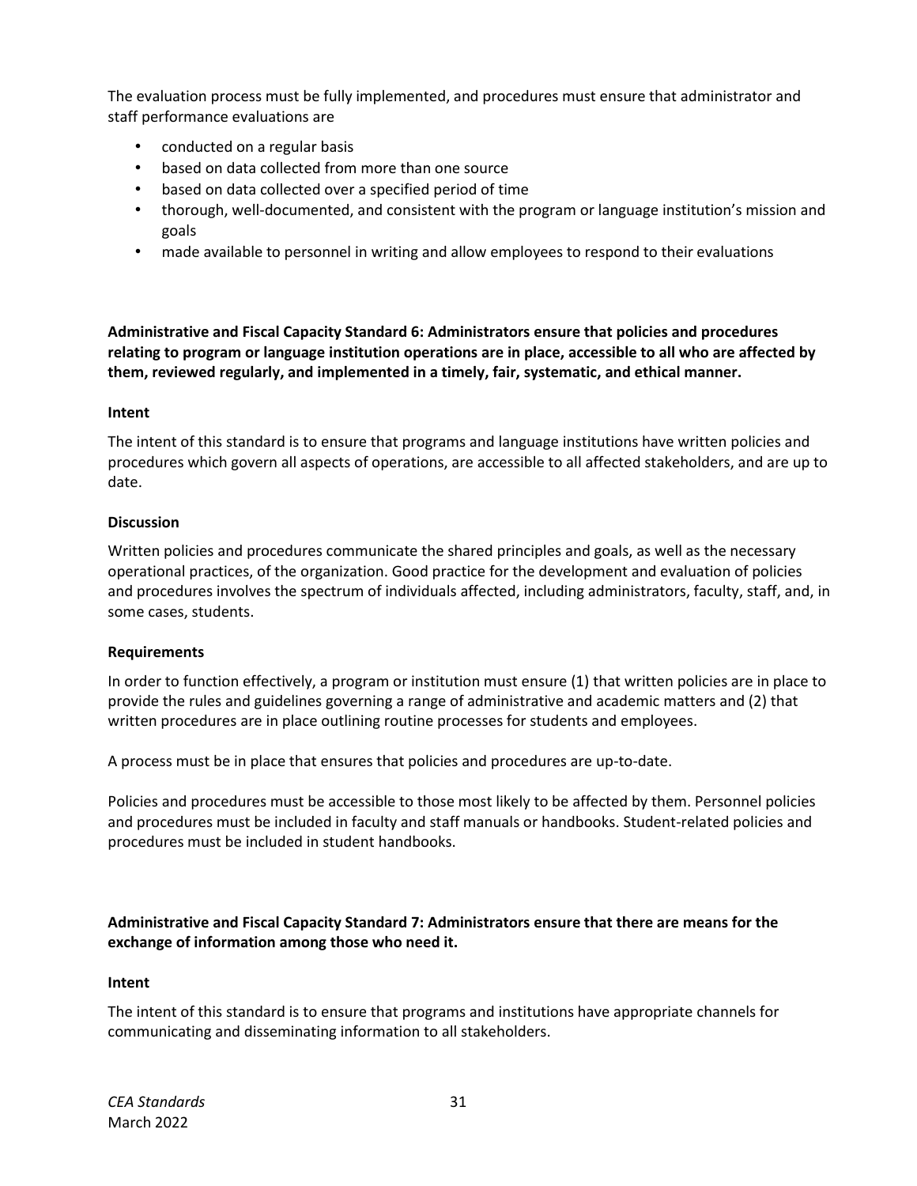The evaluation process must be fully implemented, and procedures must ensure that administrator and staff performance evaluations are

- conducted on a regular basis
- based on data collected from more than one source
- based on data collected over a specified period of time
- thorough, well-documented, and consistent with the program or language institution's mission and goals
- made available to personnel in writing and allow employees to respond to their evaluations

**Administrative and Fiscal Capacity Standard 6: Administrators ensure that policies and procedures relating to program or language institution operations are in place, accessible to all who are affected by them, reviewed regularly, and implemented in a timely, fair, systematic, and ethical manner.**

**Intent**

The intent of this standard is to ensure that programs and language institutions have written policies and procedures which govern all aspects of operations, are accessible to all affected stakeholders, and are up to date.

**Discussion**

Written policies and procedures communicate the shared principles and goals, as well as the necessary operational practices, of the organization. Good practice for the development and evaluation of policies and procedures involves the spectrum of individuals affected, including administrators, faculty, staff, and, in some cases, students.

**Requirements**

In order to function effectively, a program or institution must ensure (1) that written policies are in place to provide the rules and guidelines governing a range of administrative and academic matters and (2) that written procedures are in place outlining routine processes for students and employees.

A process must be in place that ensures that policies and procedures are up-to-date.

Policies and procedures must be accessible to those most likely to be affected by them. Personnel policies and procedures must be included in faculty and staff manuals or handbooks. Student-related policies and procedures must be included in student handbooks.

**Administrative and Fiscal Capacity Standard 7: Administrators ensure that there are means for the exchange of information among those who need it.**

**Intent**

The intent of this standard is to ensure that programs and institutions have appropriate channels for communicating and disseminating information to all stakeholders.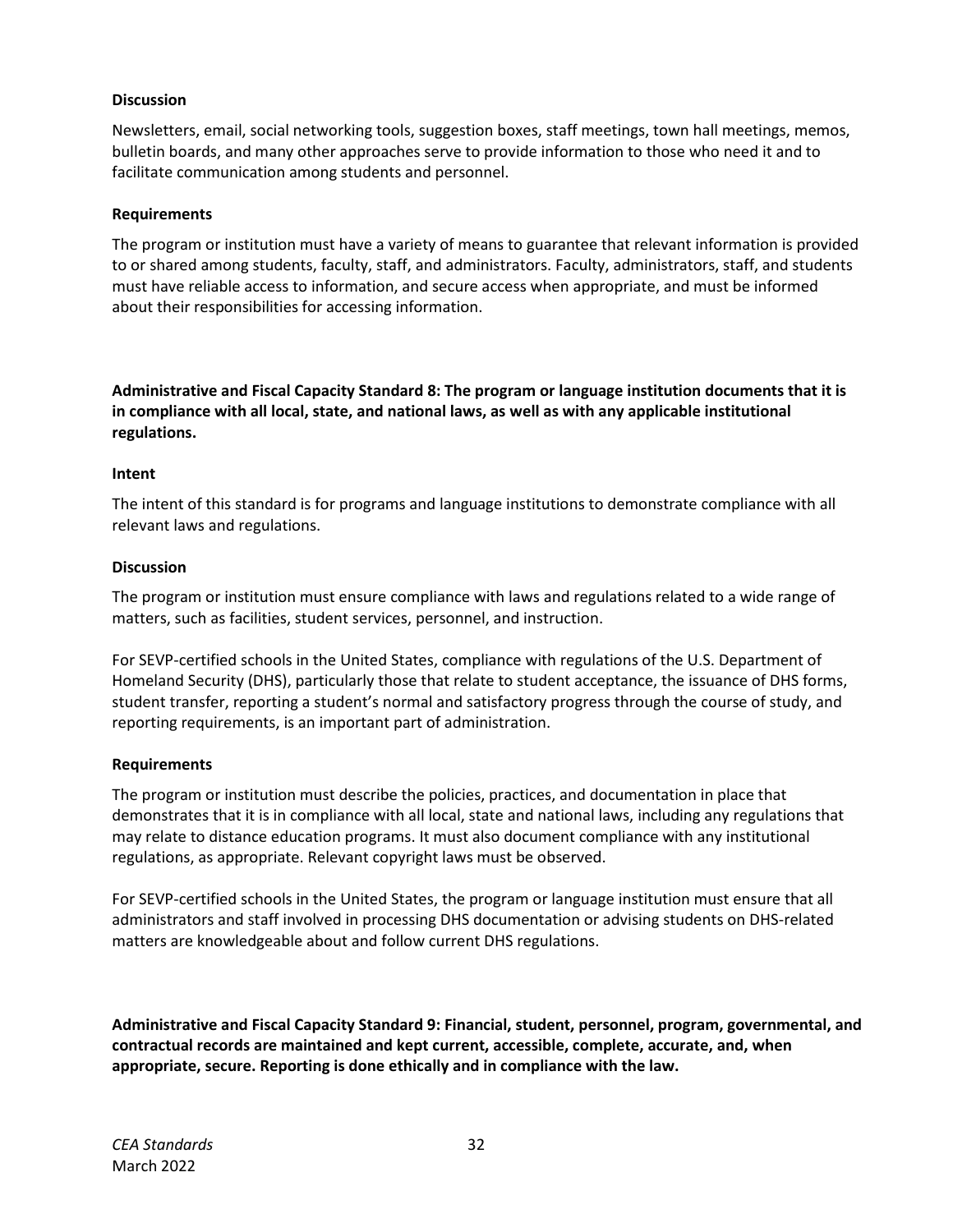**Discussion**

Newsletters, email, social networking tools, suggestion boxes, staff meetings, town hall meetings, memos, bulletin boards, and many other approaches serve to provide information to those who need it and to facilitate communication among students and personnel.

**Requirements**

The program or institution must have a variety of means to guarantee that relevant information is provided to or shared among students, faculty, staff, and administrators. Faculty, administrators, staff, and students must have reliable access to information, and secure access when appropriate, and must be informed about their responsibilities for accessing information.

**Administrative and Fiscal Capacity Standard 8: The program or language institution documents that it is in compliance with all local, state, and national laws, as well as with any applicable institutional regulations.**

**Intent**

The intent of this standard is for programs and language institutions to demonstrate compliance with all relevant laws and regulations.

**Discussion**

The program or institution must ensure compliance with laws and regulations related to a wide range of matters, such as facilities, student services, personnel, and instruction.

For SEVP-certified schools in the United States, compliance with regulations of the U.S. Department of Homeland Security (DHS), particularly those that relate to student acceptance, the issuance of DHS forms, student transfer, reporting a student's normal and satisfactory progress through the course of study, and reporting requirements, is an important part of administration.

**Requirements**

The program or institution must describe the policies, practices, and documentation in place that demonstrates that it is in compliance with all local, state and national laws, including any regulations that may relate to distance education programs. It must also document compliance with any institutional regulations, as appropriate. Relevant copyright laws must be observed.

For SEVP-certified schools in the United States, the program or language institution must ensure that all administrators and staff involved in processing DHS documentation or advising students on DHS-related matters are knowledgeable about and follow current DHS regulations.

**Administrative and Fiscal Capacity Standard 9: Financial, student, personnel, program, governmental, and contractual records are maintained and kept current, accessible, complete, accurate, and, when appropriate, secure. Reporting is done ethically and in compliance with the law.**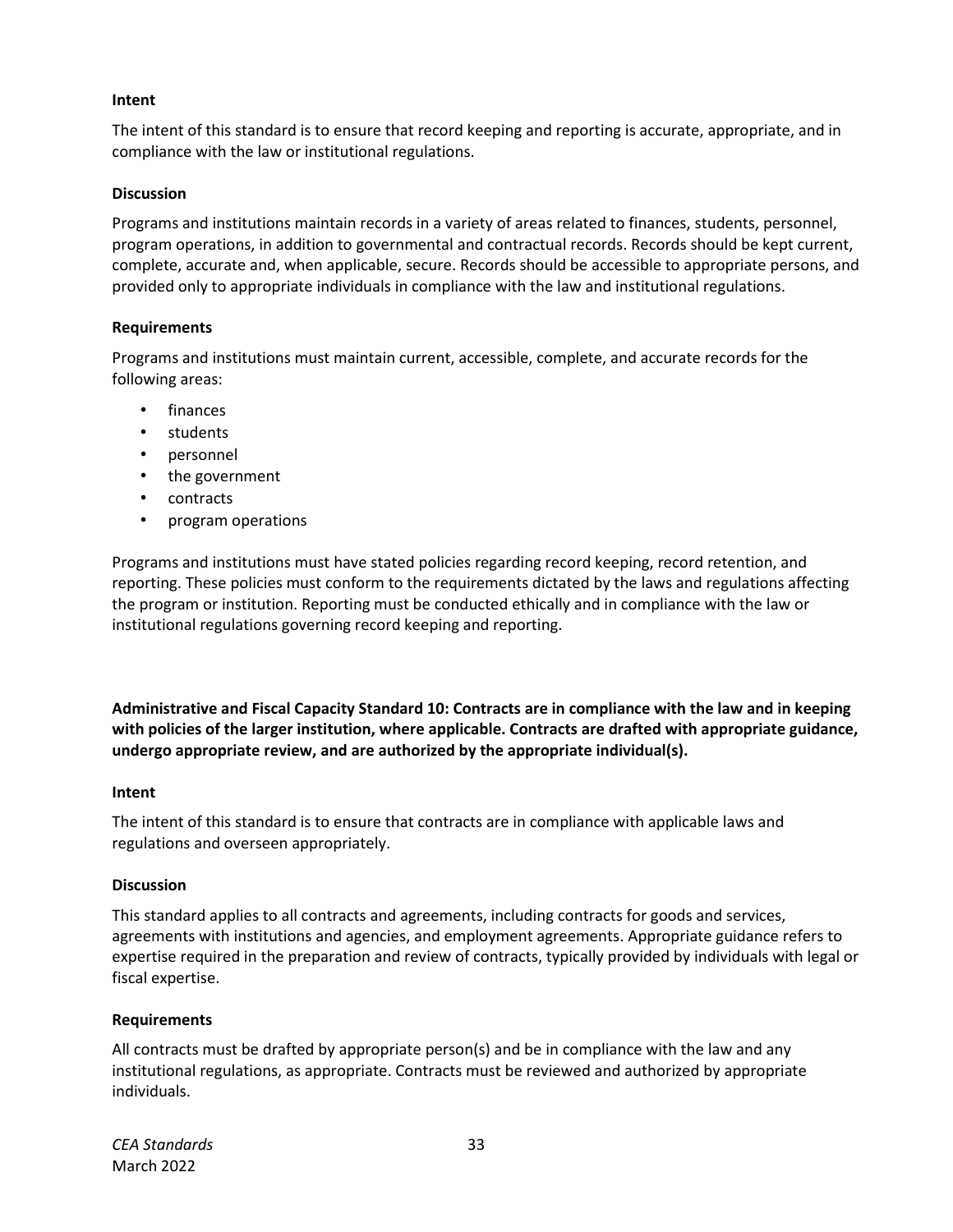**Intent**

The intent of this standard is to ensure that record keeping and reporting is accurate, appropriate, and in compliance with the law or institutional regulations.

**Discussion**

Programs and institutions maintain records in a variety of areas related to finances, students, personnel, program operations, in addition to governmental and contractual records. Records should be kept current, complete, accurate and, when applicable, secure. Records should be accessible to appropriate persons, and provided only to appropriate individuals in compliance with the law and institutional regulations.

**Requirements**

Programs and institutions must maintain current, accessible, complete, and accurate records for the following areas:

- finances
- students
- personnel
- the government
- contracts
- program operations

Programs and institutions must have stated policies regarding record keeping, record retention, and reporting. These policies must conform to the requirements dictated by the laws and regulations affecting the program or institution. Reporting must be conducted ethically and in compliance with the law or institutional regulations governing record keeping and reporting.

**Administrative and Fiscal Capacity Standard 10: Contracts are in compliance with the law and in keeping with policies of the larger institution, where applicable. Contracts are drafted with appropriate guidance, undergo appropriate review, and are authorized by the appropriate individual(s).**

**Intent**

The intent of this standard is to ensure that contracts are in compliance with applicable laws and regulations and overseen appropriately.

**Discussion**

This standard applies to all contracts and agreements, including contracts for goods and services, agreements with institutions and agencies, and employment agreements. Appropriate guidance refers to expertise required in the preparation and review of contracts, typically provided by individuals with legal or fiscal expertise.

**Requirements**

All contracts must be drafted by appropriate person(s) and be in compliance with the law and any institutional regulations, as appropriate. Contracts must be reviewed and authorized by appropriate individuals.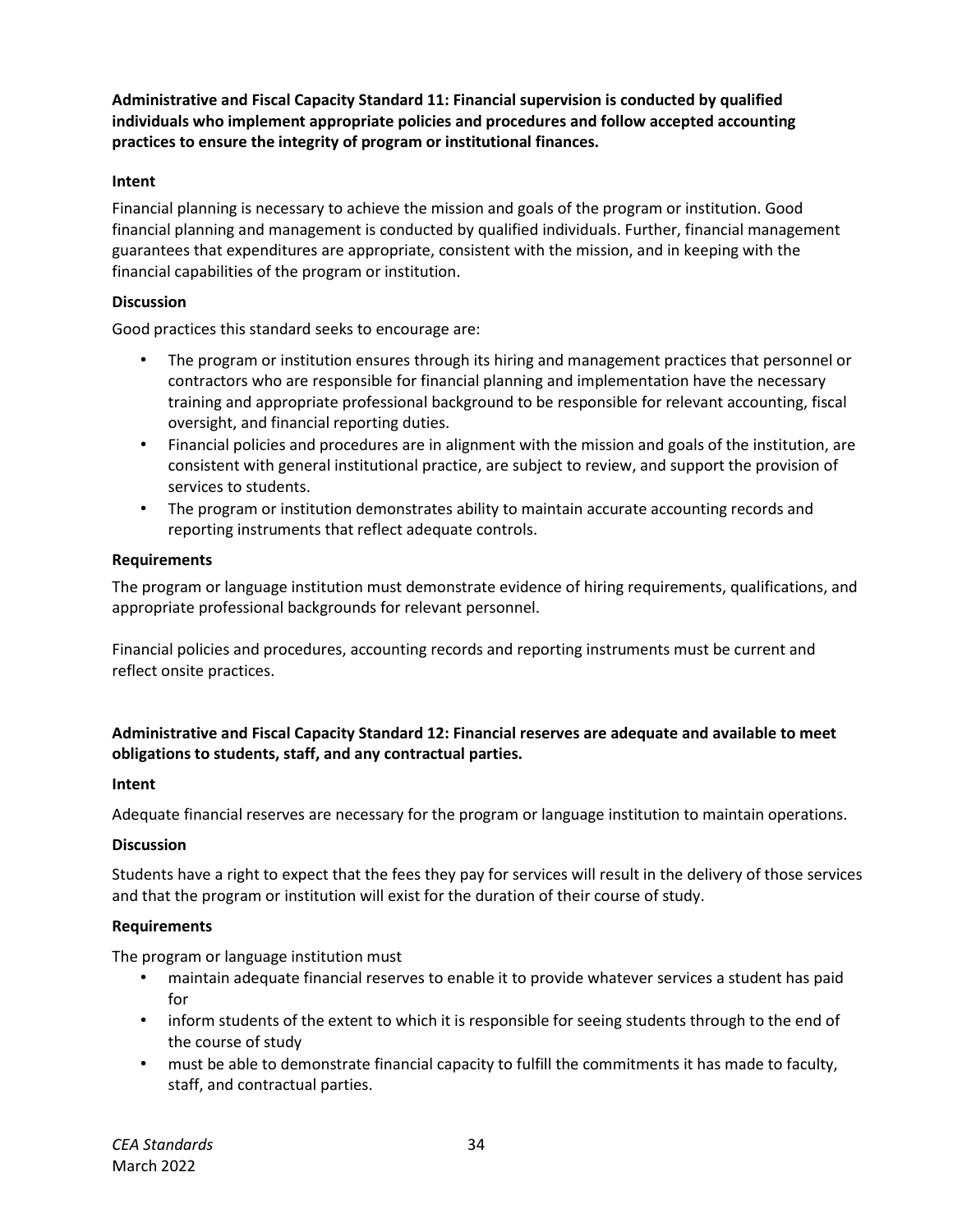**Administrative and Fiscal Capacity Standard 11: Financial supervision is conducted by qualified individuals who implement appropriate policies and procedures and follow accepted accounting practices to ensure the integrity of program or institutional finances.**

**Intent**

Financial planning is necessary to achieve the mission and goals of the program or institution. Good financial planning and management is conducted by qualified individuals. Further, financial management guarantees that expenditures are appropriate, consistent with the mission, and in keeping with the financial capabilities of the program or institution.

**Discussion**

Good practices this standard seeks to encourage are:

- The program or institution ensures through its hiring and management practices that personnel or contractors who are responsible for financial planning and implementation have the necessary training and appropriate professional background to be responsible for relevant accounting, fiscal oversight, and financial reporting duties.
- Financial policies and procedures are in alignment with the mission and goals of the institution, are consistent with general institutional practice, are subject to review, and support the provision of services to students.
- The program or institution demonstrates ability to maintain accurate accounting records and reporting instruments that reflect adequate controls.

**Requirements**

The program or language institution must demonstrate evidence of hiring requirements, qualifications, and appropriate professional backgrounds for relevant personnel.

Financial policies and procedures, accounting records and reporting instruments must be current and reflect onsite practices.

**Administrative and Fiscal Capacity Standard 12: Financial reserves are adequate and available to meet obligations to students, staff, and any contractual parties.**

**Intent**

Adequate financial reserves are necessary for the program or language institution to maintain operations.

**Discussion**

Students have a right to expect that the fees they pay for services will result in the delivery of those services and that the program or institution will exist for the duration of their course of study.

**Requirements**

The program or language institution must

- maintain adequate financial reserves to enable it to provide whatever services a student has paid for
- inform students of the extent to which it is responsible for seeing students through to the end of the course of study
- must be able to demonstrate financial capacity to fulfill the commitments it has made to faculty, staff, and contractual parties.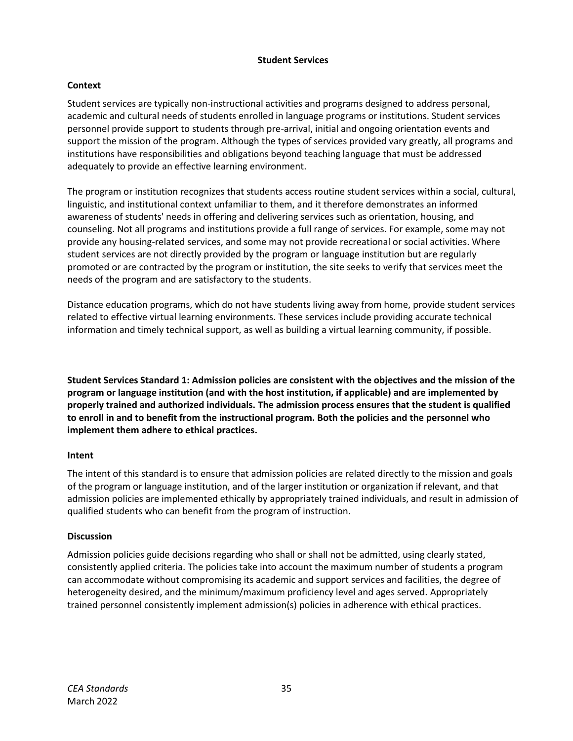## Student Services

### Context

Student services are typically non-instructional activities and programs designed to address personal, academic and cultural needs of students enrolled in language programs or institutions. Student services personnel provide support to students through pre-arrival, initial and ongoing orientation events and support the mission of the program. Although the types of services provided vary greatly, all programs and institutions have responsibilities and obligations beyond teaching language that must be addressed adequately to provide an effective learning environment.

The program or institution recognizes that students access routine student services within a social, cultural, linguistic, and institutional context unfamiliar to them, and it therefore demonstrates an informed awareness of students' needs in offering and delivering services such as orientation, housing, and counseling. Not all programs and institutions provide a full range of services. For example, some may not provide any housing-related services, and some may not provide recreational or social activities. Where student services are not directly provided by the program or language institution but are regularly promoted or are contracted by the program or institution, the site seeks to verify that services meet the needs of the program and are satisfactory to the students.

Distance education programs, which do not have students living away from home, provide student services related to effective virtual learning environments. These services include providing accurate technical information and timely technical support, as well as building a virtual learning community, if possible.

**Student Services Standard 1: Admission policies are consistent with the objectives and the mission of the program or language institution (and with the host institution, if applicable) and are implemented by properly trained and authorized individuals. The admission process ensures that the student is qualified to enroll in and to benefit from the instructional program. Both the policies and the personnel who implement them adhere to ethical practices.**

### Intent

The intent of this standard is to ensure that admission policies are related directly to the mission and goals of the program or language institution, and of the larger institution or organization if relevant, and that admission policies are implemented ethically by appropriately trained individuals, and result in admission of qualified students who can benefit from the program of instruction.

### Discussion

Admission policies guide decisions regarding who shall or shall not be admitted, using clearly stated, consistently applied criteria. The policies take into account the maximum number of students a program can accommodate without compromising its academic and support services and facilities, the degree of heterogeneity desired, and the minimum/maximum proficiency level and ages served. Appropriately trained personnel consistently implement admission(s) policies in adherence with ethical practices.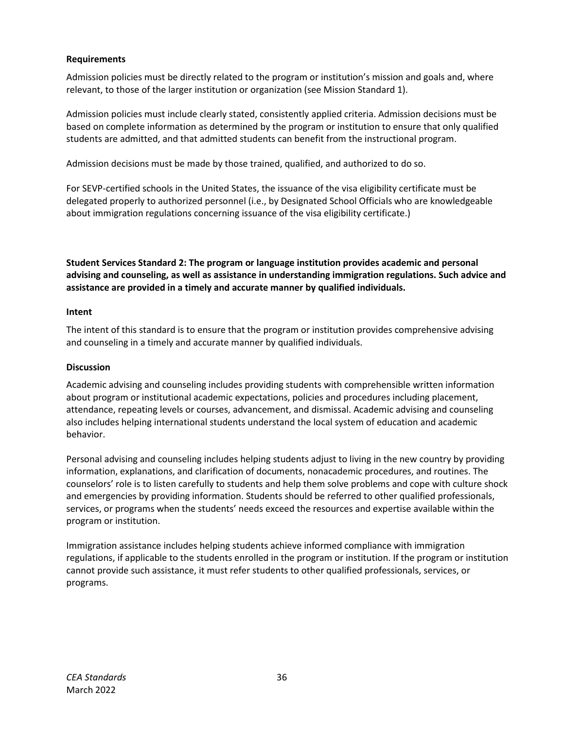### Requirements

Admission policies must be directly related to the program or institution's mission and goals and, where relevant, to those of the larger institution or organization (see Mission Standard 1).

Admission policies must include clearly stated, consistently applied criteria. Admission decisions must be based on complete information as determined by the program or institution to ensure that only qualified students are admitted, and that admitted students can benefit from the instructional program.

Admission decisions must be made by those trained, qualified, and authorized to do so.

For SEVP-certified schools in the United States, the issuance of the visa eligibility certificate must be delegated properly to authorized personnel (i.e., by Designated School Officials who are knowledgeable about immigration regulations concerning issuance of the visa eligibility certificate.)

**Student Services Standard 2: The program or language institution provides academic and personal advising and counseling, as well as assistance in understanding immigration regulations. Such advice and assistance are provided in a timely and accurate manner by qualified individuals.**

### Intent

The intent of this standard is to ensure that the program or institution provides comprehensive advising and counseling in a timely and accurate manner by qualified individuals.

### Discussion

Academic advising and counseling includes providing students with comprehensible written information about program or institutional academic expectations, policies and procedures including placement, attendance, repeating levels or courses, advancement, and dismissal. Academic advising and counseling also includes helping international students understand the local system of education and academic behavior.

Personal advising and counseling includes helping students adjust to living in the new country by providing information, explanations, and clarification of documents, nonacademic procedures, and routines. The counselors' role is to listen carefully to students and help them solve problems and cope with culture shock and emergencies by providing information. Students should be referred to other qualified professionals, services, or programs when the students' needs exceed the resources and expertise available within the program or institution.

Immigration assistance includes helping students achieve informed compliance with immigration regulations, if applicable to the students enrolled in the program or institution. If the program or institution cannot provide such assistance, it must refer students to other qualified professionals, services, or programs.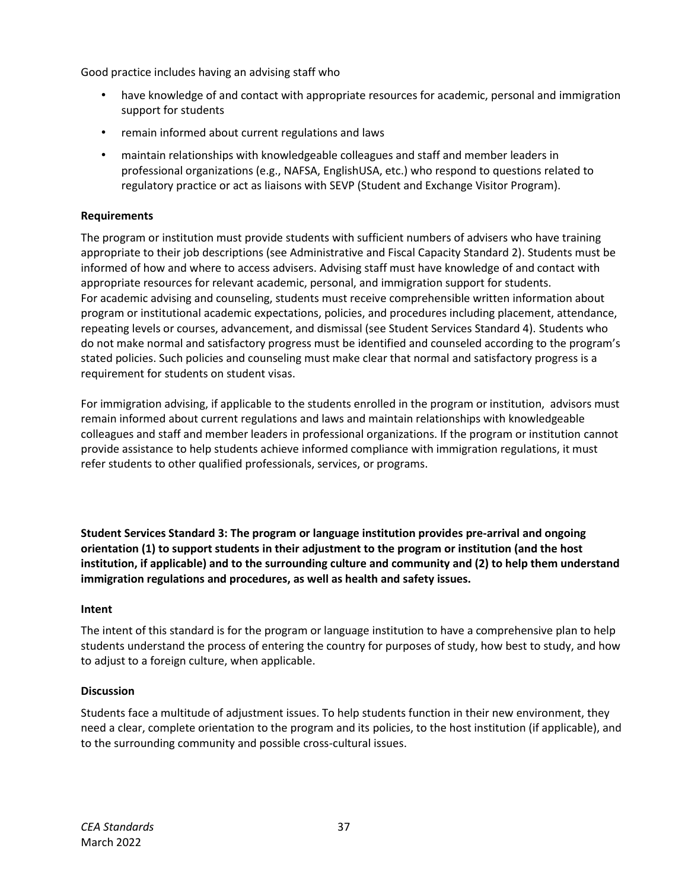Good practice includes having an advising staff who

- have knowledge of and contact with appropriate resources for academic, personal and immigration support for students
- remain informed about current regulations and laws
- maintain relationships with knowledgeable colleagues and staff and member leaders in professional organizations (e.g., NAFSA, EnglishUSA, etc.) who respond to questions related to regulatory practice or act as liaisons with SEVP (Student and Exchange Visitor Program).

**Requirements**

The program or institution must provide students with sufficient numbers of advisers who have training appropriate to their job descriptions (see Administrative and Fiscal Capacity Standard 2). Students must be informed of how and where to access advisers. Advising staff must have knowledge of and contact with appropriate resources for relevant academic, personal, and immigration support for students.
For academic advising and counseling, students must receive comprehensible written information about program or institutional academic expectations, policies, and procedures including placement, attendance, repeating levels or courses, advancement, and dismissal (see Student Services Standard 4). Students who do not make normal and satisfactory progress must be identified and counseled according to the program's stated policies. Such policies and counseling must make clear that normal and satisfactory progress is a requirement for students on student visas.

For immigration advising, if applicable to the students enrolled in the program or institution, advisors must remain informed about current regulations and laws and maintain relationships with knowledgeable colleagues and staff and member leaders in professional organizations. If the program or institution cannot provide assistance to help students achieve informed compliance with immigration regulations, it must refer students to other qualified professionals, services, or programs.

**Student Services Standard 3: The program or language institution provides pre-arrival and ongoing orientation (1) to support students in their adjustment to the program or institution (and the host institution, if applicable) and to the surrounding culture and community and (2) to help them understand immigration regulations and procedures, as well as health and safety issues.**

**Intent**

The intent of this standard is for the program or language institution to have a comprehensive plan to help students understand the process of entering the country for purposes of study, how best to study, and how to adjust to a foreign culture, when applicable.

**Discussion**

Students face a multitude of adjustment issues. To help students function in their new environment, they need a clear, complete orientation to the program and its policies, to the host institution (if applicable), and to the surrounding community and possible cross-cultural issues.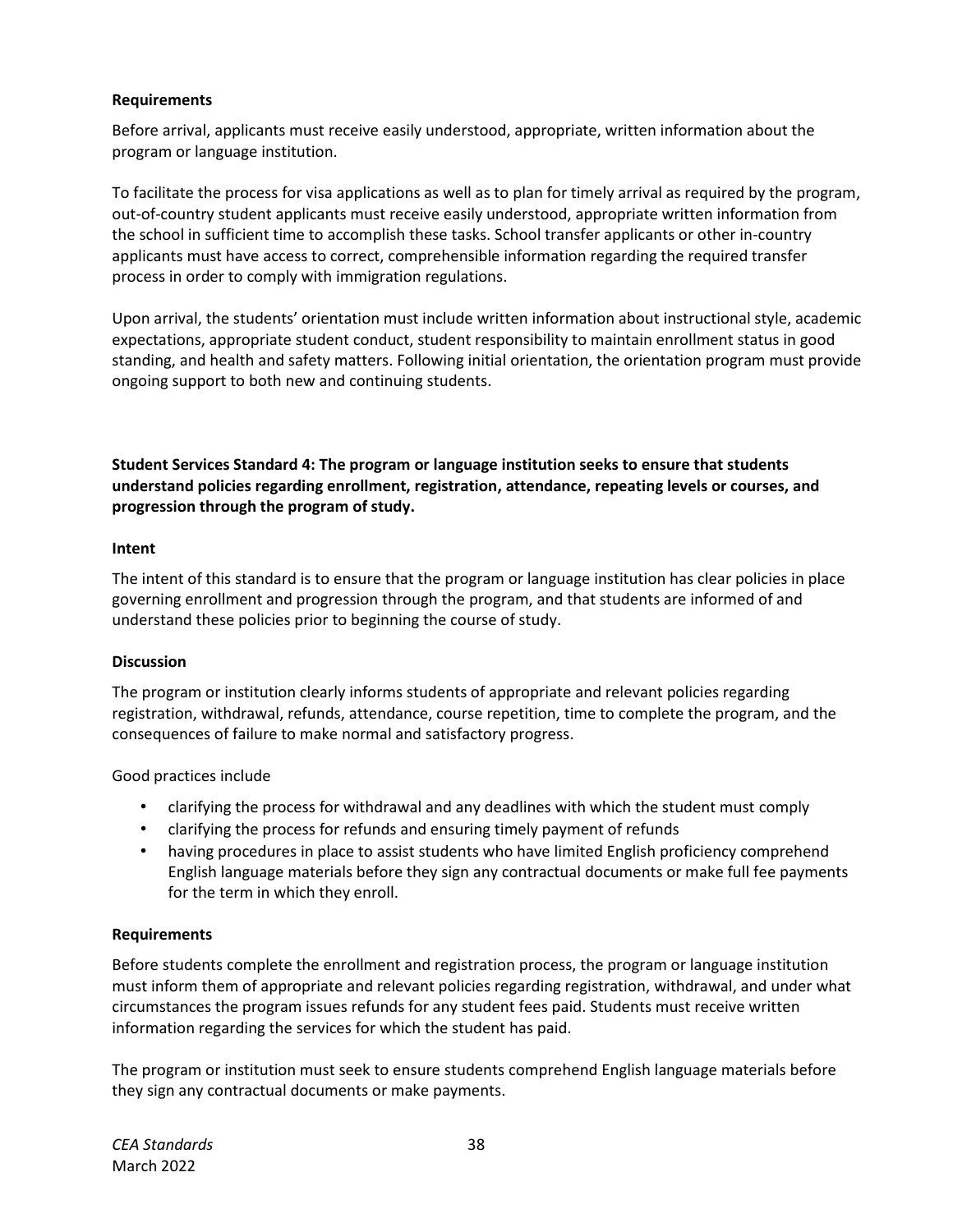**Requirements**

Before arrival, applicants must receive easily understood, appropriate, written information about the program or language institution.

To facilitate the process for visa applications as well as to plan for timely arrival as required by the program, out-of-country student applicants must receive easily understood, appropriate written information from the school in sufficient time to accomplish these tasks. School transfer applicants or other in-country applicants must have access to correct, comprehensible information regarding the required transfer process in order to comply with immigration regulations.

Upon arrival, the students' orientation must include written information about instructional style, academic expectations, appropriate student conduct, student responsibility to maintain enrollment status in good standing, and health and safety matters. Following initial orientation, the orientation program must provide ongoing support to both new and continuing students.

**Student Services Standard 4: The program or language institution seeks to ensure that students understand policies regarding enrollment, registration, attendance, repeating levels or courses, and progression through the program of study.**

**Intent**

The intent of this standard is to ensure that the program or language institution has clear policies in place governing enrollment and progression through the program, and that students are informed of and understand these policies prior to beginning the course of study.

**Discussion**

The program or institution clearly informs students of appropriate and relevant policies regarding registration, withdrawal, refunds, attendance, course repetition, time to complete the program, and the consequences of failure to make normal and satisfactory progress.

Good practices include

- clarifying the process for withdrawal and any deadlines with which the student must comply
- clarifying the process for refunds and ensuring timely payment of refunds
- having procedures in place to assist students who have limited English proficiency comprehend English language materials before they sign any contractual documents or make full fee payments for the term in which they enroll.

**Requirements**

Before students complete the enrollment and registration process, the program or language institution must inform them of appropriate and relevant policies regarding registration, withdrawal, and under what circumstances the program issues refunds for any student fees paid. Students must receive written information regarding the services for which the student has paid.

The program or institution must seek to ensure students comprehend English language materials before they sign any contractual documents or make payments.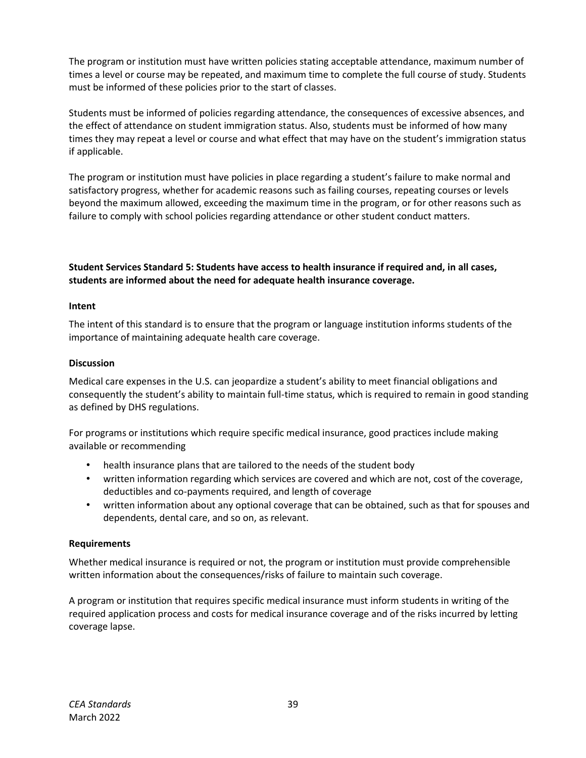The program or institution must have written policies stating acceptable attendance, maximum number of times a level or course may be repeated, and maximum time to complete the full course of study. Students must be informed of these policies prior to the start of classes.

Students must be informed of policies regarding attendance, the consequences of excessive absences, and the effect of attendance on student immigration status. Also, students must be informed of how many times they may repeat a level or course and what effect that may have on the student's immigration status if applicable.

The program or institution must have policies in place regarding a student's failure to make normal and satisfactory progress, whether for academic reasons such as failing courses, repeating courses or levels beyond the maximum allowed, exceeding the maximum time in the program, or for other reasons such as failure to comply with school policies regarding attendance or other student conduct matters.

**Student Services Standard 5: Students have access to health insurance if required and, in all cases, students are informed about the need for adequate health insurance coverage.**

**Intent**

The intent of this standard is to ensure that the program or language institution informs students of the importance of maintaining adequate health care coverage.

**Discussion**

Medical care expenses in the U.S. can jeopardize a student's ability to meet financial obligations and consequently the student's ability to maintain full-time status, which is required to remain in good standing as defined by DHS regulations.

For programs or institutions which require specific medical insurance, good practices include making available or recommending

- health insurance plans that are tailored to the needs of the student body
- written information regarding which services are covered and which are not, cost of the coverage, deductibles and co-payments required, and length of coverage
- written information about any optional coverage that can be obtained, such as that for spouses and dependents, dental care, and so on, as relevant.

**Requirements**

Whether medical insurance is required or not, the program or institution must provide comprehensible written information about the consequences/risks of failure to maintain such coverage.

A program or institution that requires specific medical insurance must inform students in writing of the required application process and costs for medical insurance coverage and of the risks incurred by letting coverage lapse.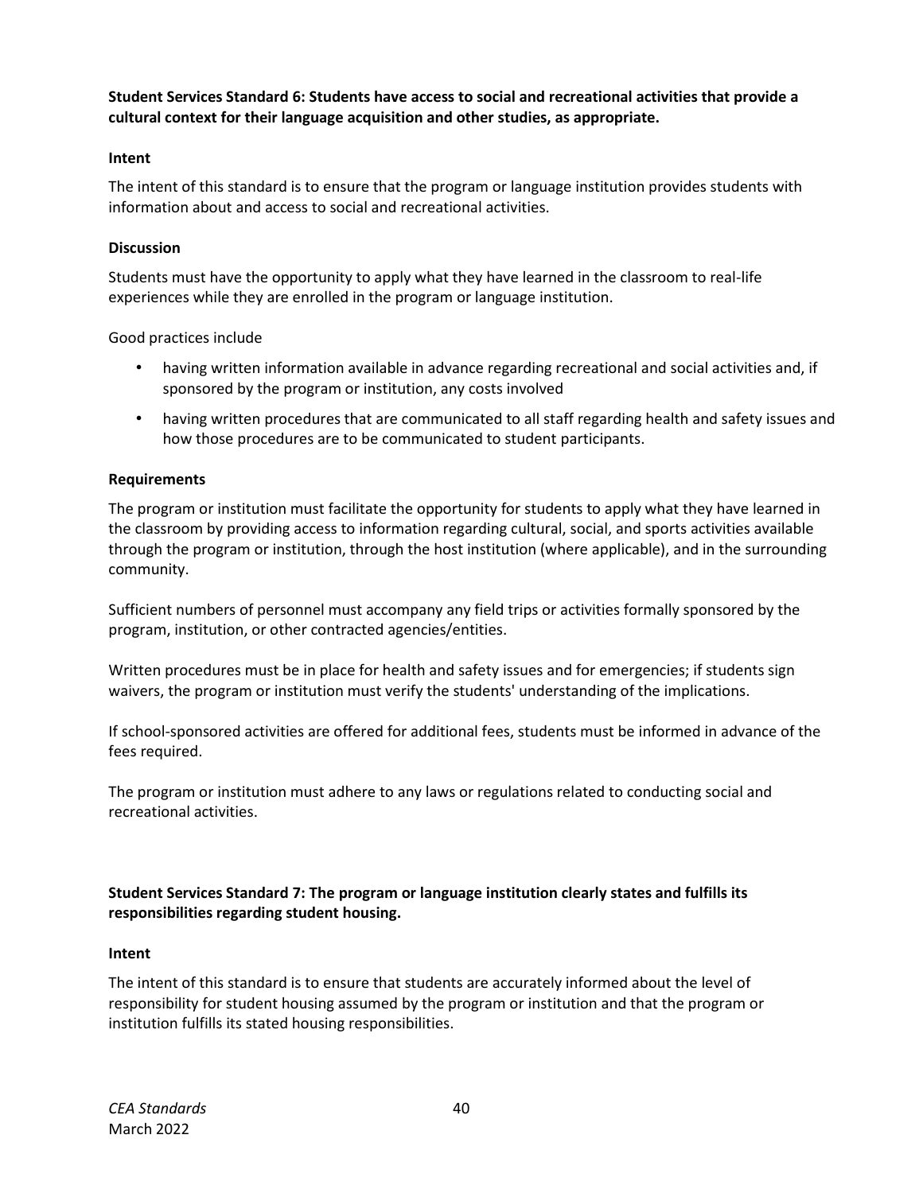**Student Services Standard 6: Students have access to social and recreational activities that provide a cultural context for their language acquisition and other studies, as appropriate.**

**Intent**

The intent of this standard is to ensure that the program or language institution provides students with information about and access to social and recreational activities.

**Discussion**

Students must have the opportunity to apply what they have learned in the classroom to real-life experiences while they are enrolled in the program or language institution.

Good practices include

- having written information available in advance regarding recreational and social activities and, if sponsored by the program or institution, any costs involved
- having written procedures that are communicated to all staff regarding health and safety issues and how those procedures are to be communicated to student participants.

**Requirements**

The program or institution must facilitate the opportunity for students to apply what they have learned in the classroom by providing access to information regarding cultural, social, and sports activities available through the program or institution, through the host institution (where applicable), and in the surrounding community.

Sufficient numbers of personnel must accompany any field trips or activities formally sponsored by the program, institution, or other contracted agencies/entities.

Written procedures must be in place for health and safety issues and for emergencies; if students sign waivers, the program or institution must verify the students' understanding of the implications.

If school-sponsored activities are offered for additional fees, students must be informed in advance of the fees required.

The program or institution must adhere to any laws or regulations related to conducting social and recreational activities.

**Student Services Standard 7: The program or language institution clearly states and fulfills its responsibilities regarding student housing.**

**Intent**

The intent of this standard is to ensure that students are accurately informed about the level of responsibility for student housing assumed by the program or institution and that the program or institution fulfills its stated housing responsibilities.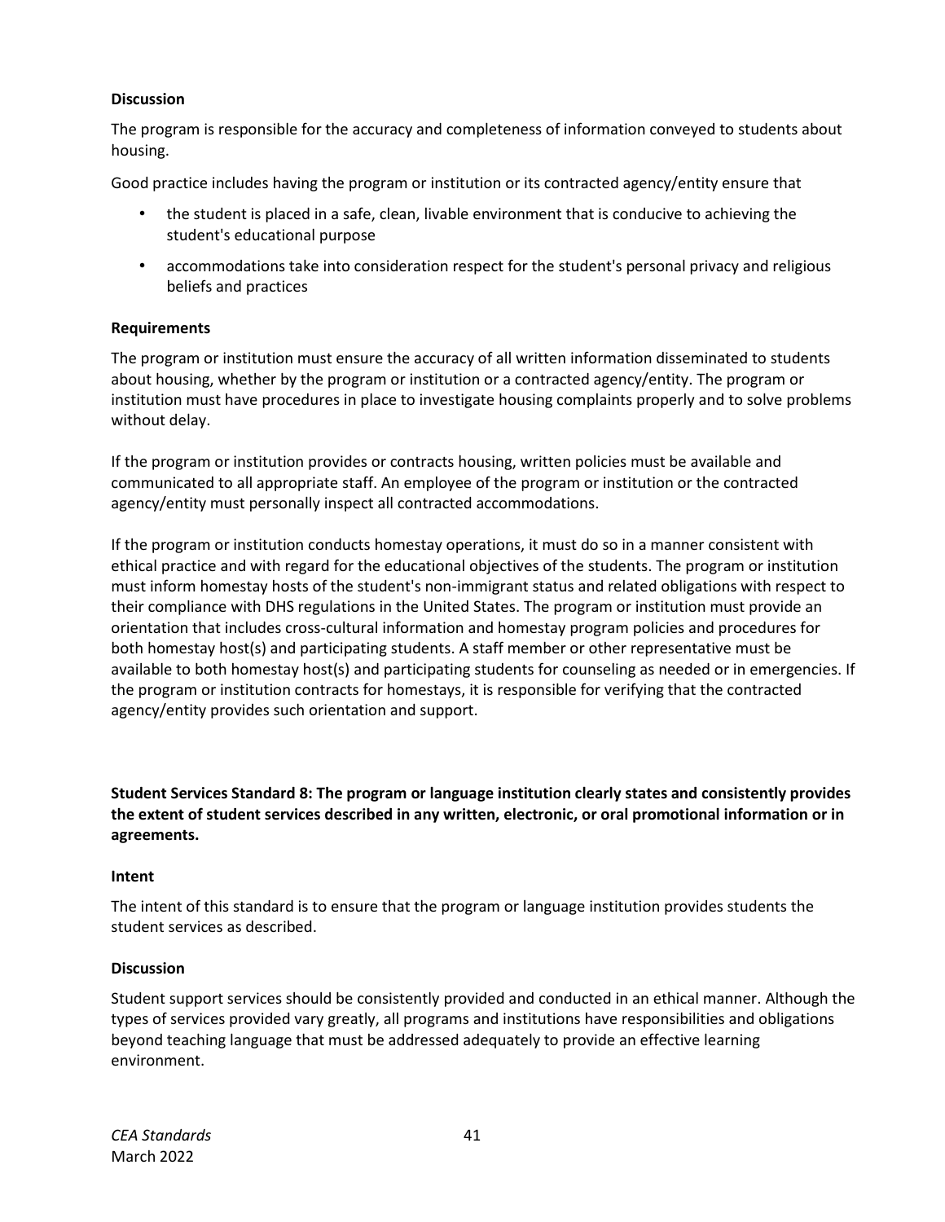**Discussion**

The program is responsible for the accuracy and completeness of information conveyed to students about housing.

Good practice includes having the program or institution or its contracted agency/entity ensure that

- the student is placed in a safe, clean, livable environment that is conducive to achieving the student's educational purpose
- accommodations take into consideration respect for the student's personal privacy and religious beliefs and practices

**Requirements**

The program or institution must ensure the accuracy of all written information disseminated to students about housing, whether by the program or institution or a contracted agency/entity. The program or institution must have procedures in place to investigate housing complaints properly and to solve problems without delay.

If the program or institution provides or contracts housing, written policies must be available and communicated to all appropriate staff. An employee of the program or institution or the contracted agency/entity must personally inspect all contracted accommodations.

If the program or institution conducts homestay operations, it must do so in a manner consistent with ethical practice and with regard for the educational objectives of the students. The program or institution must inform homestay hosts of the student's non-immigrant status and related obligations with respect to their compliance with DHS regulations in the United States. The program or institution must provide an orientation that includes cross-cultural information and homestay program policies and procedures for both homestay host(s) and participating students. A staff member or other representative must be available to both homestay host(s) and participating students for counseling as needed or in emergencies. If the program or institution contracts for homestays, it is responsible for verifying that the contracted agency/entity provides such orientation and support.

**Student Services Standard 8: The program or language institution clearly states and consistently provides the extent of student services described in any written, electronic, or oral promotional information or in agreements.**

**Intent**

The intent of this standard is to ensure that the program or language institution provides students the student services as described.

**Discussion**

Student support services should be consistently provided and conducted in an ethical manner. Although the types of services provided vary greatly, all programs and institutions have responsibilities and obligations beyond teaching language that must be addressed adequately to provide an effective learning environment.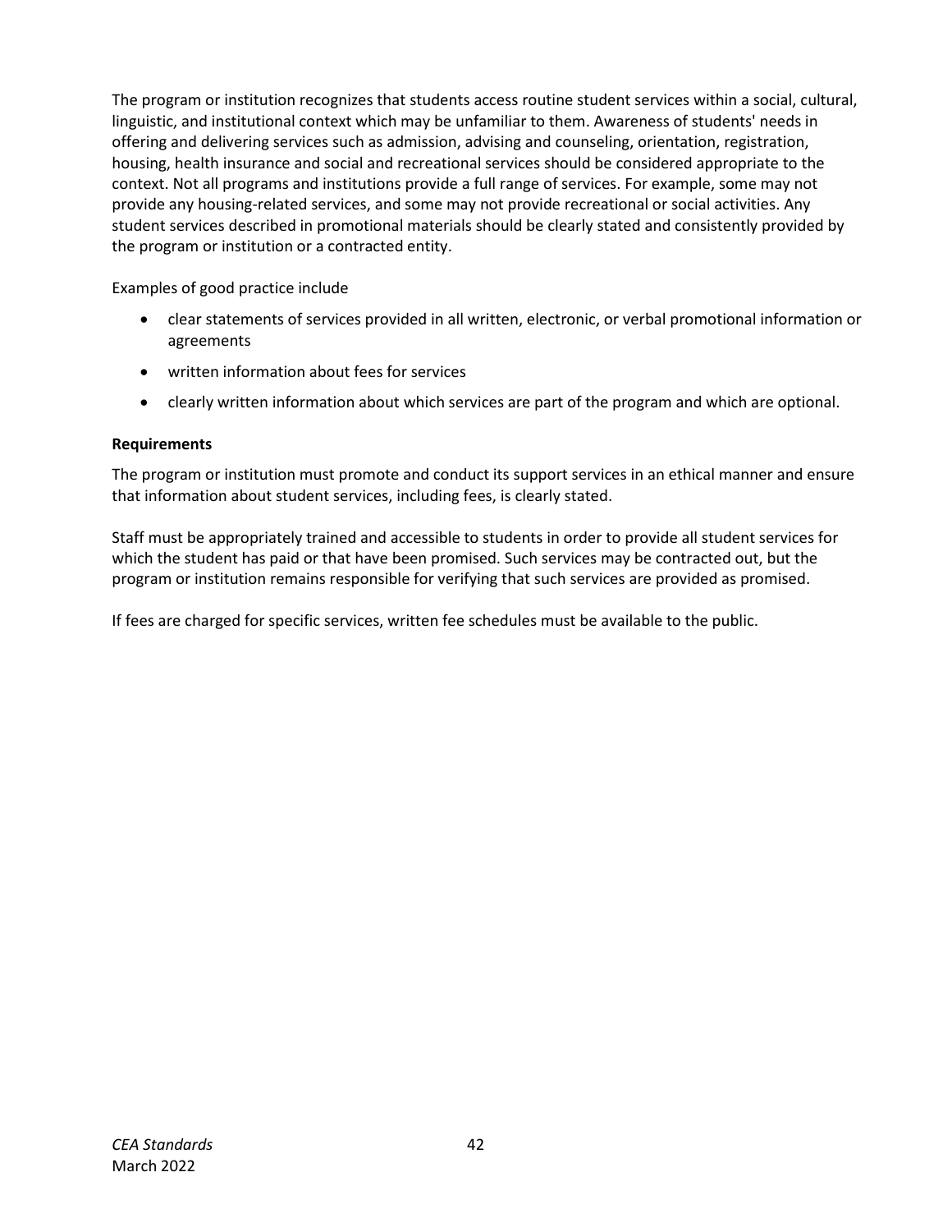The program or institution recognizes that students access routine student services within a social, cultural, linguistic, and institutional context which may be unfamiliar to them. Awareness of students' needs in offering and delivering services such as admission, advising and counseling, orientation, registration, housing, health insurance and social and recreational services should be considered appropriate to the context. Not all programs and institutions provide a full range of services. For example, some may not provide any housing-related services, and some may not provide recreational or social activities. Any student services described in promotional materials should be clearly stated and consistently provided by the program or institution or a contracted entity.

Examples of good practice include

- clear statements of services provided in all written, electronic, or verbal promotional information or agreements
- written information about fees for services
- clearly written information about which services are part of the program and which are optional.

**Requirements**

The program or institution must promote and conduct its support services in an ethical manner and ensure that information about student services, including fees, is clearly stated.

Staff must be appropriately trained and accessible to students in order to provide all student services for which the student has paid or that have been promised. Such services may be contracted out, but the program or institution remains responsible for verifying that such services are provided as promised.

If fees are charged for specific services, written fee schedules must be available to the public.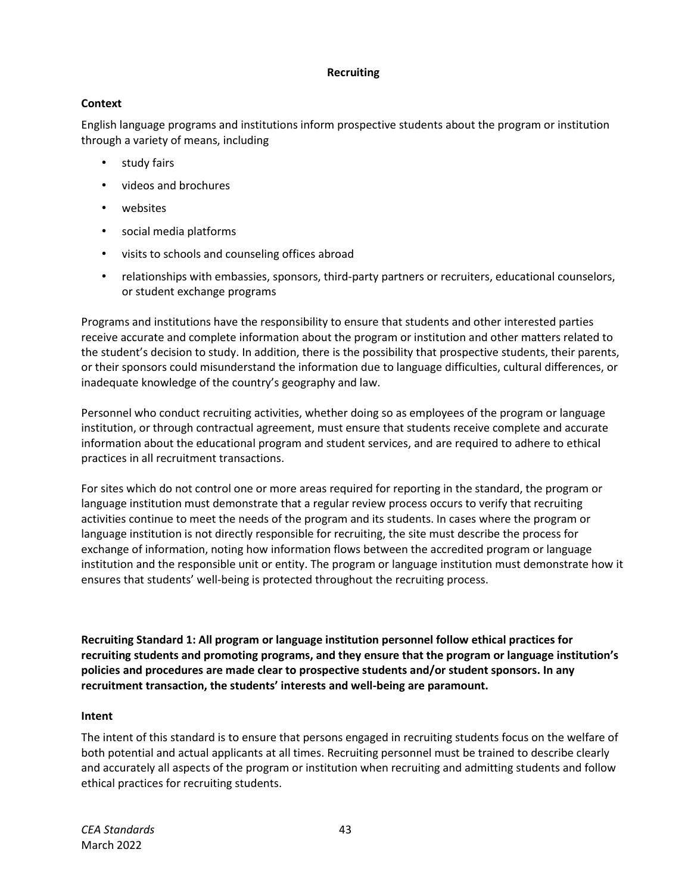## Recruiting

### Context

English language programs and institutions inform prospective students about the program or institution through a variety of means, including

- study fairs
- videos and brochures
- websites
- social media platforms
- visits to schools and counseling offices abroad
- relationships with embassies, sponsors, third-party partners or recruiters, educational counselors, or student exchange programs

Programs and institutions have the responsibility to ensure that students and other interested parties receive accurate and complete information about the program or institution and other matters related to the student's decision to study. In addition, there is the possibility that prospective students, their parents, or their sponsors could misunderstand the information due to language difficulties, cultural differences, or inadequate knowledge of the country's geography and law.

Personnel who conduct recruiting activities, whether doing so as employees of the program or language institution, or through contractual agreement, must ensure that students receive complete and accurate information about the educational program and student services, and are required to adhere to ethical practices in all recruitment transactions.

For sites which do not control one or more areas required for reporting in the standard, the program or language institution must demonstrate that a regular review process occurs to verify that recruiting activities continue to meet the needs of the program and its students. In cases where the program or language institution is not directly responsible for recruiting, the site must describe the process for exchange of information, noting how information flows between the accredited program or language institution and the responsible unit or entity. The program or language institution must demonstrate how it ensures that students' well-being is protected throughout the recruiting process.

**Recruiting Standard 1: All program or language institution personnel follow ethical practices for recruiting students and promoting programs, and they ensure that the program or language institution's policies and procedures are made clear to prospective students and/or student sponsors. In any recruitment transaction, the students' interests and well-being are paramount.**

### Intent

The intent of this standard is to ensure that persons engaged in recruiting students focus on the welfare of both potential and actual applicants at all times. Recruiting personnel must be trained to describe clearly and accurately all aspects of the program or institution when recruiting and admitting students and follow ethical practices for recruiting students.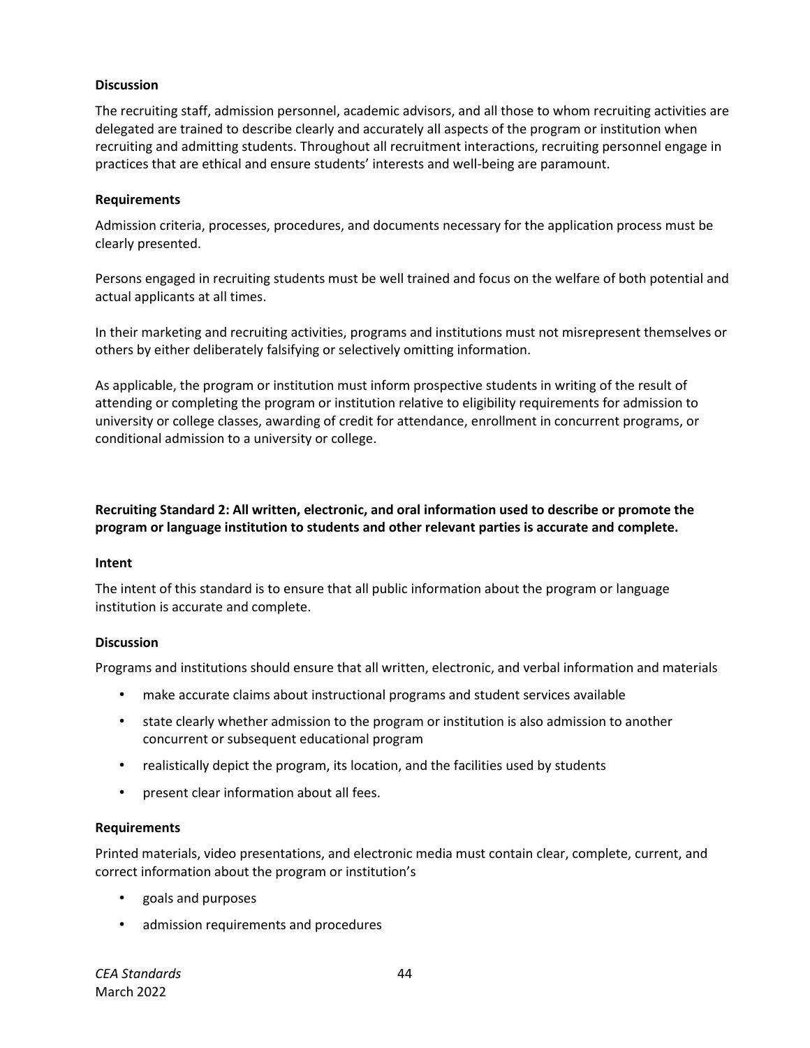**Discussion**

The recruiting staff, admission personnel, academic advisors, and all those to whom recruiting activities are delegated are trained to describe clearly and accurately all aspects of the program or institution when recruiting and admitting students. Throughout all recruitment interactions, recruiting personnel engage in practices that are ethical and ensure students' interests and well-being are paramount.

**Requirements**

Admission criteria, processes, procedures, and documents necessary for the application process must be clearly presented.

Persons engaged in recruiting students must be well trained and focus on the welfare of both potential and actual applicants at all times.

In their marketing and recruiting activities, programs and institutions must not misrepresent themselves or others by either deliberately falsifying or selectively omitting information.

As applicable, the program or institution must inform prospective students in writing of the result of attending or completing the program or institution relative to eligibility requirements for admission to university or college classes, awarding of credit for attendance, enrollment in concurrent programs, or conditional admission to a university or college.

**Recruiting Standard 2: All written, electronic, and oral information used to describe or promote the program or language institution to students and other relevant parties is accurate and complete.**

**Intent**

The intent of this standard is to ensure that all public information about the program or language institution is accurate and complete.

**Discussion**

Programs and institutions should ensure that all written, electronic, and verbal information and materials

- make accurate claims about instructional programs and student services available
- state clearly whether admission to the program or institution is also admission to another concurrent or subsequent educational program
- realistically depict the program, its location, and the facilities used by students
- present clear information about all fees.

**Requirements**

Printed materials, video presentations, and electronic media must contain clear, complete, current, and correct information about the program or institution's

- goals and purposes
- admission requirements and procedures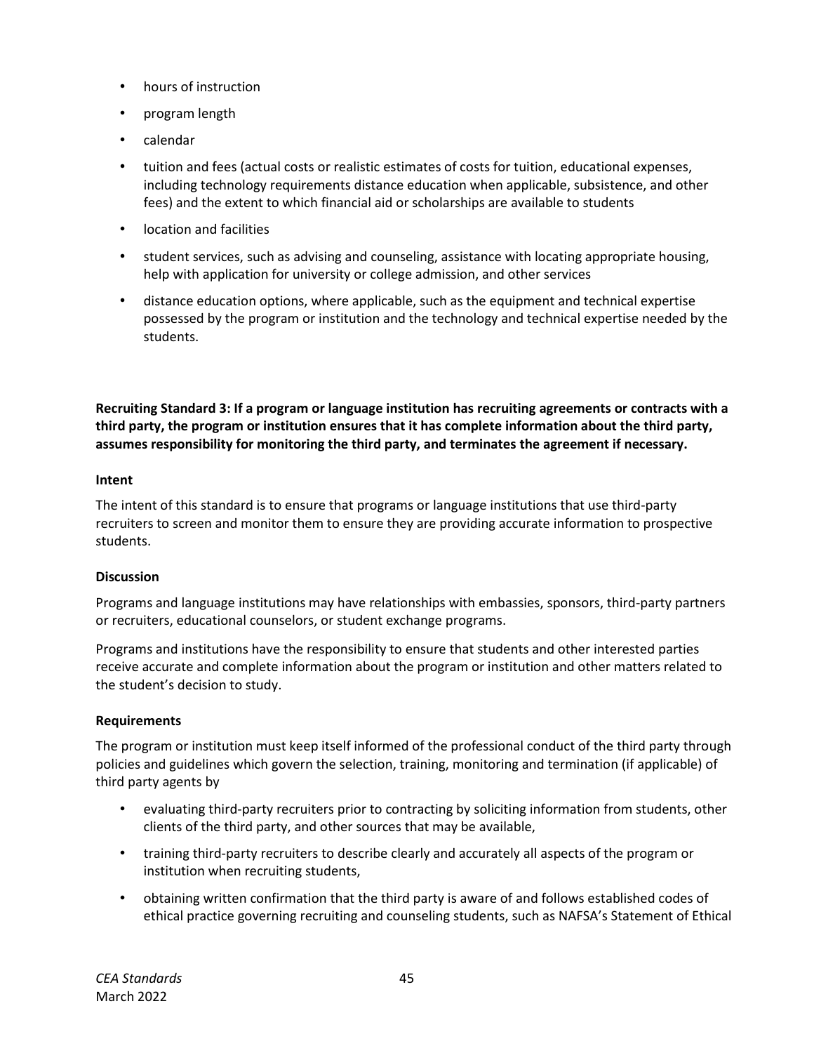- hours of instruction
- program length
- calendar
- tuition and fees (actual costs or realistic estimates of costs for tuition, educational expenses, including technology requirements distance education when applicable, subsistence, and other fees) and the extent to which financial aid or scholarships are available to students
- location and facilities
- student services, such as advising and counseling, assistance with locating appropriate housing, help with application for university or college admission, and other services
- distance education options, where applicable, such as the equipment and technical expertise possessed by the program or institution and the technology and technical expertise needed by the students.

**Recruiting Standard 3: If a program or language institution has recruiting agreements or contracts with a third party, the program or institution ensures that it has complete information about the third party, assumes responsibility for monitoring the third party, and terminates the agreement if necessary.**

**Intent**

The intent of this standard is to ensure that programs or language institutions that use third-party recruiters to screen and monitor them to ensure they are providing accurate information to prospective students.

**Discussion**

Programs and language institutions may have relationships with embassies, sponsors, third-party partners or recruiters, educational counselors, or student exchange programs.

Programs and institutions have the responsibility to ensure that students and other interested parties receive accurate and complete information about the program or institution and other matters related to the student's decision to study.

**Requirements**

The program or institution must keep itself informed of the professional conduct of the third party through policies and guidelines which govern the selection, training, monitoring and termination (if applicable) of third party agents by

- evaluating third-party recruiters prior to contracting by soliciting information from students, other clients of the third party, and other sources that may be available,
- training third-party recruiters to describe clearly and accurately all aspects of the program or institution when recruiting students,
- obtaining written confirmation that the third party is aware of and follows established codes of ethical practice governing recruiting and counseling students, such as NAFSA's Statement of Ethical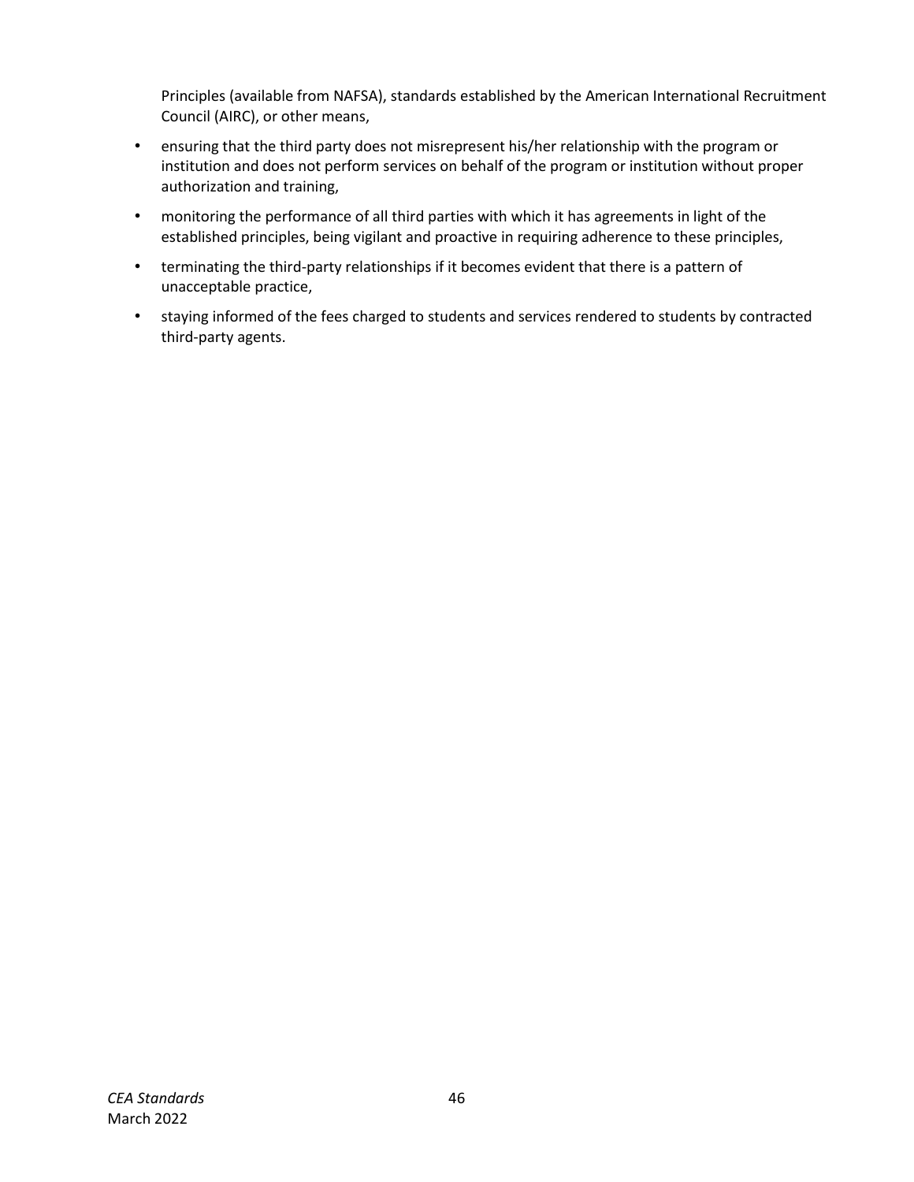Principles (available from NAFSA), standards established by the American International Recruitment Council (AIRC), or other means,

- ensuring that the third party does not misrepresent his/her relationship with the program or institution and does not perform services on behalf of the program or institution without proper authorization and training,
- monitoring the performance of all third parties with which it has agreements in light of the established principles, being vigilant and proactive in requiring adherence to these principles,
- terminating the third-party relationships if it becomes evident that there is a pattern of unacceptable practice,
- staying informed of the fees charged to students and services rendered to students by contracted third-party agents.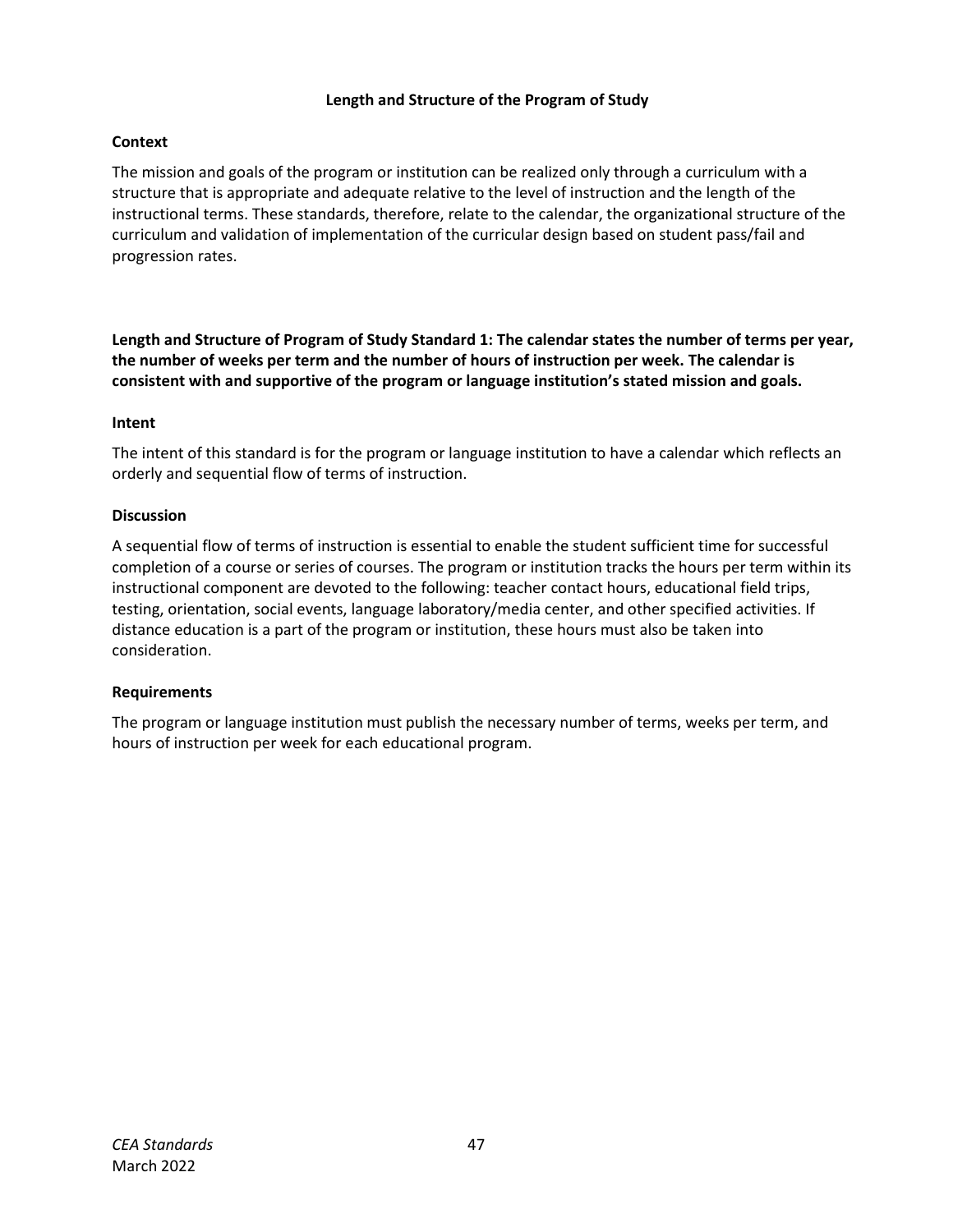## Length and Structure of the Program of Study

### Context

The mission and goals of the program or institution can be realized only through a curriculum with a structure that is appropriate and adequate relative to the level of instruction and the length of the instructional terms. These standards, therefore, relate to the calendar, the organizational structure of the curriculum and validation of implementation of the curricular design based on student pass/fail and progression rates.

**Length and Structure of Program of Study Standard 1: The calendar states the number of terms per year, the number of weeks per term and the number of hours of instruction per week. The calendar is consistent with and supportive of the program or language institution's stated mission and goals.**

### Intent

The intent of this standard is for the program or language institution to have a calendar which reflects an orderly and sequential flow of terms of instruction.

### Discussion

A sequential flow of terms of instruction is essential to enable the student sufficient time for successful completion of a course or series of courses. The program or institution tracks the hours per term within its instructional component are devoted to the following: teacher contact hours, educational field trips, testing, orientation, social events, language laboratory/media center, and other specified activities. If distance education is a part of the program or institution, these hours must also be taken into consideration.

### Requirements

The program or language institution must publish the necessary number of terms, weeks per term, and hours of instruction per week for each educational program.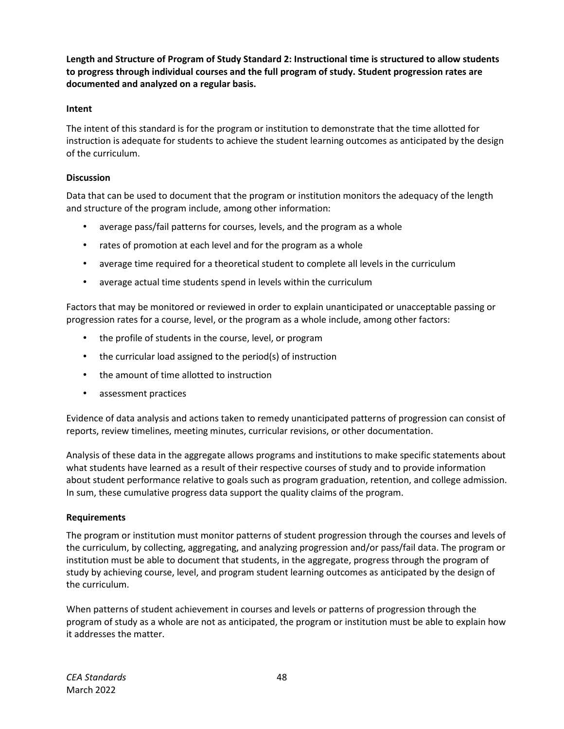**Length and Structure of Program of Study Standard 2: Instructional time is structured to allow students to progress through individual courses and the full program of study. Student progression rates are documented and analyzed on a regular basis.**

**Intent**

The intent of this standard is for the program or institution to demonstrate that the time allotted for instruction is adequate for students to achieve the student learning outcomes as anticipated by the design of the curriculum.

**Discussion**

Data that can be used to document that the program or institution monitors the adequacy of the length and structure of the program include, among other information:

- average pass/fail patterns for courses, levels, and the program as a whole
- rates of promotion at each level and for the program as a whole
- average time required for a theoretical student to complete all levels in the curriculum
- average actual time students spend in levels within the curriculum

Factors that may be monitored or reviewed in order to explain unanticipated or unacceptable passing or progression rates for a course, level, or the program as a whole include, among other factors:

- the profile of students in the course, level, or program
- the curricular load assigned to the period(s) of instruction
- the amount of time allotted to instruction
- assessment practices

Evidence of data analysis and actions taken to remedy unanticipated patterns of progression can consist of reports, review timelines, meeting minutes, curricular revisions, or other documentation.

Analysis of these data in the aggregate allows programs and institutions to make specific statements about what students have learned as a result of their respective courses of study and to provide information about student performance relative to goals such as program graduation, retention, and college admission. In sum, these cumulative progress data support the quality claims of the program.

**Requirements**

The program or institution must monitor patterns of student progression through the courses and levels of the curriculum, by collecting, aggregating, and analyzing progression and/or pass/fail data. The program or institution must be able to document that students, in the aggregate, progress through the program of study by achieving course, level, and program student learning outcomes as anticipated by the design of the curriculum.

When patterns of student achievement in courses and levels or patterns of progression through the program of study as a whole are not as anticipated, the program or institution must be able to explain how it addresses the matter.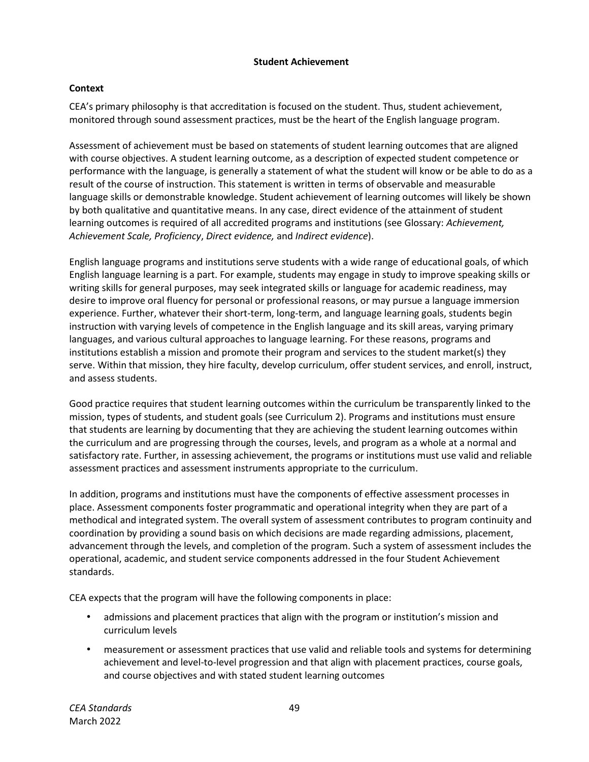## Student Achievement

### Context

CEA's primary philosophy is that accreditation is focused on the student. Thus, student achievement, monitored through sound assessment practices, must be the heart of the English language program.

Assessment of achievement must be based on statements of student learning outcomes that are aligned with course objectives. A student learning outcome, as a description of expected student competence or performance with the language, is generally a statement of what the student will know or be able to do as a result of the course of instruction. This statement is written in terms of observable and measurable language skills or demonstrable knowledge. Student achievement of learning outcomes will likely be shown by both qualitative and quantitative means. In any case, direct evidence of the attainment of student learning outcomes is required of all accredited programs and institutions (see Glossary: *Achievement, Achievement Scale, Proficiency*, *Direct evidence,* and *Indirect evidence*).

English language programs and institutions serve students with a wide range of educational goals, of which English language learning is a part. For example, students may engage in study to improve speaking skills or writing skills for general purposes, may seek integrated skills or language for academic readiness, may desire to improve oral fluency for personal or professional reasons, or may pursue a language immersion experience. Further, whatever their short-term, long-term, and language learning goals, students begin instruction with varying levels of competence in the English language and its skill areas, varying primary languages, and various cultural approaches to language learning. For these reasons, programs and institutions establish a mission and promote their program and services to the student market(s) they serve. Within that mission, they hire faculty, develop curriculum, offer student services, and enroll, instruct, and assess students.

Good practice requires that student learning outcomes within the curriculum be transparently linked to the mission, types of students, and student goals (see Curriculum 2). Programs and institutions must ensure that students are learning by documenting that they are achieving the student learning outcomes within the curriculum and are progressing through the courses, levels, and program as a whole at a normal and satisfactory rate. Further, in assessing achievement, the programs or institutions must use valid and reliable assessment practices and assessment instruments appropriate to the curriculum.

In addition, programs and institutions must have the components of effective assessment processes in place. Assessment components foster programmatic and operational integrity when they are part of a methodical and integrated system. The overall system of assessment contributes to program continuity and coordination by providing a sound basis on which decisions are made regarding admissions, placement, advancement through the levels, and completion of the program. Such a system of assessment includes the operational, academic, and student service components addressed in the four Student Achievement standards.

CEA expects that the program will have the following components in place:

- admissions and placement practices that align with the program or institution's mission and curriculum levels
- measurement or assessment practices that use valid and reliable tools and systems for determining achievement and level-to-level progression and that align with placement practices, course goals, and course objectives and with stated student learning outcomes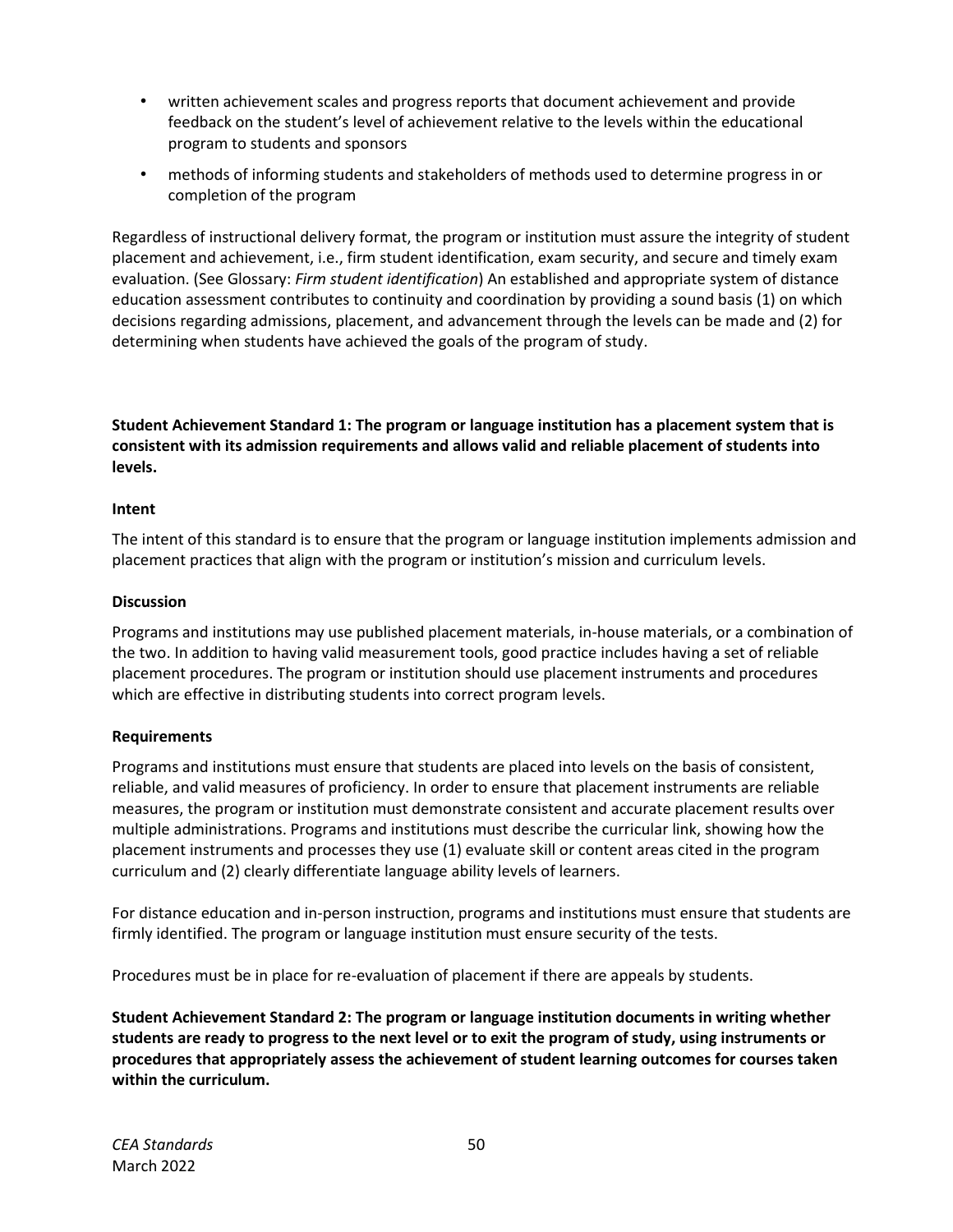- written achievement scales and progress reports that document achievement and provide feedback on the student's level of achievement relative to the levels within the educational program to students and sponsors
- methods of informing students and stakeholders of methods used to determine progress in or completion of the program

Regardless of instructional delivery format, the program or institution must assure the integrity of student placement and achievement, i.e., firm student identification, exam security, and secure and timely exam evaluation. (See Glossary: *Firm student identification*) An established and appropriate system of distance education assessment contributes to continuity and coordination by providing a sound basis (1) on which decisions regarding admissions, placement, and advancement through the levels can be made and (2) for determining when students have achieved the goals of the program of study.

**Student Achievement Standard 1: The program or language institution has a placement system that is consistent with its admission requirements and allows valid and reliable placement of students into levels.**

**Intent**

The intent of this standard is to ensure that the program or language institution implements admission and placement practices that align with the program or institution's mission and curriculum levels.

**Discussion**

Programs and institutions may use published placement materials, in-house materials, or a combination of the two. In addition to having valid measurement tools, good practice includes having a set of reliable placement procedures. The program or institution should use placement instruments and procedures which are effective in distributing students into correct program levels.

**Requirements**

Programs and institutions must ensure that students are placed into levels on the basis of consistent, reliable, and valid measures of proficiency. In order to ensure that placement instruments are reliable measures, the program or institution must demonstrate consistent and accurate placement results over multiple administrations. Programs and institutions must describe the curricular link, showing how the placement instruments and processes they use (1) evaluate skill or content areas cited in the program curriculum and (2) clearly differentiate language ability levels of learners.

For distance education and in-person instruction, programs and institutions must ensure that students are firmly identified. The program or language institution must ensure security of the tests.

Procedures must be in place for re-evaluation of placement if there are appeals by students.

**Student Achievement Standard 2: The program or language institution documents in writing whether students are ready to progress to the next level or to exit the program of study, using instruments or procedures that appropriately assess the achievement of student learning outcomes for courses taken within the curriculum.**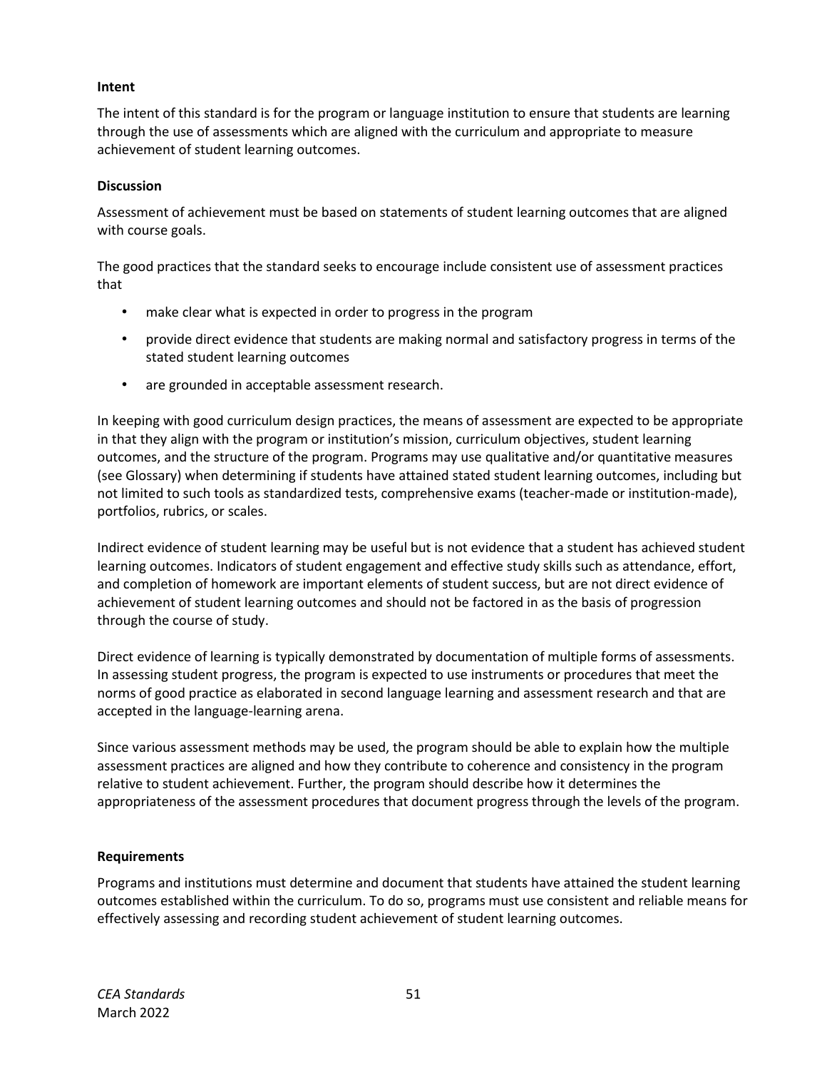**Intent**

The intent of this standard is for the program or language institution to ensure that students are learning through the use of assessments which are aligned with the curriculum and appropriate to measure achievement of student learning outcomes.

**Discussion**

Assessment of achievement must be based on statements of student learning outcomes that are aligned with course goals.

The good practices that the standard seeks to encourage include consistent use of assessment practices that

- make clear what is expected in order to progress in the program
- provide direct evidence that students are making normal and satisfactory progress in terms of the stated student learning outcomes
- are grounded in acceptable assessment research.

In keeping with good curriculum design practices, the means of assessment are expected to be appropriate in that they align with the program or institution's mission, curriculum objectives, student learning outcomes, and the structure of the program. Programs may use qualitative and/or quantitative measures (see Glossary) when determining if students have attained stated student learning outcomes, including but not limited to such tools as standardized tests, comprehensive exams (teacher-made or institution-made), portfolios, rubrics, or scales.

Indirect evidence of student learning may be useful but is not evidence that a student has achieved student learning outcomes. Indicators of student engagement and effective study skills such as attendance, effort, and completion of homework are important elements of student success, but are not direct evidence of achievement of student learning outcomes and should not be factored in as the basis of progression through the course of study.

Direct evidence of learning is typically demonstrated by documentation of multiple forms of assessments. In assessing student progress, the program is expected to use instruments or procedures that meet the norms of good practice as elaborated in second language learning and assessment research and that are accepted in the language-learning arena.

Since various assessment methods may be used, the program should be able to explain how the multiple assessment practices are aligned and how they contribute to coherence and consistency in the program relative to student achievement. Further, the program should describe how it determines the appropriateness of the assessment procedures that document progress through the levels of the program.

**Requirements**

Programs and institutions must determine and document that students have attained the student learning outcomes established within the curriculum. To do so, programs must use consistent and reliable means for effectively assessing and recording student achievement of student learning outcomes.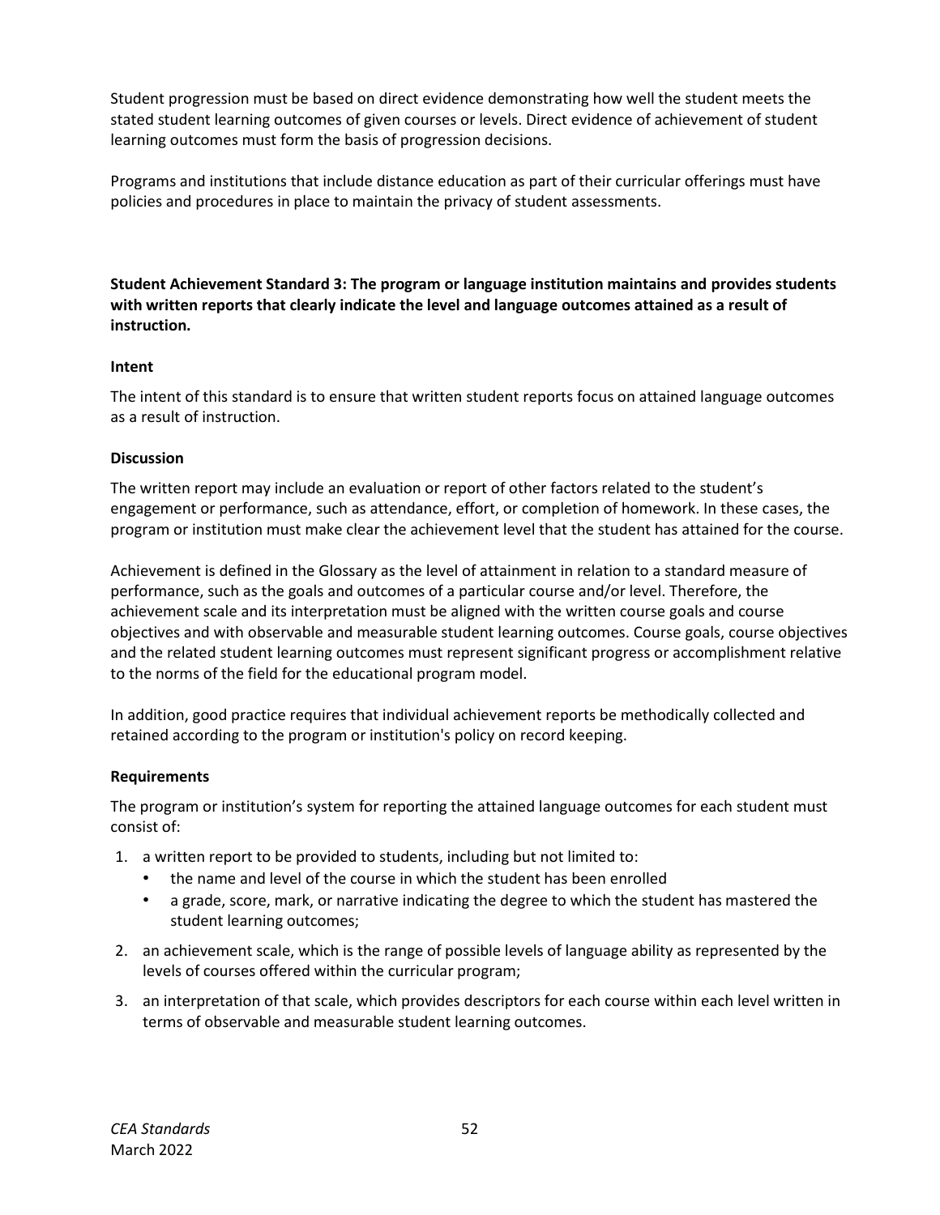Student progression must be based on direct evidence demonstrating how well the student meets the stated student learning outcomes of given courses or levels. Direct evidence of achievement of student learning outcomes must form the basis of progression decisions.

Programs and institutions that include distance education as part of their curricular offerings must have policies and procedures in place to maintain the privacy of student assessments.

**Student Achievement Standard 3: The program or language institution maintains and provides students with written reports that clearly indicate the level and language outcomes attained as a result of instruction.**

#### Intent

The intent of this standard is to ensure that written student reports focus on attained language outcomes as a result of instruction.

#### Discussion

The written report may include an evaluation or report of other factors related to the student's engagement or performance, such as attendance, effort, or completion of homework. In these cases, the program or institution must make clear the achievement level that the student has attained for the course.

Achievement is defined in the Glossary as the level of attainment in relation to a standard measure of performance, such as the goals and outcomes of a particular course and/or level. Therefore, the achievement scale and its interpretation must be aligned with the written course goals and course objectives and with observable and measurable student learning outcomes. Course goals, course objectives and the related student learning outcomes must represent significant progress or accomplishment relative to the norms of the field for the educational program model.

In addition, good practice requires that individual achievement reports be methodically collected and retained according to the program or institution's policy on record keeping.

#### Requirements

The program or institution's system for reporting the attained language outcomes for each student must consist of:

1. a written report to be provided to students, including but not limited to:
   - the name and level of the course in which the student has been enrolled
   - a grade, score, mark, or narrative indicating the degree to which the student has mastered the student learning outcomes;
2. an achievement scale, which is the range of possible levels of language ability as represented by the levels of courses offered within the curricular program;
3. an interpretation of that scale, which provides descriptors for each course within each level written in terms of observable and measurable student learning outcomes.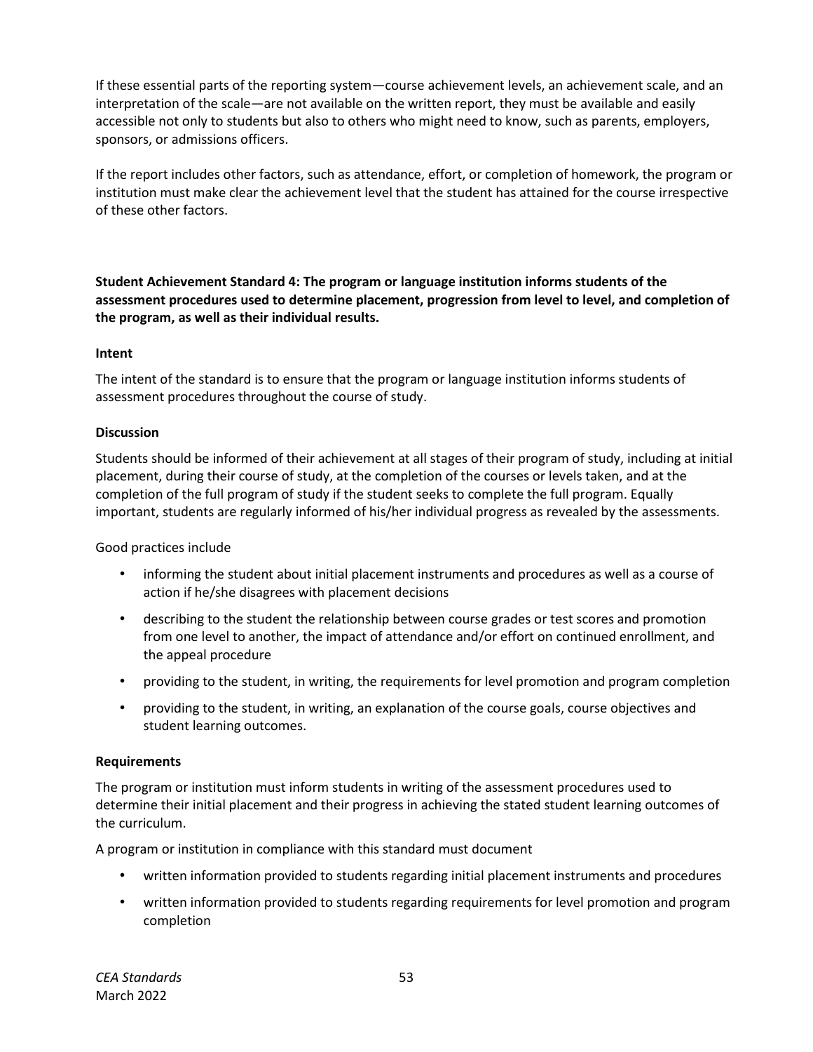If these essential parts of the reporting system—course achievement levels, an achievement scale, and an interpretation of the scale—are not available on the written report, they must be available and easily accessible not only to students but also to others who might need to know, such as parents, employers, sponsors, or admissions officers.

If the report includes other factors, such as attendance, effort, or completion of homework, the program or institution must make clear the achievement level that the student has attained for the course irrespective of these other factors.

**Student Achievement Standard 4: The program or language institution informs students of the assessment procedures used to determine placement, progression from level to level, and completion of the program, as well as their individual results.**

**Intent**

The intent of the standard is to ensure that the program or language institution informs students of assessment procedures throughout the course of study.

**Discussion**

Students should be informed of their achievement at all stages of their program of study, including at initial placement, during their course of study, at the completion of the courses or levels taken, and at the completion of the full program of study if the student seeks to complete the full program. Equally important, students are regularly informed of his/her individual progress as revealed by the assessments.

Good practices include

- informing the student about initial placement instruments and procedures as well as a course of action if he/she disagrees with placement decisions
- describing to the student the relationship between course grades or test scores and promotion from one level to another, the impact of attendance and/or effort on continued enrollment, and the appeal procedure
- providing to the student, in writing, the requirements for level promotion and program completion
- providing to the student, in writing, an explanation of the course goals, course objectives and student learning outcomes.

**Requirements**

The program or institution must inform students in writing of the assessment procedures used to determine their initial placement and their progress in achieving the stated student learning outcomes of the curriculum.

A program or institution in compliance with this standard must document

- written information provided to students regarding initial placement instruments and procedures
- written information provided to students regarding requirements for level promotion and program completion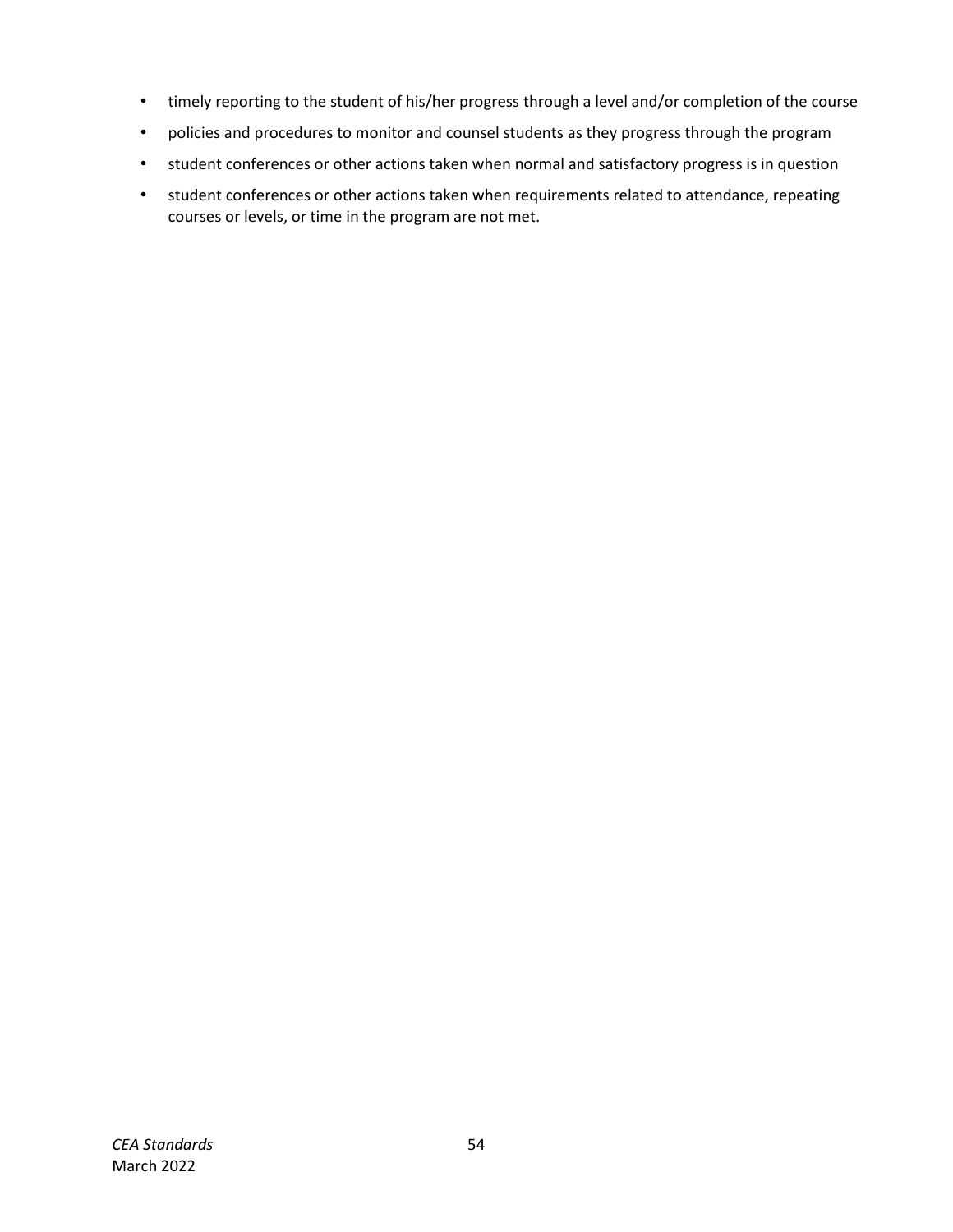- timely reporting to the student of his/her progress through a level and/or completion of the course
- policies and procedures to monitor and counsel students as they progress through the program
- student conferences or other actions taken when normal and satisfactory progress is in question
- student conferences or other actions taken when requirements related to attendance, repeating courses or levels, or time in the program are not met.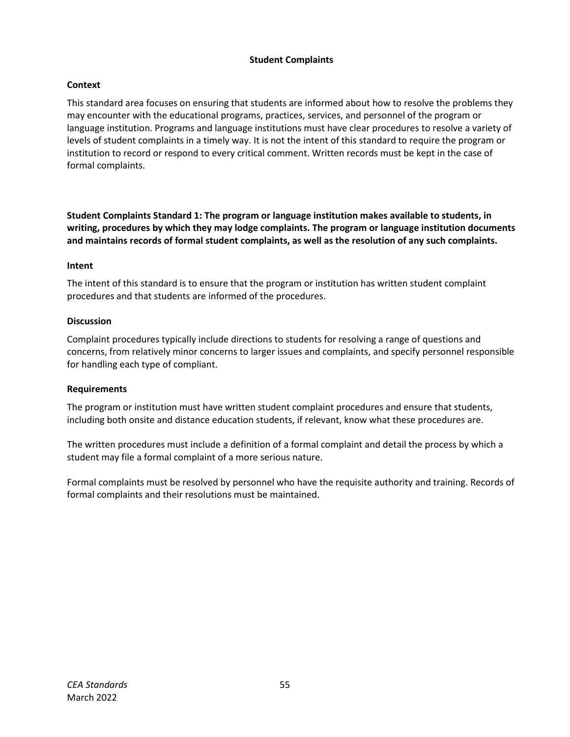## Student Complaints

### Context

This standard area focuses on ensuring that students are informed about how to resolve the problems they may encounter with the educational programs, practices, services, and personnel of the program or language institution. Programs and language institutions must have clear procedures to resolve a variety of levels of student complaints in a timely way. It is not the intent of this standard to require the program or institution to record or respond to every critical comment. Written records must be kept in the case of formal complaints.

**Student Complaints Standard 1: The program or language institution makes available to students, in writing, procedures by which they may lodge complaints. The program or language institution documents and maintains records of formal student complaints, as well as the resolution of any such complaints.**

### Intent

The intent of this standard is to ensure that the program or institution has written student complaint procedures and that students are informed of the procedures.

### Discussion

Complaint procedures typically include directions to students for resolving a range of questions and concerns, from relatively minor concerns to larger issues and complaints, and specify personnel responsible for handling each type of compliant.

### Requirements

The program or institution must have written student complaint procedures and ensure that students, including both onsite and distance education students, if relevant, know what these procedures are.

The written procedures must include a definition of a formal complaint and detail the process by which a student may file a formal complaint of a more serious nature.

Formal complaints must be resolved by personnel who have the requisite authority and training. Records of formal complaints and their resolutions must be maintained.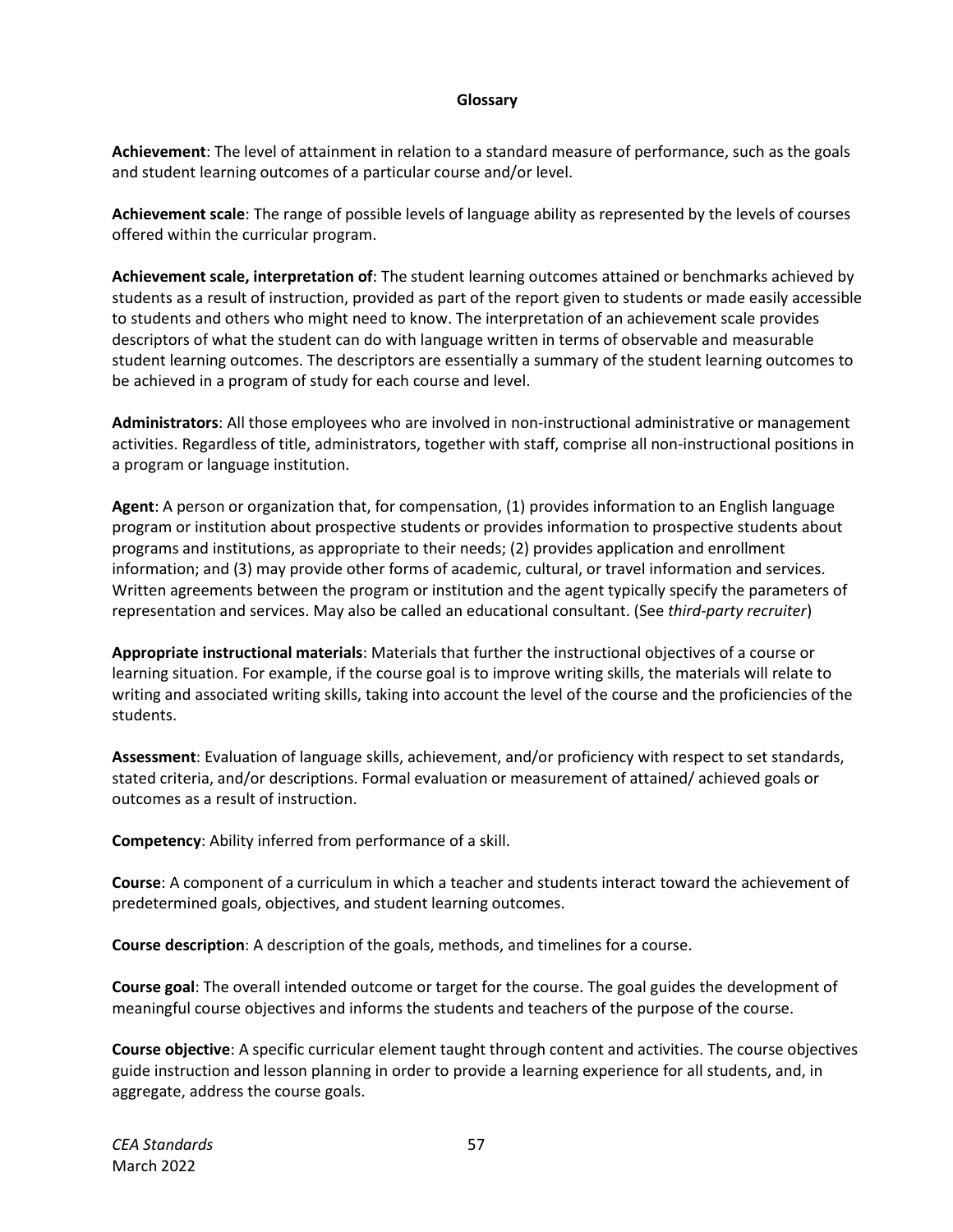## Glossary

**Achievement**: The level of attainment in relation to a standard measure of performance, such as the goals and student learning outcomes of a particular course and/or level.

**Achievement scale**: The range of possible levels of language ability as represented by the levels of courses offered within the curricular program.

**Achievement scale, interpretation of**: The student learning outcomes attained or benchmarks achieved by students as a result of instruction, provided as part of the report given to students or made easily accessible to students and others who might need to know. The interpretation of an achievement scale provides descriptors of what the student can do with language written in terms of observable and measurable student learning outcomes. The descriptors are essentially a summary of the student learning outcomes to be achieved in a program of study for each course and level.

**Administrators**: All those employees who are involved in non-instructional administrative or management activities. Regardless of title, administrators, together with staff, comprise all non-instructional positions in a program or language institution.

**Agent**: A person or organization that, for compensation, (1) provides information to an English language program or institution about prospective students or provides information to prospective students about programs and institutions, as appropriate to their needs; (2) provides application and enrollment information; and (3) may provide other forms of academic, cultural, or travel information and services. Written agreements between the program or institution and the agent typically specify the parameters of representation and services. May also be called an educational consultant. (See *third-party recruiter*)

**Appropriate instructional materials**: Materials that further the instructional objectives of a course or learning situation. For example, if the course goal is to improve writing skills, the materials will relate to writing and associated writing skills, taking into account the level of the course and the proficiencies of the students.

**Assessment**: Evaluation of language skills, achievement, and/or proficiency with respect to set standards, stated criteria, and/or descriptions. Formal evaluation or measurement of attained/ achieved goals or outcomes as a result of instruction.

**Competency**: Ability inferred from performance of a skill.

**Course**: A component of a curriculum in which a teacher and students interact toward the achievement of predetermined goals, objectives, and student learning outcomes.

**Course description**: A description of the goals, methods, and timelines for a course.

**Course goal**: The overall intended outcome or target for the course. The goal guides the development of meaningful course objectives and informs the students and teachers of the purpose of the course.

**Course objective**: A specific curricular element taught through content and activities. The course objectives guide instruction and lesson planning in order to provide a learning experience for all students, and, in aggregate, address the course goals.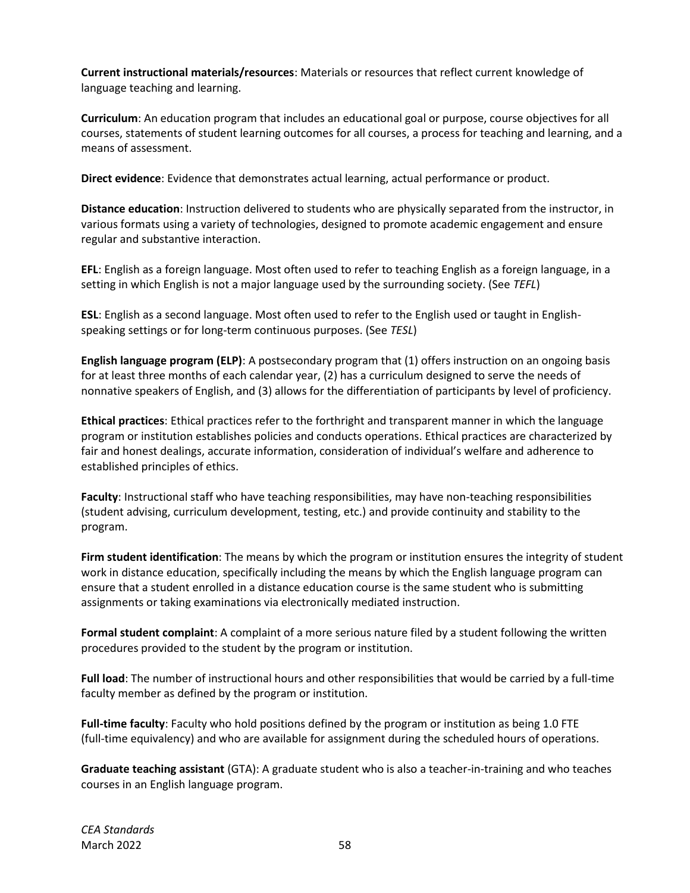**Current instructional materials/resources**: Materials or resources that reflect current knowledge of language teaching and learning.

**Curriculum**: An education program that includes an educational goal or purpose, course objectives for all courses, statements of student learning outcomes for all courses, a process for teaching and learning, and a means of assessment.

**Direct evidence**: Evidence that demonstrates actual learning, actual performance or product.

**Distance education**: Instruction delivered to students who are physically separated from the instructor, in various formats using a variety of technologies, designed to promote academic engagement and ensure regular and substantive interaction.

**EFL**: English as a foreign language. Most often used to refer to teaching English as a foreign language, in a setting in which English is not a major language used by the surrounding society. (See *TEFL*)

**ESL**: English as a second language. Most often used to refer to the English used or taught in English-speaking settings or for long-term continuous purposes. (See *TESL*)

**English language program (ELP)**: A postsecondary program that (1) offers instruction on an ongoing basis for at least three months of each calendar year, (2) has a curriculum designed to serve the needs of nonnative speakers of English, and (3) allows for the differentiation of participants by level of proficiency.

**Ethical practices**: Ethical practices refer to the forthright and transparent manner in which the language program or institution establishes policies and conducts operations. Ethical practices are characterized by fair and honest dealings, accurate information, consideration of individual's welfare and adherence to established principles of ethics.

**Faculty**: Instructional staff who have teaching responsibilities, may have non-teaching responsibilities (student advising, curriculum development, testing, etc.) and provide continuity and stability to the program.

**Firm student identification**: The means by which the program or institution ensures the integrity of student work in distance education, specifically including the means by which the English language program can ensure that a student enrolled in a distance education course is the same student who is submitting assignments or taking examinations via electronically mediated instruction.

**Formal student complaint**: A complaint of a more serious nature filed by a student following the written procedures provided to the student by the program or institution.

**Full load**: The number of instructional hours and other responsibilities that would be carried by a full-time faculty member as defined by the program or institution.

**Full-time faculty**: Faculty who hold positions defined by the program or institution as being 1.0 FTE (full-time equivalency) and who are available for assignment during the scheduled hours of operations.

**Graduate teaching assistant** (GTA): A graduate student who is also a teacher-in-training and who teaches courses in an English language program.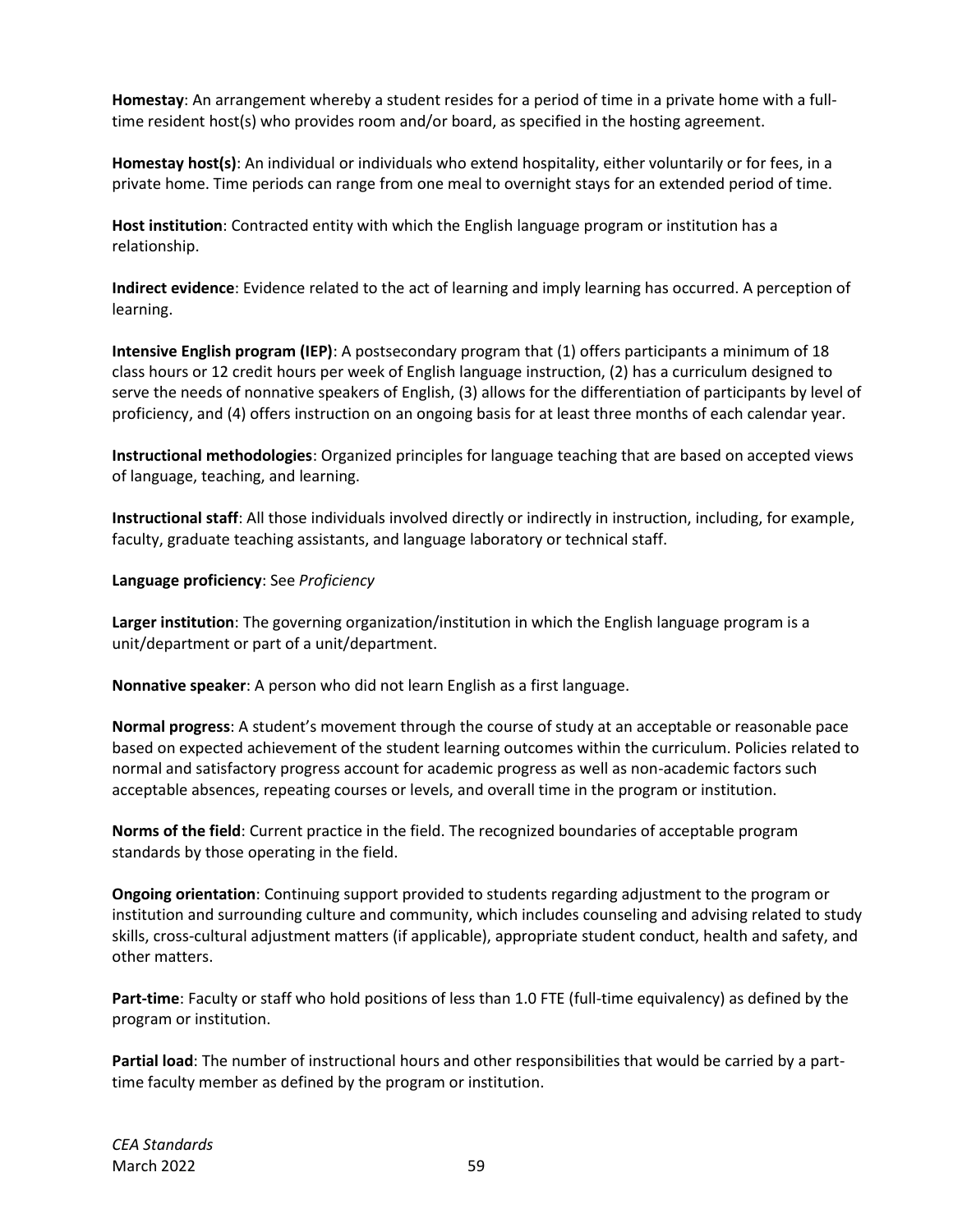**Homestay**: An arrangement whereby a student resides for a period of time in a private home with a full-time resident host(s) who provides room and/or board, as specified in the hosting agreement.

**Homestay host(s)**: An individual or individuals who extend hospitality, either voluntarily or for fees, in a private home. Time periods can range from one meal to overnight stays for an extended period of time.

**Host institution**: Contracted entity with which the English language program or institution has a relationship.

**Indirect evidence**: Evidence related to the act of learning and imply learning has occurred. A perception of learning.

**Intensive English program (IEP)**: A postsecondary program that (1) offers participants a minimum of 18 class hours or 12 credit hours per week of English language instruction, (2) has a curriculum designed to serve the needs of nonnative speakers of English, (3) allows for the differentiation of participants by level of proficiency, and (4) offers instruction on an ongoing basis for at least three months of each calendar year.

**Instructional methodologies**: Organized principles for language teaching that are based on accepted views of language, teaching, and learning.

**Instructional staff**: All those individuals involved directly or indirectly in instruction, including, for example, faculty, graduate teaching assistants, and language laboratory or technical staff.

**Language proficiency**: See *Proficiency*

**Larger institution**: The governing organization/institution in which the English language program is a unit/department or part of a unit/department.

**Nonnative speaker**: A person who did not learn English as a first language.

**Normal progress**: A student's movement through the course of study at an acceptable or reasonable pace based on expected achievement of the student learning outcomes within the curriculum. Policies related to normal and satisfactory progress account for academic progress as well as non-academic factors such acceptable absences, repeating courses or levels, and overall time in the program or institution.

**Norms of the field**: Current practice in the field. The recognized boundaries of acceptable program standards by those operating in the field.

**Ongoing orientation**: Continuing support provided to students regarding adjustment to the program or institution and surrounding culture and community, which includes counseling and advising related to study skills, cross-cultural adjustment matters (if applicable), appropriate student conduct, health and safety, and other matters.

**Part-time**: Faculty or staff who hold positions of less than 1.0 FTE (full-time equivalency) as defined by the program or institution.

**Partial load**: The number of instructional hours and other responsibilities that would be carried by a part-time faculty member as defined by the program or institution.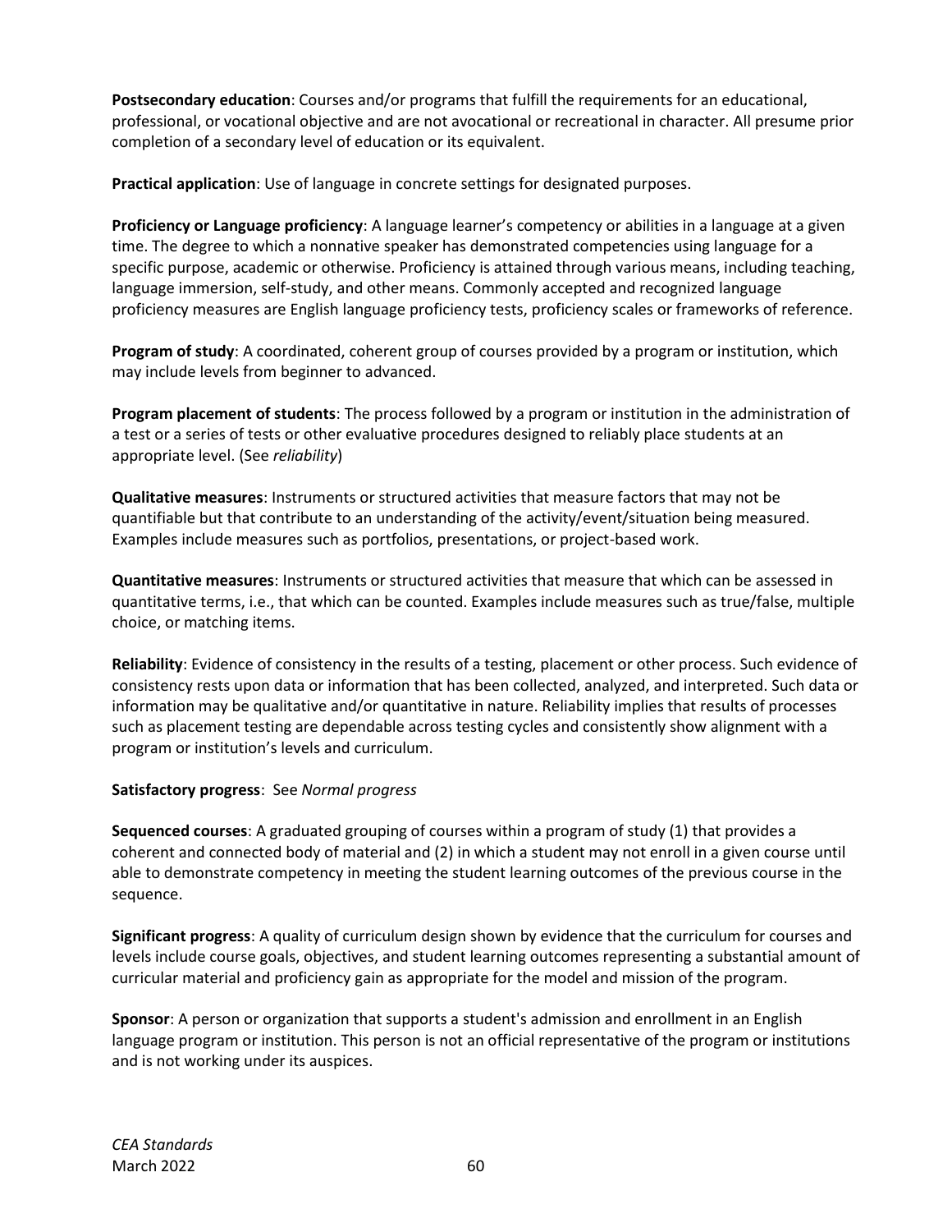**Postsecondary education**: Courses and/or programs that fulfill the requirements for an educational, professional, or vocational objective and are not avocational or recreational in character. All presume prior completion of a secondary level of education or its equivalent.

**Practical application**: Use of language in concrete settings for designated purposes.

**Proficiency or Language proficiency**: A language learner's competency or abilities in a language at a given time. The degree to which a nonnative speaker has demonstrated competencies using language for a specific purpose, academic or otherwise. Proficiency is attained through various means, including teaching, language immersion, self-study, and other means. Commonly accepted and recognized language proficiency measures are English language proficiency tests, proficiency scales or frameworks of reference.

**Program of study**: A coordinated, coherent group of courses provided by a program or institution, which may include levels from beginner to advanced.

**Program placement of students**: The process followed by a program or institution in the administration of a test or a series of tests or other evaluative procedures designed to reliably place students at an appropriate level. (See *reliability*)

**Qualitative measures**: Instruments or structured activities that measure factors that may not be quantifiable but that contribute to an understanding of the activity/event/situation being measured. Examples include measures such as portfolios, presentations, or project-based work.

**Quantitative measures**: Instruments or structured activities that measure that which can be assessed in quantitative terms, i.e., that which can be counted. Examples include measures such as true/false, multiple choice, or matching items.

**Reliability**: Evidence of consistency in the results of a testing, placement or other process. Such evidence of consistency rests upon data or information that has been collected, analyzed, and interpreted. Such data or information may be qualitative and/or quantitative in nature. Reliability implies that results of processes such as placement testing are dependable across testing cycles and consistently show alignment with a program or institution's levels and curriculum.

**Satisfactory progress**: See *Normal progress*

**Sequenced courses**: A graduated grouping of courses within a program of study (1) that provides a coherent and connected body of material and (2) in which a student may not enroll in a given course until able to demonstrate competency in meeting the student learning outcomes of the previous course in the sequence.

**Significant progress**: A quality of curriculum design shown by evidence that the curriculum for courses and levels include course goals, objectives, and student learning outcomes representing a substantial amount of curricular material and proficiency gain as appropriate for the model and mission of the program.

**Sponsor**: A person or organization that supports a student's admission and enrollment in an English language program or institution. This person is not an official representative of the program or institutions and is not working under its auspices.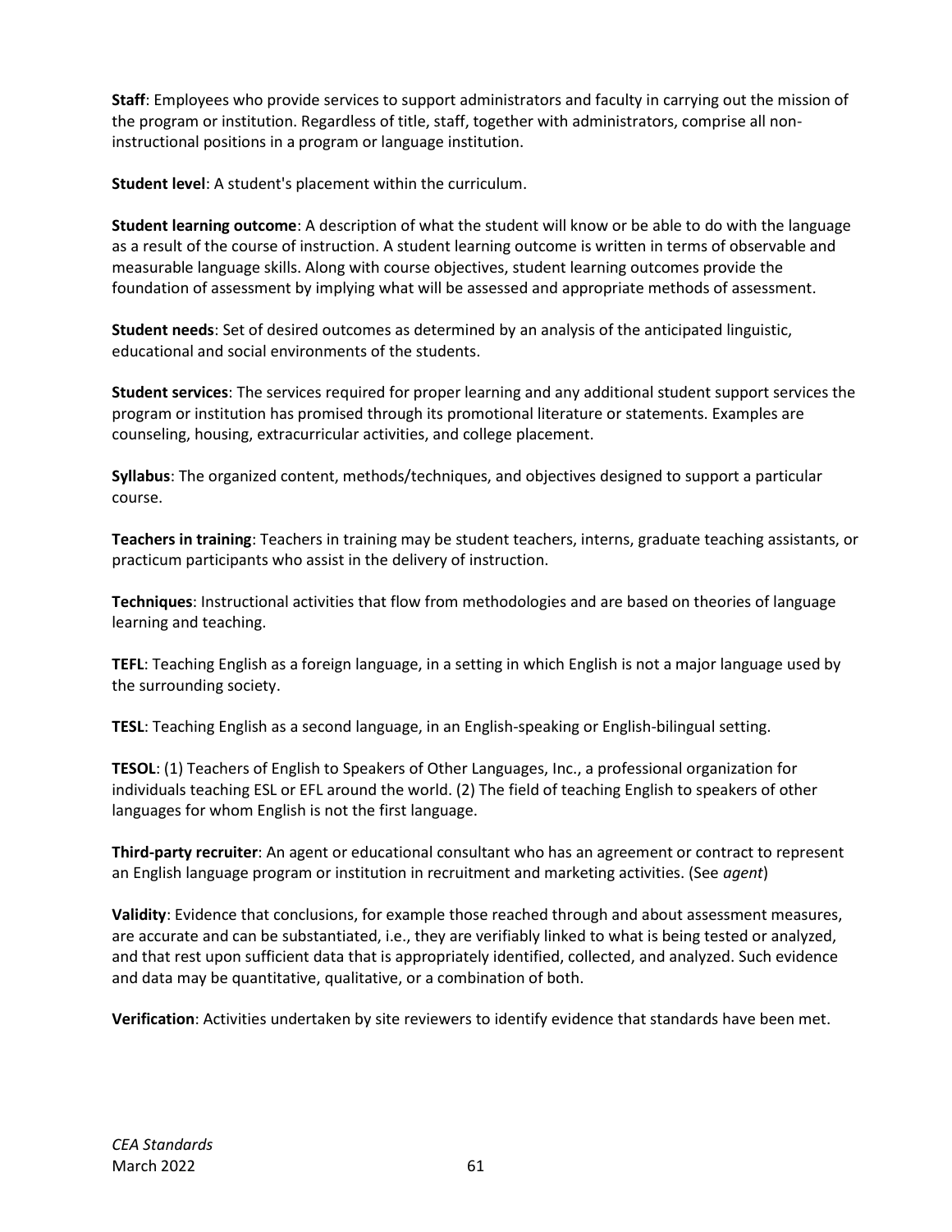**Staff**: Employees who provide services to support administrators and faculty in carrying out the mission of the program or institution. Regardless of title, staff, together with administrators, comprise all non-instructional positions in a program or language institution.

**Student level**: A student's placement within the curriculum.

**Student learning outcome**: A description of what the student will know or be able to do with the language as a result of the course of instruction. A student learning outcome is written in terms of observable and measurable language skills. Along with course objectives, student learning outcomes provide the foundation of assessment by implying what will be assessed and appropriate methods of assessment.

**Student needs**: Set of desired outcomes as determined by an analysis of the anticipated linguistic, educational and social environments of the students.

**Student services**: The services required for proper learning and any additional student support services the program or institution has promised through its promotional literature or statements. Examples are counseling, housing, extracurricular activities, and college placement.

**Syllabus**: The organized content, methods/techniques, and objectives designed to support a particular course.

**Teachers in training**: Teachers in training may be student teachers, interns, graduate teaching assistants, or practicum participants who assist in the delivery of instruction.

**Techniques**: Instructional activities that flow from methodologies and are based on theories of language learning and teaching.

**TEFL**: Teaching English as a foreign language, in a setting in which English is not a major language used by the surrounding society.

**TESL**: Teaching English as a second language, in an English-speaking or English-bilingual setting.

**TESOL**: (1) Teachers of English to Speakers of Other Languages, Inc., a professional organization for individuals teaching ESL or EFL around the world. (2) The field of teaching English to speakers of other languages for whom English is not the first language.

**Third-party recruiter**: An agent or educational consultant who has an agreement or contract to represent an English language program or institution in recruitment and marketing activities. (See *agent*)

**Validity**: Evidence that conclusions, for example those reached through and about assessment measures, are accurate and can be substantiated, i.e., they are verifiably linked to what is being tested or analyzed, and that rest upon sufficient data that is appropriately identified, collected, and analyzed. Such evidence and data may be quantitative, qualitative, or a combination of both.

**Verification**: Activities undertaken by site reviewers to identify evidence that standards have been met.